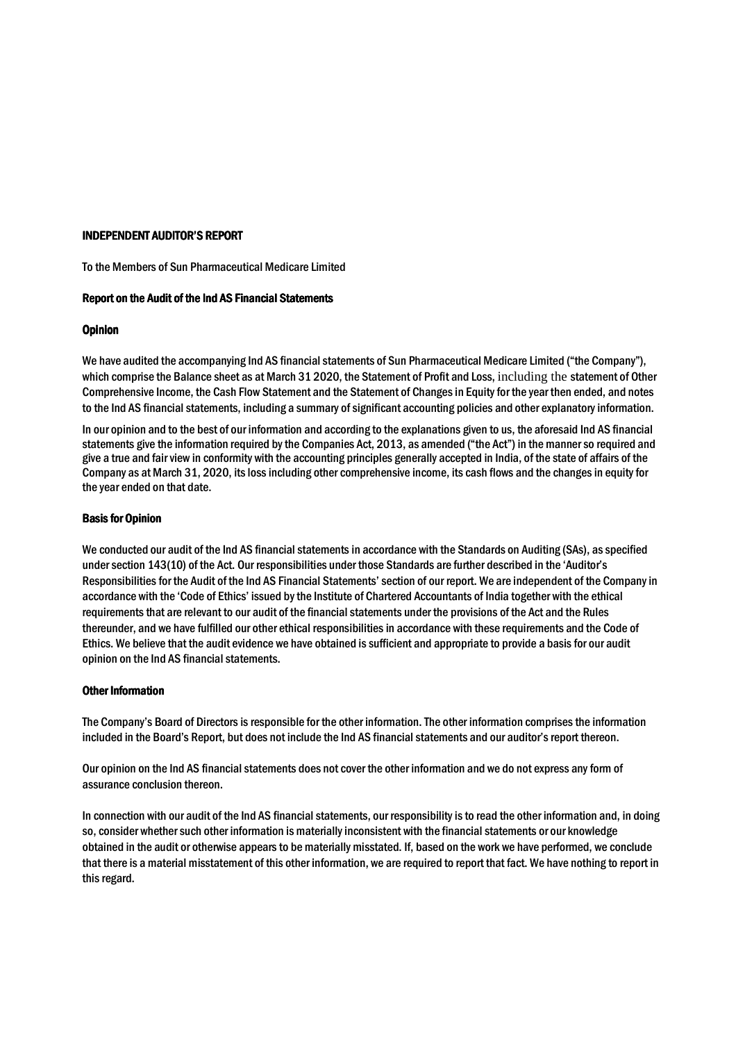# INDEPENDENT AUDITOR'S REPORT

To the Members of Sun Pharmaceutical Medicare Limited

## Report on the Audit of the Ind AS Financial Statements

### Opinion

We have audited the accompanying Ind AS financial statements of Sun Pharmaceutical Medicare Limited ("the Company"), which comprise the Balance sheet as at March 31 2020, the Statement of Profit and Loss, including the statement of Other Comprehensive Income, the Cash Flow Statement and the Statement of Changes in Equity for the year then ended, and notes to the Ind AS financial statements, including a summary of significant accounting policies and other explanatory information.

In our opinion and to the best of our information and according to the explanations given to us, the aforesaid Ind AS financial statements give the information required by the Companies Act, 2013, as amended ("the Act") in the manner so required and give a true and fair view in conformity with the accounting principles generally accepted in India, of the state of affairs of the Company as at March 31, 2020, its loss including other comprehensive income, its cash flows and the changes in equity for the year ended on that date.

### Basis for Opinion

We conducted our audit of the Ind AS financial statements in accordance with the Standards on Auditing (SAs), as specified under section 143(10) of the Act. Our responsibilities under those Standards are further described in the 'Auditor's Responsibilities for the Audit of the Ind AS Financial Statements' section of our report. We are independent of the Company in accordance with the 'Code of Ethics' issued by the Institute of Chartered Accountants of India together with the ethical requirements that are relevant to our audit of the financial statements under the provisions of the Act and the Rules thereunder, and we have fulfilled our other ethical responsibilities in accordance with these requirements and the Code of Ethics. We believe that the audit evidence we have obtained is sufficient and appropriate to provide a basis for our audit opinion on the Ind AS financial statements.

### Other Information

The Company's Board of Directors is responsible for the other information. The other information comprises the information included in the Board's Report, but does not include the Ind AS financial statements and our auditor's report thereon.

Our opinion on the Ind AS financial statements does not cover the other information and we do not express any form of assurance conclusion thereon.

In connection with our audit of the Ind AS financial statements, our responsibility is to read the other information and, in doing so, consider whether such other information is materially inconsistent with the financial statements or our knowledge obtained in the audit or otherwise appears to be materially misstated. If, based on the work we have performed, we conclude that there is a material misstatement of this other information, we are required to report that fact. We have nothing to report in this regard.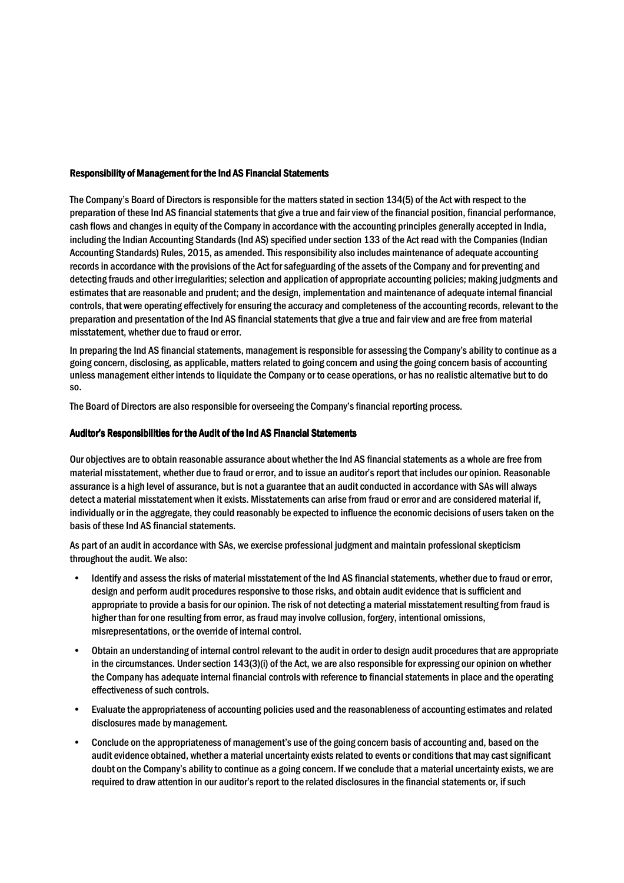#### Responsibility of Management for the Ind AS Financial Statements

The Company's Board of Directors is responsible for the matters stated in section 134(5) of the Act with respect to the preparation of these Ind AS financial statements that give a true and fair view of the financial position, financial performance, cash flows and changes in equity of the Company in accordance with the accounting principles generally accepted in India, including the Indian Accounting Standards (Ind AS) specified under section 133 of the Act read with the Companies (Indian Accounting Standards) Rules, 2015, as amended. This responsibility also includes maintenance of adequate accounting records in accordance with the provisions of the Act for safeguarding of the assets of the Company and for preventing and detecting frauds and other irregularities; selection and application of appropriate accounting policies; making judgments and estimates that are reasonable and prudent; and the design, implementation and maintenance of adequate internal financial controls, that were operating effectively for ensuring the accuracy and completeness of the accounting records, relevant to the preparation and presentation of the Ind AS financial statements that give a true and fair view and are free from material misstatement, whether due to fraud or error.

In preparing the Ind AS financial statements, management is responsible for assessing the Company's ability to continue as a going concern, disclosing, as applicable, matters related to going concern and using the going concern basis of accounting unless management either intends to liquidate the Company or to cease operations, or has no realistic alternative but to do so.

The Board of Directors are also responsible for overseeing the Company's financial reporting process.

#### Auditor's Responsibilities for the Audit of the Ind AS Financial Statements

Our objectives are to obtain reasonable assurance about whether the Ind AS financial statements as a whole are free from material misstatement, whether due to fraud or error, and to issue an auditor's report that includes our opinion. Reasonable assurance is a high level of assurance, but is not a guarantee that an audit conducted in accordance with SAs will always detect a material misstatement when it exists. Misstatements can arise from fraud or error and are considered material if, individually or in the aggregate, they could reasonably be expected to influence the economic decisions of users taken on the basis of these Ind AS financial statements.

As part of an audit in accordance with SAs, we exercise professional judgment and maintain professional skepticism throughout the audit. We also:

- Identify and assess the risks of material misstatement of the Ind AS financial statements, whether due to fraud or error, design and perform audit procedures responsive to those risks, and obtain audit evidence that is sufficient and appropriate to provide a basis for our opinion. The risk of not detecting a material misstatement resulting from fraud is higher than for one resulting from error, as fraud may involve collusion, forgery, intentional omissions, misrepresentations, or the override of internal control.
- Obtain an understanding of internal control relevant to the audit in order to design audit procedures that are appropriate in the circumstances. Under section 143(3)(i) of the Act, we are also responsible for expressing our opinion on whether the Company has adequate internal financial controls with reference to financial statements in place and the operating effectiveness of such controls.
- Evaluate the appropriateness of accounting policies used and the reasonableness of accounting estimates and related disclosures made by management.
- Conclude on the appropriateness of management's use of the going concern basis of accounting and, based on the audit evidence obtained, whether a material uncertainty exists related to events or conditions that may cast significant doubt on the Company's ability to continue as a going concern. If we conclude that a material uncertainty exists, we are required to draw attention in our auditor's report to the related disclosures in the financial statements or, if such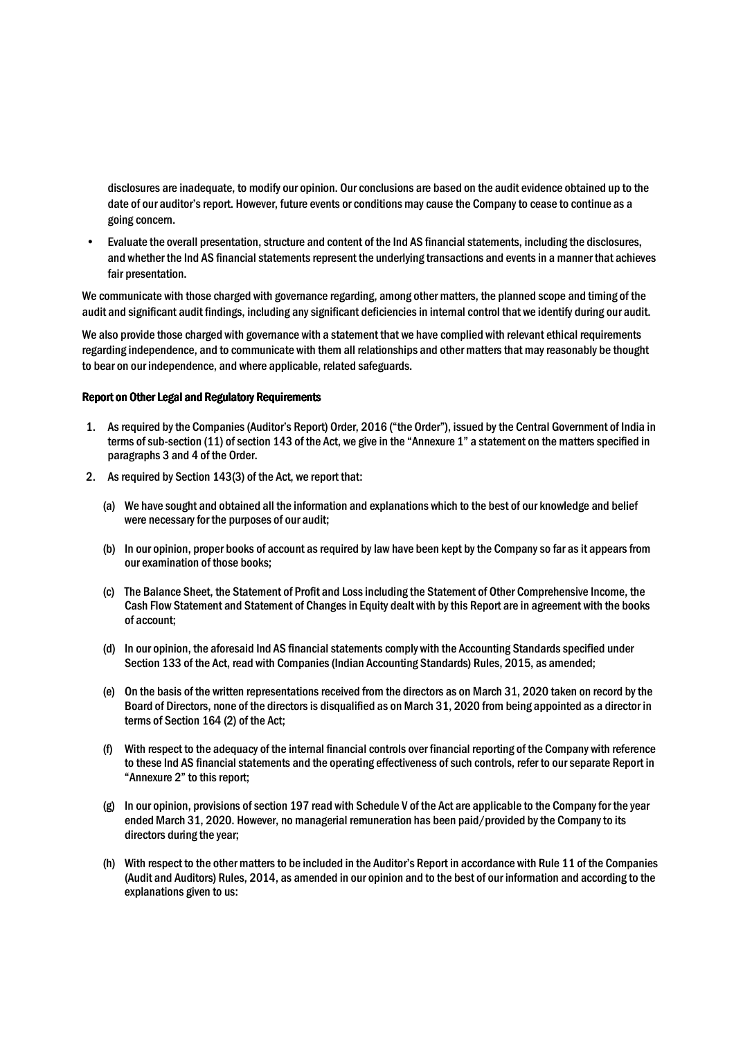disclosures are inadequate, to modify our opinion. Our conclusions are based on the audit evidence obtained up to the date of our auditor's report. However, future events or conditions may cause the Company to cease to continue as a going concern.

- Evaluate the overall presentation, structure and content of the Ind AS financial statements, including the disclosures, and whether the Ind AS financial statements represent the underlying transactions and events in a manner that achieves fair presentation.

We communicate with those charged with governance regarding, among other matters, the planned scope and timing of the audit and significant audit findings, including any significant deficiencies in internal control that we identify during our audit.

We also provide those charged with governance with a statement that we have complied with relevant ethical requirements regarding independence, and to communicate with them all relationships and other matters that may reasonably be thought to bear on our independence, and where applicable, related safeguards.

**Report on Other Legal and Regulatory Requirements**

1. As required by the Companies (Auditor's Report) Order, 2016 ("the Order"), issued by the Central Government of India in terms of sub-section (11) of section 143 of the Act, we give in the "Annexure 1" a statement on the matters specified in paragraphs 3 and 4 of the Order.
2. As required by Section 143(3) of the Act, we report that:

   (a) We have sought and obtained all the information and explanations which to the best of our knowledge and belief were necessary for the purposes of our audit;

   (b) In our opinion, proper books of account as required by law have been kept by the Company so far as it appears from our examination of those books;

   (c) The Balance Sheet, the Statement of Profit and Loss including the Statement of Other Comprehensive Income, the Cash Flow Statement and Statement of Changes in Equity dealt with by this Report are in agreement with the books of account;

   (d) In our opinion, the aforesaid Ind AS financial statements comply with the Accounting Standards specified under Section 133 of the Act, read with Companies (Indian Accounting Standards) Rules, 2015, as amended;

   (e) On the basis of the written representations received from the directors as on March 31, 2020 taken on record by the Board of Directors, none of the directors is disqualified as on March 31, 2020 from being appointed as a director in terms of Section 164 (2) of the Act;

   (f) With respect to the adequacy of the internal financial controls over financial reporting of the Company with reference to these Ind AS financial statements and the operating effectiveness of such controls, refer to our separate Report in "Annexure 2" to this report;

   (g) In our opinion, provisions of section 197 read with Schedule V of the Act are applicable to the Company for the year ended March 31, 2020. However, no managerial remuneration has been paid/provided by the Company to its directors during the year;

   (h) With respect to the other matters to be included in the Auditor's Report in accordance with Rule 11 of the Companies (Audit and Auditors) Rules, 2014, as amended in our opinion and to the best of our information and according to the explanations given to us: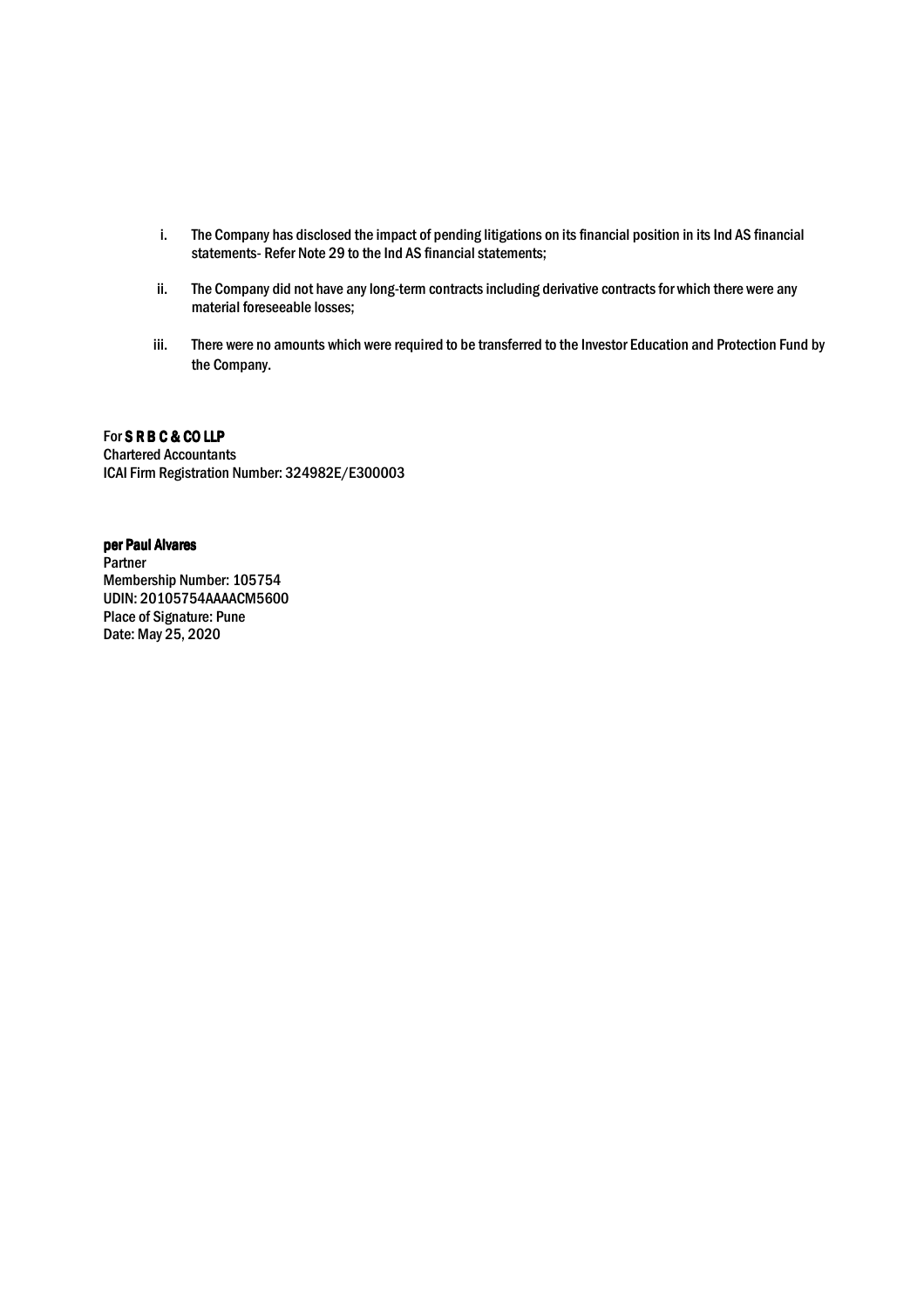i. The Company has disclosed the impact of pending litigations on its financial position in its Ind AS financial statements- Refer Note 29 to the Ind AS financial statements;

ii. The Company did not have any long-term contracts including derivative contracts for which there were any material foreseeable losses;

iii. There were no amounts which were required to be transferred to the Investor Education and Protection Fund by the Company.

For **S R B C & CO LLP**
Chartered Accountants
ICAI Firm Registration Number: 324982E/E300003

**per Paul Alvares**
Partner
Membership Number: 105754
UDIN: 20105754AAAACM5600
Place of Signature: Pune
Date: May 25, 2020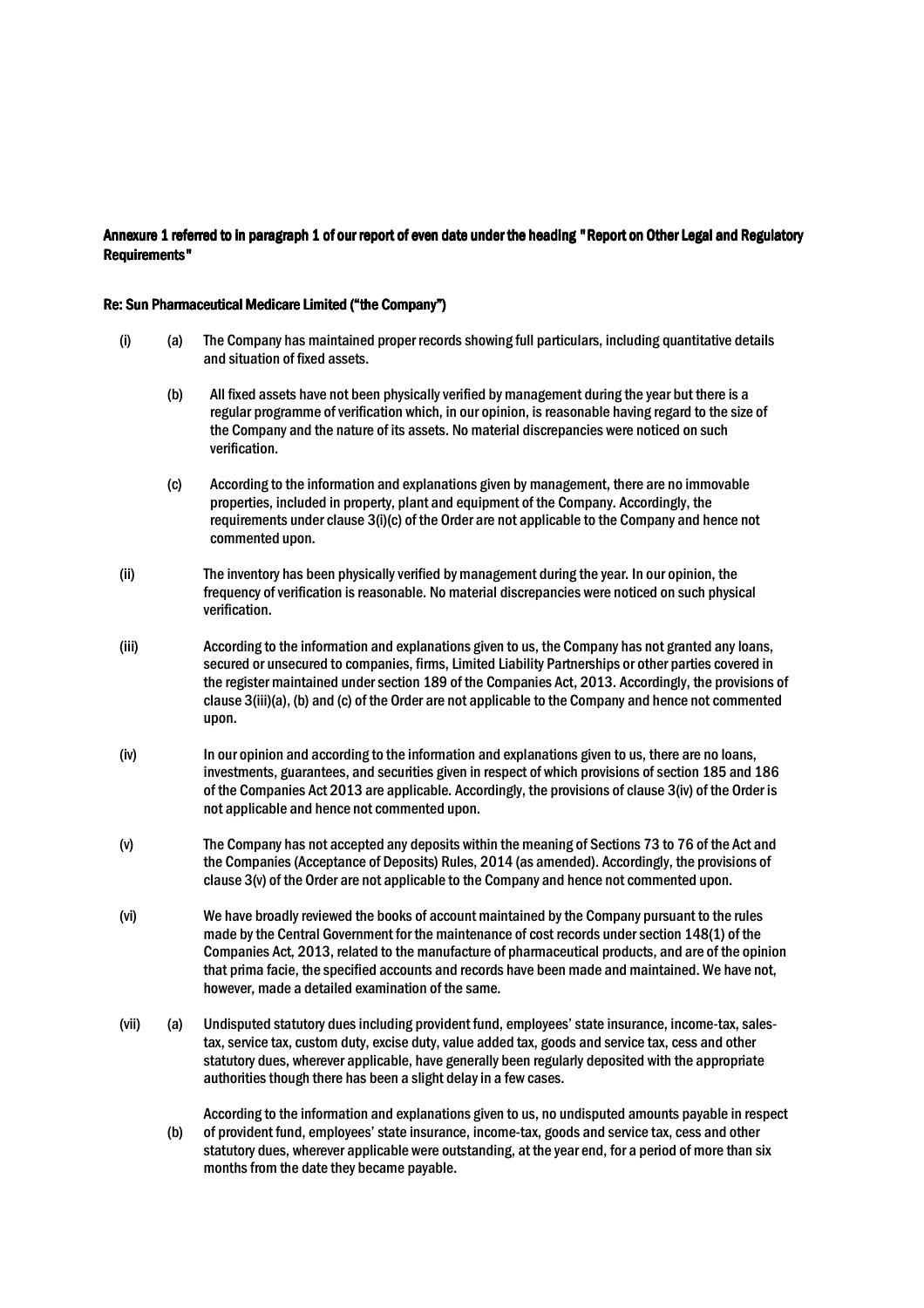**Annexure 1 referred to in paragraph 1 of our report of even date under the heading "Report on Other Legal and Regulatory Requirements"**

**Re: Sun Pharmaceutical Medicare Limited ("the Company")**

(i) (a) The Company has maintained proper records showing full particulars, including quantitative details and situation of fixed assets.

(b) All fixed assets have not been physically verified by management during the year but there is a regular programme of verification which, in our opinion, is reasonable having regard to the size of the Company and the nature of its assets. No material discrepancies were noticed on such verification.

(c) According to the information and explanations given by management, there are no immovable properties, included in property, plant and equipment of the Company. Accordingly, the requirements under clause 3(i)(c) of the Order are not applicable to the Company and hence not commented upon.

(ii) The inventory has been physically verified by management during the year. In our opinion, the frequency of verification is reasonable. No material discrepancies were noticed on such physical verification.

(iii) According to the information and explanations given to us, the Company has not granted any loans, secured or unsecured to companies, firms, Limited Liability Partnerships or other parties covered in the register maintained under section 189 of the Companies Act, 2013. Accordingly, the provisions of clause 3(iii)(a), (b) and (c) of the Order are not applicable to the Company and hence not commented upon.

(iv) In our opinion and according to the information and explanations given to us, there are no loans, investments, guarantees, and securities given in respect of which provisions of section 185 and 186 of the Companies Act 2013 are applicable. Accordingly, the provisions of clause 3(iv) of the Order is not applicable and hence not commented upon.

(v) The Company has not accepted any deposits within the meaning of Sections 73 to 76 of the Act and the Companies (Acceptance of Deposits) Rules, 2014 (as amended). Accordingly, the provisions of clause 3(v) of the Order are not applicable to the Company and hence not commented upon.

(vi) We have broadly reviewed the books of account maintained by the Company pursuant to the rules made by the Central Government for the maintenance of cost records under section 148(1) of the Companies Act, 2013, related to the manufacture of pharmaceutical products, and are of the opinion that prima facie, the specified accounts and records have been made and maintained. We have not, however, made a detailed examination of the same.

(vii) (a) Undisputed statutory dues including provident fund, employees' state insurance, income-tax, sales-tax, service tax, custom duty, excise duty, value added tax, goods and service tax, cess and other statutory dues, wherever applicable, have generally been regularly deposited with the appropriate authorities though there has been a slight delay in a few cases.

(b) According to the information and explanations given to us, no undisputed amounts payable in respect of provident fund, employees' state insurance, income-tax, goods and service tax, cess and other statutory dues, wherever applicable were outstanding, at the year end, for a period of more than six months from the date they became payable.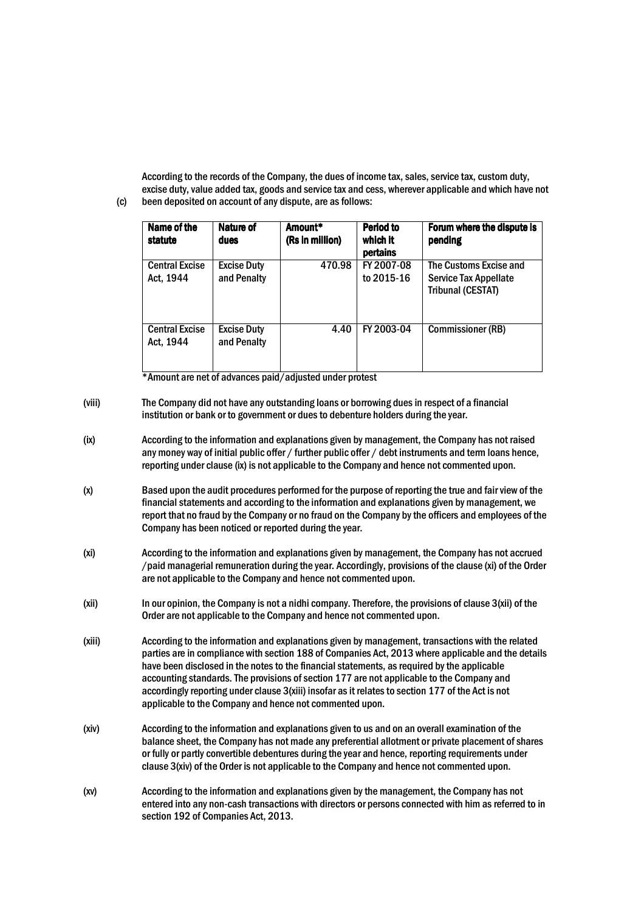(c) According to the records of the Company, the dues of income tax, sales, service tax, custom duty, excise duty, value added tax, goods and service tax and cess, wherever applicable and which have not been deposited on account of any dispute, are as follows:

| Name of the statute | Nature of dues | Amount* (Rs in million) | Period to which it pertains | Forum where the dispute is pending |
|---|---|---|---|---|
| Central Excise Act, 1944 | Excise Duty and Penalty | 470.98 | FY 2007-08 to 2015-16 | The Customs Excise and Service Tax Appellate Tribunal (CESTAT) |
| Central Excise Act, 1944 | Excise Duty and Penalty | 4.40 | FY 2003-04 | Commissioner (RB) |

*Amount are net of advances paid/adjusted under protest

(viii) The Company did not have any outstanding loans or borrowing dues in respect of a financial institution or bank or to government or dues to debenture holders during the year.

(ix) According to the information and explanations given by management, the Company has not raised any money way of initial public offer / further public offer / debt instruments and term loans hence, reporting under clause (ix) is not applicable to the Company and hence not commented upon.

(x) Based upon the audit procedures performed for the purpose of reporting the true and fair view of the financial statements and according to the information and explanations given by management, we report that no fraud by the Company or no fraud on the Company by the officers and employees of the Company has been noticed or reported during the year.

(xi) According to the information and explanations given by management, the Company has not accrued /paid managerial remuneration during the year. Accordingly, provisions of the clause (xi) of the Order are not applicable to the Company and hence not commented upon.

(xii) In our opinion, the Company is not a nidhi company. Therefore, the provisions of clause 3(xii) of the Order are not applicable to the Company and hence not commented upon.

(xiii) According to the information and explanations given by management, transactions with the related parties are in compliance with section 188 of Companies Act, 2013 where applicable and the details have been disclosed in the notes to the financial statements, as required by the applicable accounting standards. The provisions of section 177 are not applicable to the Company and accordingly reporting under clause 3(xiii) insofar as it relates to section 177 of the Act is not applicable to the Company and hence not commented upon.

(xiv) According to the information and explanations given to us and on an overall examination of the balance sheet, the Company has not made any preferential allotment or private placement of shares or fully or partly convertible debentures during the year and hence, reporting requirements under clause 3(xiv) of the Order is not applicable to the Company and hence not commented upon.

(xv) According to the information and explanations given by the management, the Company has not entered into any non-cash transactions with directors or persons connected with him as referred to in section 192 of Companies Act, 2013.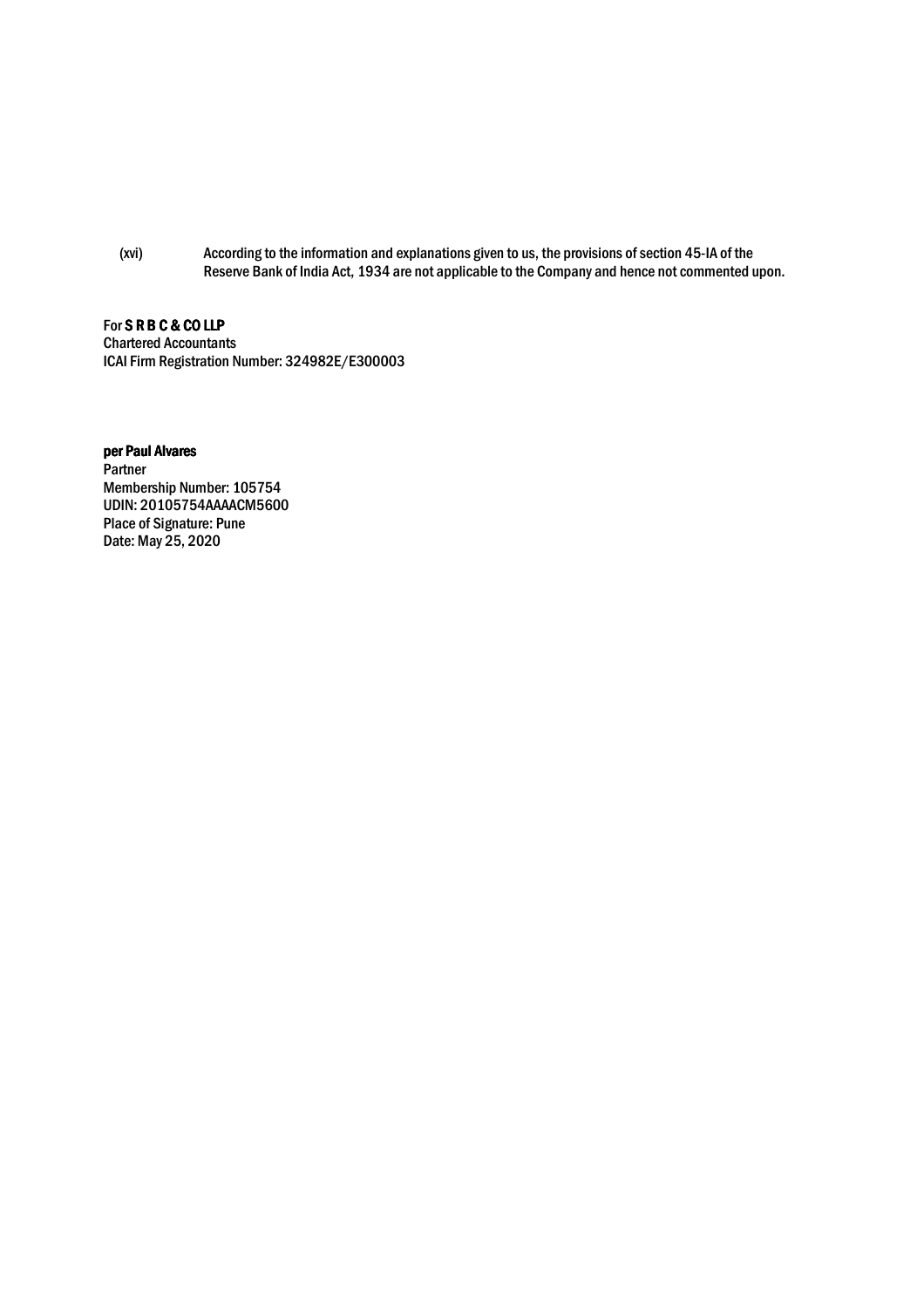(xvi) According to the information and explanations given to us, the provisions of section 45-IA of the Reserve Bank of India Act, 1934 are not applicable to the Company and hence not commented upon.

For **S R B C & CO LLP**
Chartered Accountants
ICAI Firm Registration Number: 324982E/E300003

**per Paul Alvares**
Partner
Membership Number: 105754
UDIN: 20105754AAAACM5600
Place of Signature: Pune
Date: May 25, 2020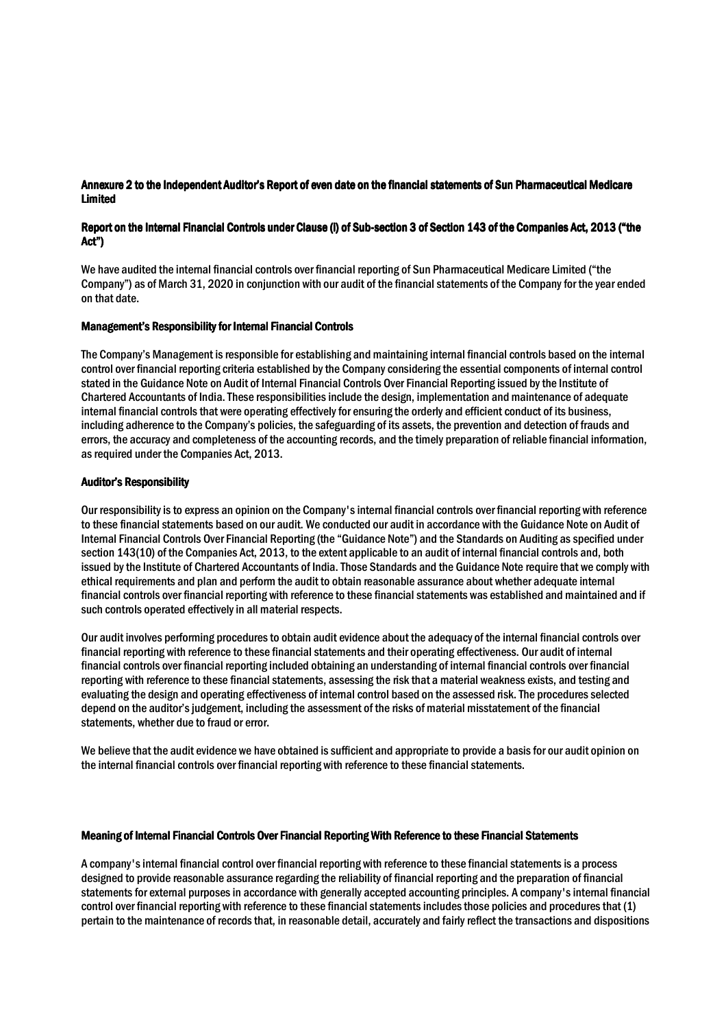**Annexure 2 to the Independent Auditor's Report of even date on the financial statements of Sun Pharmaceutical Medicare Limited**

**Report on the Internal Financial Controls under Clause (i) of Sub-section 3 of Section 143 of the Companies Act, 2013 ("the Act")**

We have audited the internal financial controls over financial reporting of Sun Pharmaceutical Medicare Limited ("the Company") as of March 31, 2020 in conjunction with our audit of the financial statements of the Company for the year ended on that date.

**Management's Responsibility for Internal Financial Controls**

The Company's Management is responsible for establishing and maintaining internal financial controls based on the internal control over financial reporting criteria established by the Company considering the essential components of internal control stated in the Guidance Note on Audit of Internal Financial Controls Over Financial Reporting issued by the Institute of Chartered Accountants of India. These responsibilities include the design, implementation and maintenance of adequate internal financial controls that were operating effectively for ensuring the orderly and efficient conduct of its business, including adherence to the Company's policies, the safeguarding of its assets, the prevention and detection of frauds and errors, the accuracy and completeness of the accounting records, and the timely preparation of reliable financial information, as required under the Companies Act, 2013.

**Auditor's Responsibility**

Our responsibility is to express an opinion on the Company's internal financial controls over financial reporting with reference to these financial statements based on our audit. We conducted our audit in accordance with the Guidance Note on Audit of Internal Financial Controls Over Financial Reporting (the "Guidance Note") and the Standards on Auditing as specified under section 143(10) of the Companies Act, 2013, to the extent applicable to an audit of internal financial controls and, both issued by the Institute of Chartered Accountants of India. Those Standards and the Guidance Note require that we comply with ethical requirements and plan and perform the audit to obtain reasonable assurance about whether adequate internal financial controls over financial reporting with reference to these financial statements was established and maintained and if such controls operated effectively in all material respects.

Our audit involves performing procedures to obtain audit evidence about the adequacy of the internal financial controls over financial reporting with reference to these financial statements and their operating effectiveness. Our audit of internal financial controls over financial reporting included obtaining an understanding of internal financial controls over financial reporting with reference to these financial statements, assessing the risk that a material weakness exists, and testing and evaluating the design and operating effectiveness of internal control based on the assessed risk. The procedures selected depend on the auditor's judgement, including the assessment of the risks of material misstatement of the financial statements, whether due to fraud or error.

We believe that the audit evidence we have obtained is sufficient and appropriate to provide a basis for our audit opinion on the internal financial controls over financial reporting with reference to these financial statements.

**Meaning of Internal Financial Controls Over Financial Reporting With Reference to these Financial Statements**

A company's internal financial control over financial reporting with reference to these financial statements is a process designed to provide reasonable assurance regarding the reliability of financial reporting and the preparation of financial statements for external purposes in accordance with generally accepted accounting principles. A company's internal financial control over financial reporting with reference to these financial statements includes those policies and procedures that (1) pertain to the maintenance of records that, in reasonable detail, accurately and fairly reflect the transactions and dispositions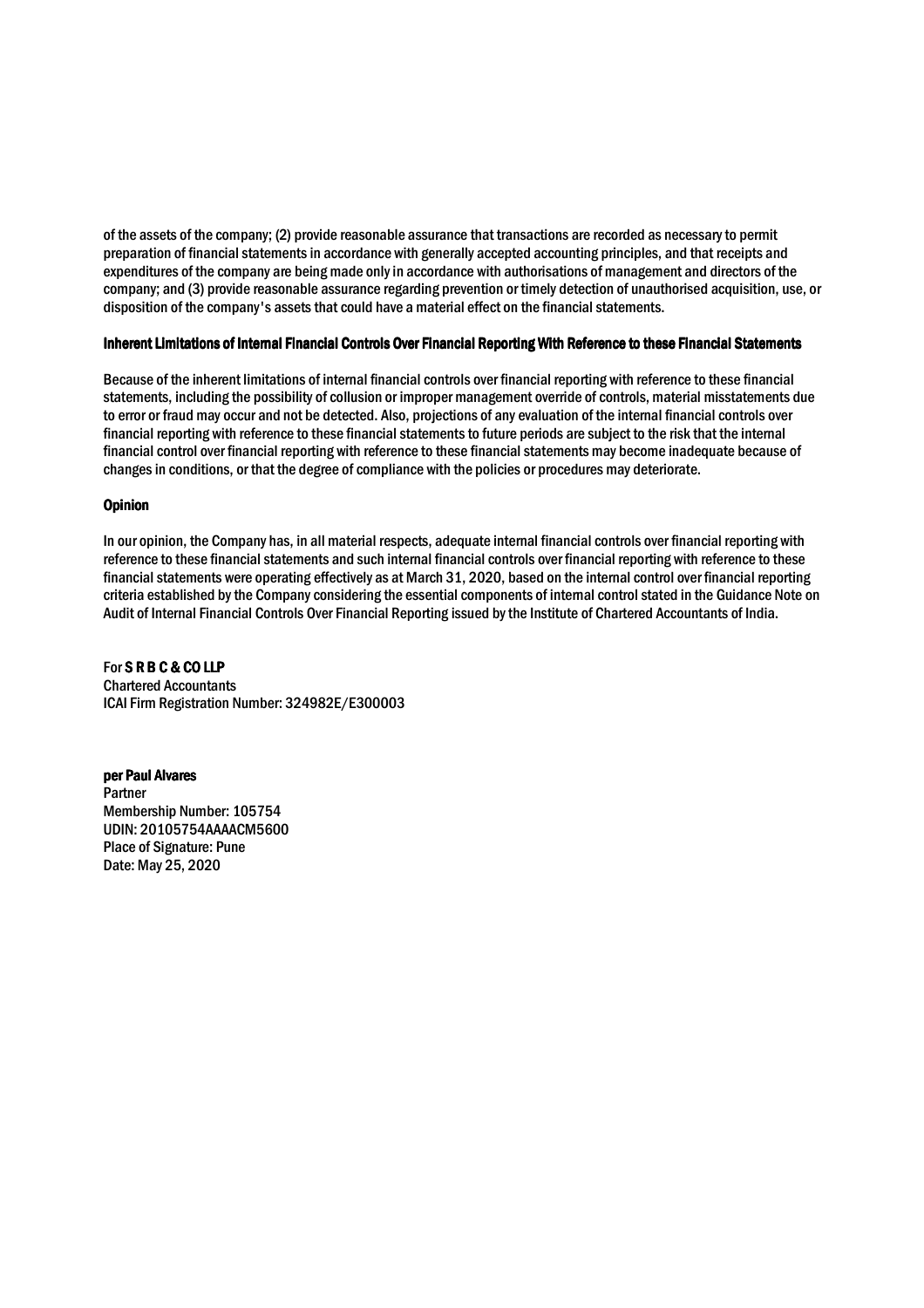of the assets of the company; (2) provide reasonable assurance that transactions are recorded as necessary to permit preparation of financial statements in accordance with generally accepted accounting principles, and that receipts and expenditures of the company are being made only in accordance with authorisations of management and directors of the company; and (3) provide reasonable assurance regarding prevention or timely detection of unauthorised acquisition, use, or disposition of the company's assets that could have a material effect on the financial statements.

**Inherent Limitations of Internal Financial Controls Over Financial Reporting With Reference to these Financial Statements**

Because of the inherent limitations of internal financial controls over financial reporting with reference to these financial statements, including the possibility of collusion or improper management override of controls, material misstatements due to error or fraud may occur and not be detected. Also, projections of any evaluation of the internal financial controls over financial reporting with reference to these financial statements to future periods are subject to the risk that the internal financial control over financial reporting with reference to these financial statements may become inadequate because of changes in conditions, or that the degree of compliance with the policies or procedures may deteriorate.

**Opinion**

In our opinion, the Company has, in all material respects, adequate internal financial controls over financial reporting with reference to these financial statements and such internal financial controls over financial reporting with reference to these financial statements were operating effectively as at March 31, 2020, based on the internal control over financial reporting criteria established by the Company considering the essential components of internal control stated in the Guidance Note on Audit of Internal Financial Controls Over Financial Reporting issued by the Institute of Chartered Accountants of India.

For **S R B C & CO LLP**
Chartered Accountants
ICAI Firm Registration Number: 324982E/E300003

**per Paul Alvares**
Partner
Membership Number: 105754
UDIN: 20105754AAAACM5600
Place of Signature: Pune
Date: May 25, 2020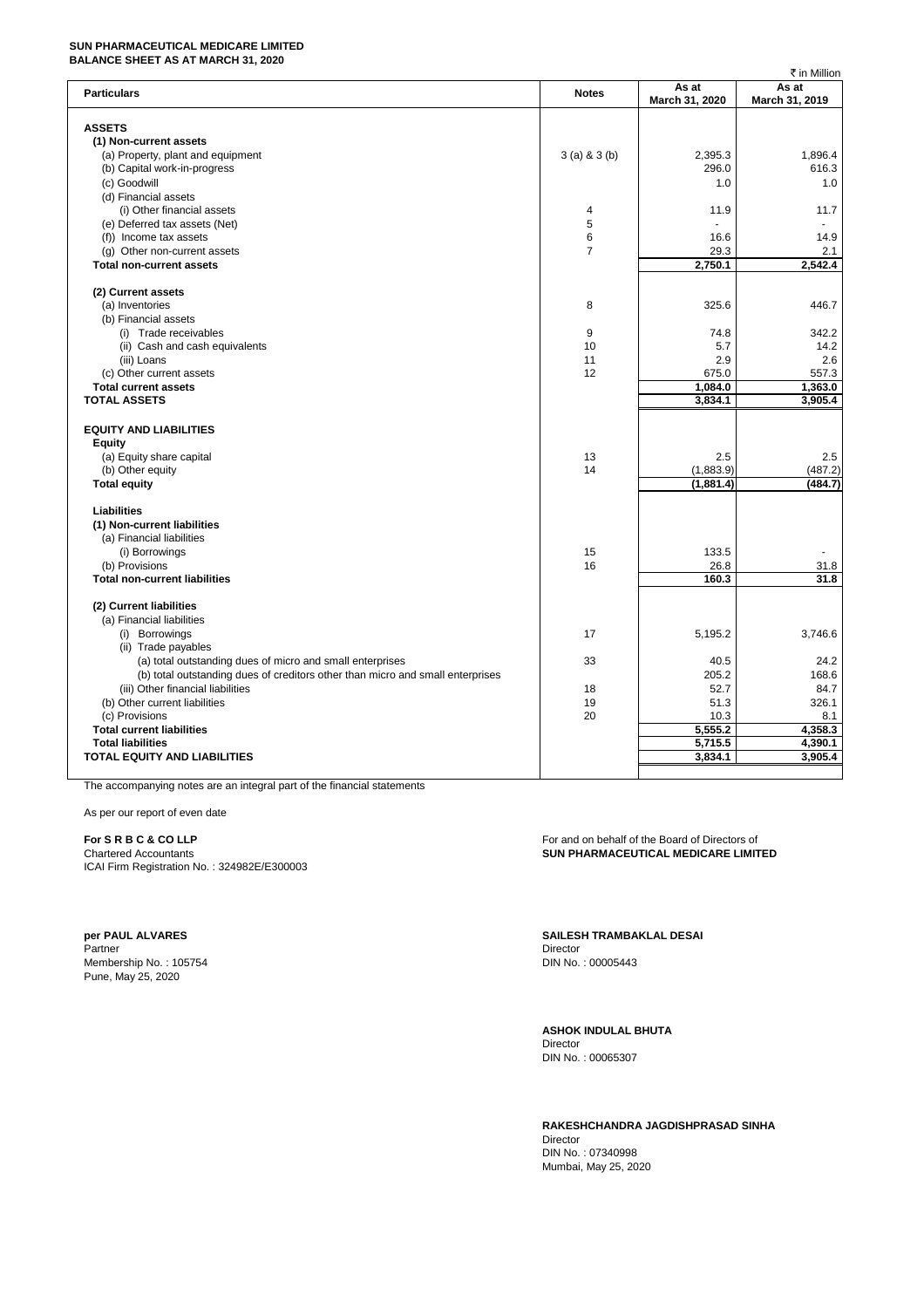**SUN PHARMACEUTICAL MEDICARE LIMITED**
**BALANCE SHEET AS AT MARCH 31, 2020**

₹ in Million

| Particulars | Notes | As at March 31, 2020 | As at March 31, 2019 |
|---|---|---|---|
| **ASSETS** | | | |
| **(1) Non-current assets** | | | |
| (a) Property, plant and equipment | 3 (a) & 3 (b) | 2,395.3 | 1,896.4 |
| (b) Capital work-in-progress | | 296.0 | 616.3 |
| (c) Goodwill | | 1.0 | 1.0 |
| (d) Financial assets | | | |
| (i) Other financial assets | 4 | 11.9 | 11.7 |
| (e) Deferred tax assets (Net) | 5 | - | - |
| (f)) Income tax assets | 6 | 16.6 | 14.9 |
| (g) Other non-current assets | 7 | 29.3 | 2.1 |
| **Total non-current assets** | | **2,750.1** | **2,542.4** |
| **(2) Current assets** | | | |
| (a) Inventories | 8 | 325.6 | 446.7 |
| (b) Financial assets | | | |
| (i) Trade receivables | 9 | 74.8 | 342.2 |
| (ii) Cash and cash equivalents | 10 | 5.7 | 14.2 |
| (iii) Loans | 11 | 2.9 | 2.6 |
| (c) Other current assets | 12 | 675.0 | 557.3 |
| **Total current assets** | | **1,084.0** | **1,363.0** |
| **TOTAL ASSETS** | | **3,834.1** | **3,905.4** |
| **EQUITY AND LIABILITIES** | | | |
| **Equity** | | | |
| (a) Equity share capital | 13 | 2.5 | 2.5 |
| (b) Other equity | 14 | (1,883.9) | (487.2) |
| **Total equity** | | **(1,881.4)** | **(484.7)** |
| **Liabilities** | | | |
| **(1) Non-current liabilities** | | | |
| (a) Financial liabilities | | | |
| (i) Borrowings | 15 | 133.5 | - |
| (b) Provisions | 16 | 26.8 | 31.8 |
| **Total non-current liabilities** | | **160.3** | **31.8** |
| **(2) Current liabilities** | | | |
| (a) Financial liabilities | | | |
| (i) Borrowings | 17 | 5,195.2 | 3,746.6 |
| (ii) Trade payables | | | |
| (a) total outstanding dues of micro and small enterprises | 33 | 40.5 | 24.2 |
| (b) total outstanding dues of creditors other than micro and small enterprises | | 205.2 | 168.6 |
| (iii) Other financial liabilities | 18 | 52.7 | 84.7 |
| (b) Other current liabilities | 19 | 51.3 | 326.1 |
| (c) Provisions | 20 | 10.3 | 8.1 |
| **Total current liabilities** | | **5,555.2** | **4,358.3** |
| **Total liabilities** | | **5,715.5** | **4,390.1** |
| **TOTAL EQUITY AND LIABILITIES** | | **3,834.1** | **3,905.4** |

The accompanying notes are an integral part of the financial statements

As per our report of even date

**For S R B C & CO LLP**
Chartered Accountants
ICAI Firm Registration No. : 324982E/E300003

**per PAUL ALVARES**
Partner
Membership No. : 105754
Pune, May 25, 2020

For and on behalf of the Board of Directors of
**SUN PHARMACEUTICAL MEDICARE LIMITED**

**SAILESH TRAMBAKLAL DESAI**
Director
DIN No. : 00005443

**ASHOK INDULAL BHUTA**
Director
DIN No. : 00065307

**RAKESHCHANDRA JAGDISHPRASAD SINHA**
Director
DIN No. : 07340998
Mumbai, May 25, 2020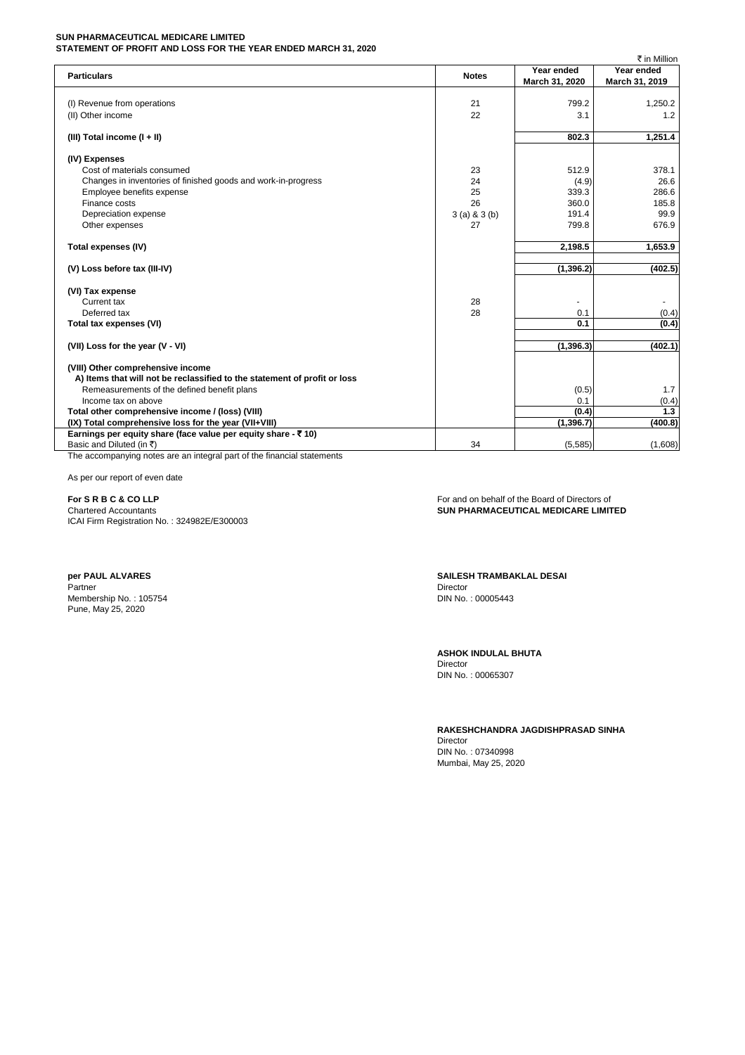**SUN PHARMACEUTICAL MEDICARE LIMITED**
**STATEMENT OF PROFIT AND LOSS FOR THE YEAR ENDED MARCH 31, 2020**

₹ in Million

| Particulars | Notes | Year ended March 31, 2020 | Year ended March 31, 2019 |
|---|---|---|---|
| (I) Revenue from operations | 21 | 799.2 | 1,250.2 |
| (II) Other income | 22 | 3.1 | 1.2 |
| **(III) Total income (I + II)** | | **802.3** | **1,251.4** |
| **(IV) Expenses** | | | |
| Cost of materials consumed | 23 | 512.9 | 378.1 |
| Changes in inventories of finished goods and work-in-progress | 24 | (4.9) | 26.6 |
| Employee benefits expense | 25 | 339.3 | 286.6 |
| Finance costs | 26 | 360.0 | 185.8 |
| Depreciation expense | 3 (a) & 3 (b) | 191.4 | 99.9 |
| Other expenses | 27 | 799.8 | 676.9 |
| **Total expenses (IV)** | | **2,198.5** | **1,653.9** |
| **(V) Loss before tax (III-IV)** | | **(1,396.2)** | **(402.5)** |
| **(VI) Tax expense** | | | |
| Current tax | 28 | - | - |
| Deferred tax | 28 | 0.1 | (0.4) |
| **Total tax expenses (VI)** | | **0.1** | **(0.4)** |
| **(VII) Loss for the year (V - VI)** | | **(1,396.3)** | **(402.1)** |
| **(VIII) Other comprehensive income** | | | |
| **A) Items that will not be reclassified to the statement of profit or loss** | | | |
| Remeasurements of the defined benefit plans | | (0.5) | 1.7 |
| Income tax on above | | 0.1 | (0.4) |
| **Total other comprehensive income / (loss) (VIII)** | | **(0.4)** | **1.3** |
| **(IX) Total comprehensive loss for the year (VII+VIII)** | | **(1,396.7)** | **(400.8)** |
| **Earnings per equity share (face value per equity share - ₹ 10)** | | | |
| Basic and Diluted (in ₹) | 34 | (5,585) | (1,608) |

The accompanying notes are an integral part of the financial statements

As per our report of even date

**For S R B C & CO LLP**
Chartered Accountants
ICAI Firm Registration No. : 324982E/E300003

**per PAUL ALVARES**
Partner
Membership No. : 105754
Pune, May 25, 2020

For and on behalf of the Board of Directors of
**SUN PHARMACEUTICAL MEDICARE LIMITED**

**SAILESH TRAMBAKLAL DESAI**
Director
DIN No. : 00005443

**ASHOK INDULAL BHUTA**
Director
DIN No. : 00065307

**RAKESHCHANDRA JAGDISHPRASAD SINHA**
Director
DIN No. : 07340998
Mumbai, May 25, 2020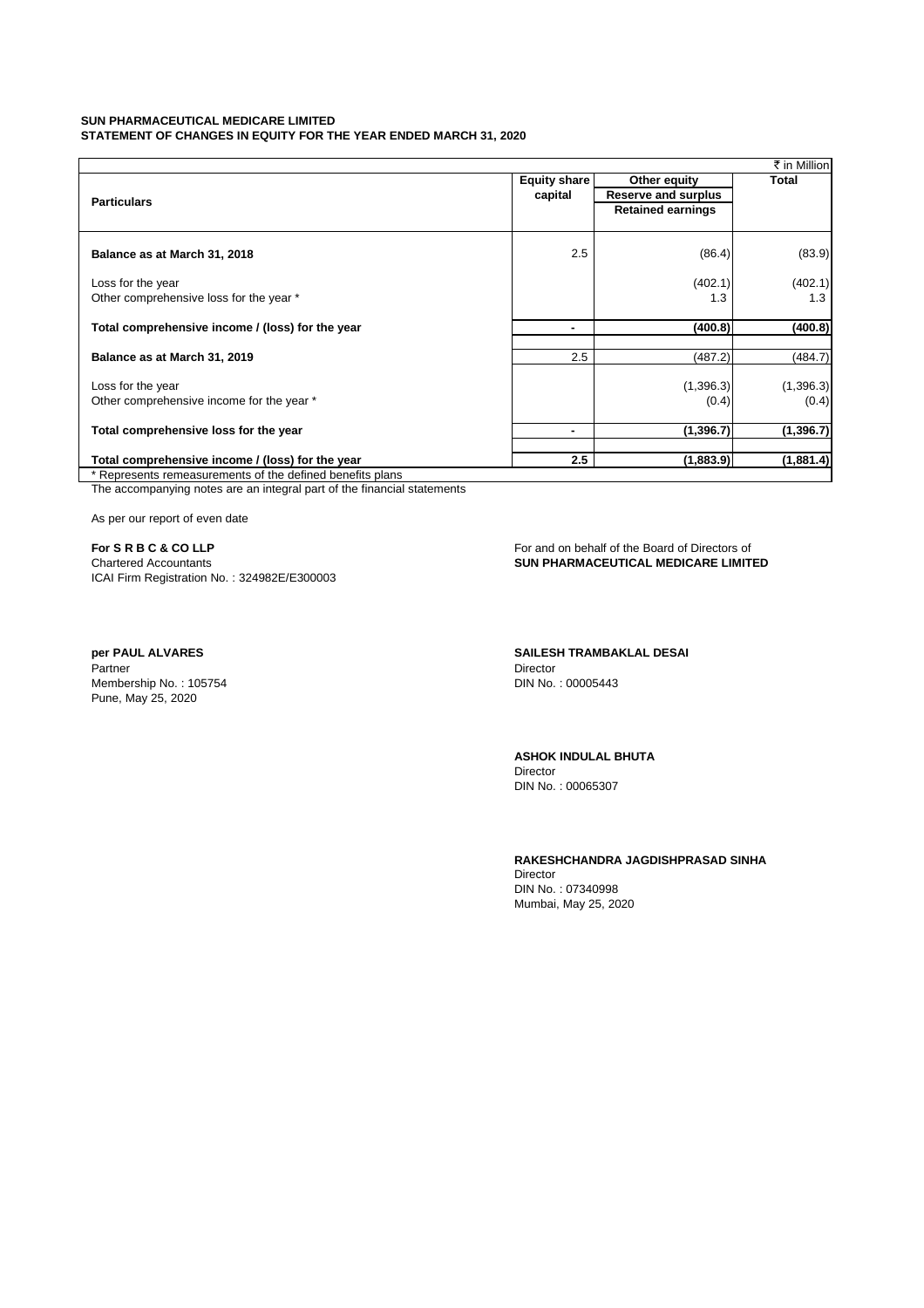**SUN PHARMACEUTICAL MEDICARE LIMITED**
**STATEMENT OF CHANGES IN EQUITY FOR THE YEAR ENDED MARCH 31, 2020**

₹ in Million

| Particulars | Equity share capital | Other equity<br>Reserve and surplus<br>Retained earnings | Total |
|---|---|---|---|
| **Balance as at March 31, 2018** | 2.5 | (86.4) | (83.9) |
| Loss for the year | | (402.1) | (402.1) |
| Other comprehensive loss for the year * | | 1.3 | 1.3 |
| **Total comprehensive income / (loss) for the year** | **-** | **(400.8)** | **(400.8)** |
| **Balance as at March 31, 2019** | 2.5 | (487.2) | (484.7) |
| Loss for the year | | (1,396.3) | (1,396.3) |
| Other comprehensive income for the year * | | (0.4) | (0.4) |
| **Total comprehensive loss for the year** | **-** | **(1,396.7)** | **(1,396.7)** |
| **Total comprehensive income / (loss) for the year** | **2.5** | **(1,883.9)** | **(1,881.4)** |

\* Represents remeasurements of the defined benefits plans

The accompanying notes are an integral part of the financial statements

As per our report of even date

**For S R B C & CO LLP**
Chartered Accountants
ICAI Firm Registration No. : 324982E/E300003

**per PAUL ALVARES**
Partner
Membership No. : 105754
Pune, May 25, 2020

For and on behalf of the Board of Directors of
**SUN PHARMACEUTICAL MEDICARE LIMITED**

**SAILESH TRAMBAKLAL DESAI**
Director
DIN No. : 00005443

**ASHOK INDULAL BHUTA**
Director
DIN No. : 00065307

**RAKESHCHANDRA JAGDISHPRASAD SINHA**
Director
DIN No. : 07340998
Mumbai, May 25, 2020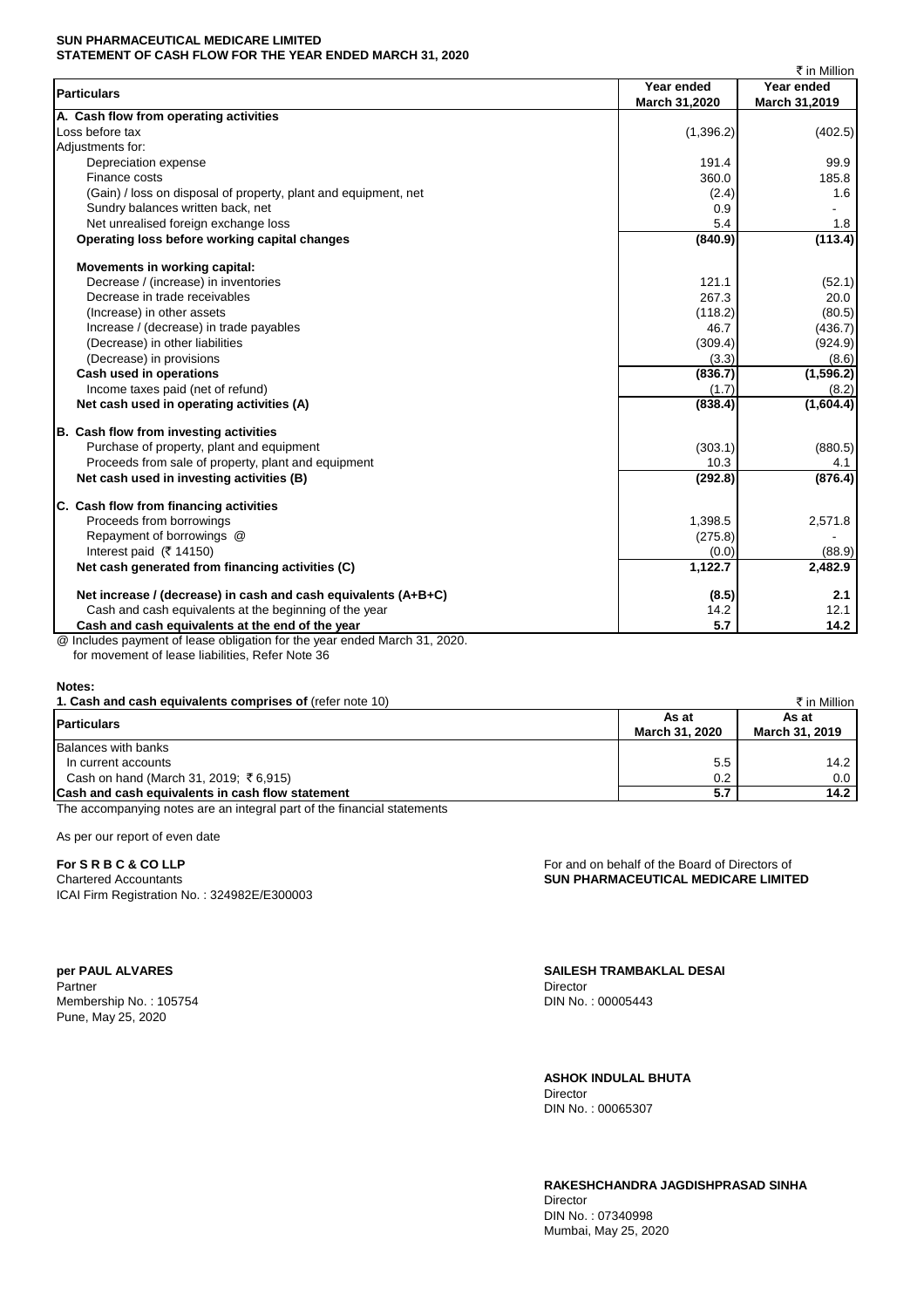**SUN PHARMACEUTICAL MEDICARE LIMITED**
**STATEMENT OF CASH FLOW FOR THE YEAR ENDED MARCH 31, 2020**

₹ in Million

| Particulars | Year ended March 31,2020 | Year ended March 31,2019 |
|---|---|---|
| **A. Cash flow from operating activities** | | |
| Loss before tax | (1,396.2) | (402.5) |
| Adjustments for: | | |
| Depreciation expense | 191.4 | 99.9 |
| Finance costs | 360.0 | 185.8 |
| (Gain) / loss on disposal of property, plant and equipment, net | (2.4) | 1.6 |
| Sundry balances written back, net | 0.9 | - |
| Net unrealised foreign exchange loss | 5.4 | 1.8 |
| **Operating loss before working capital changes** | **(840.9)** | **(113.4)** |
| **Movements in working capital:** | | |
| Decrease / (increase) in inventories | 121.1 | (52.1) |
| Decrease in trade receivables | 267.3 | 20.0 |
| (Increase) in other assets | (118.2) | (80.5) |
| Increase / (decrease) in trade payables | 46.7 | (436.7) |
| (Decrease) in other liabilities | (309.4) | (924.9) |
| (Decrease) in provisions | (3.3) | (8.6) |
| **Cash used in operations** | **(836.7)** | **(1,596.2)** |
| Income taxes paid (net of refund) | (1.7) | (8.2) |
| **Net cash used in operating activities (A)** | **(838.4)** | **(1,604.4)** |
| **B. Cash flow from investing activities** | | |
| Purchase of property, plant and equipment | (303.1) | (880.5) |
| Proceeds from sale of property, plant and equipment | 10.3 | 4.1 |
| **Net cash used in investing activities (B)** | **(292.8)** | **(876.4)** |
| **C. Cash flow from financing activities** | | |
| Proceeds from borrowings | 1,398.5 | 2,571.8 |
| Repayment of borrowings @ | (275.8) | - |
| Interest paid (₹ 14150) | (0.0) | (88.9) |
| **Net cash generated from financing activities (C)** | **1,122.7** | **2,482.9** |
| **Net increase / (decrease) in cash and cash equivalents (A+B+C)** | **(8.5)** | **2.1** |
| Cash and cash equivalents at the beginning of the year | 14.2 | 12.1 |
| **Cash and cash equivalents at the end of the year** | **5.7** | **14.2** |

@ Includes payment of lease obligation for the year ended March 31, 2020.
for movement of lease liabilities, Refer Note 36

**Notes:**

**1. Cash and cash equivalents comprises of** (refer note 10)

₹ in Million

| Particulars | As at March 31, 2020 | As at March 31, 2019 |
|---|---|---|
| Balances with banks | | |
| In current accounts | 5.5 | 14.2 |
| Cash on hand (March 31, 2019; ₹ 6,915) | 0.2 | 0.0 |
| **Cash and cash equivalents in cash flow statement** | **5.7** | **14.2** |

The accompanying notes are an integral part of the financial statements

As per our report of even date

**For S R B C & CO LLP**
Chartered Accountants
ICAI Firm Registration No. : 324982E/E300003

For and on behalf of the Board of Directors of
**SUN PHARMACEUTICAL MEDICARE LIMITED**

**per PAUL ALVARES**
Partner
Membership No. : 105754
Pune, May 25, 2020

**SAILESH TRAMBAKLAL DESAI**
Director
DIN No. : 00005443

**ASHOK INDULAL BHUTA**
Director
DIN No. : 00065307

**RAKESHCHANDRA JAGDISHPRASAD SINHA**
Director
DIN No. : 07340998
Mumbai, May 25, 2020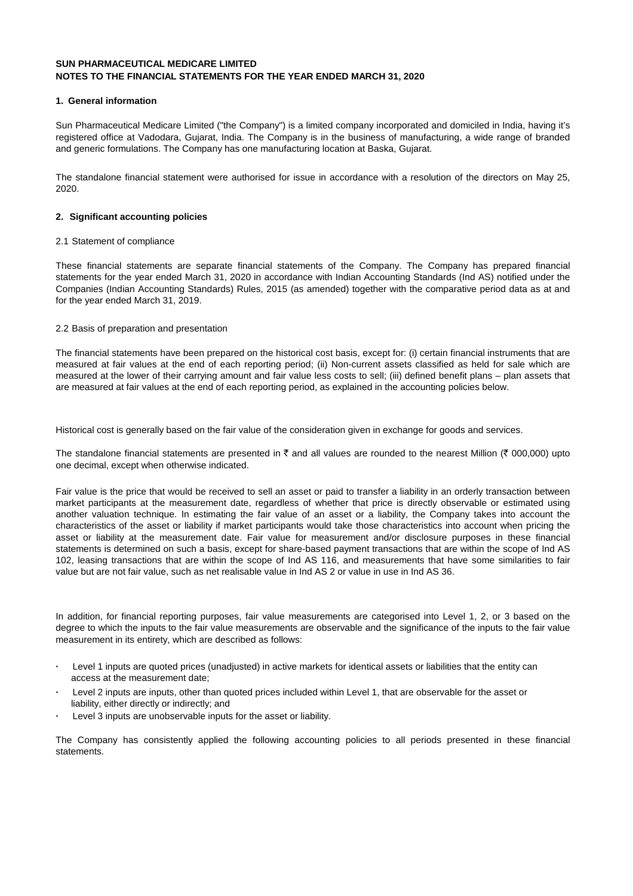**SUN PHARMACEUTICAL MEDICARE LIMITED**
**NOTES TO THE FINANCIAL STATEMENTS FOR THE YEAR ENDED MARCH 31, 2020**

## 1. General information

Sun Pharmaceutical Medicare Limited ("the Company") is a limited company incorporated and domiciled in India, having it's registered office at Vadodara, Gujarat, India. The Company is in the business of manufacturing, a wide range of branded and generic formulations. The Company has one manufacturing location at Baska, Gujarat.

The standalone financial statement were authorised for issue in accordance with a resolution of the directors on May 25, 2020.

## 2. Significant accounting policies

### 2.1 Statement of compliance

These financial statements are separate financial statements of the Company. The Company has prepared financial statements for the year ended March 31, 2020 in accordance with Indian Accounting Standards (Ind AS) notified under the Companies (Indian Accounting Standards) Rules, 2015 (as amended) together with the comparative period data as at and for the year ended March 31, 2019.

### 2.2 Basis of preparation and presentation

The financial statements have been prepared on the historical cost basis, except for: (i) certain financial instruments that are measured at fair values at the end of each reporting period; (ii) Non-current assets classified as held for sale which are measured at the lower of their carrying amount and fair value less costs to sell; (iii) defined benefit plans – plan assets that are measured at fair values at the end of each reporting period, as explained in the accounting policies below.

Historical cost is generally based on the fair value of the consideration given in exchange for goods and services.

The standalone financial statements are presented in ₹ and all values are rounded to the nearest Million (₹ 000,000) upto one decimal, except when otherwise indicated.

Fair value is the price that would be received to sell an asset or paid to transfer a liability in an orderly transaction between market participants at the measurement date, regardless of whether that price is directly observable or estimated using another valuation technique. In estimating the fair value of an asset or a liability, the Company takes into account the characteristics of the asset or liability if market participants would take those characteristics into account when pricing the asset or liability at the measurement date. Fair value for measurement and/or disclosure purposes in these financial statements is determined on such a basis, except for share-based payment transactions that are within the scope of Ind AS 102, leasing transactions that are within the scope of Ind AS 116, and measurements that have some similarities to fair value but are not fair value, such as net realisable value in Ind AS 2 or value in use in Ind AS 36.

In addition, for financial reporting purposes, fair value measurements are categorised into Level 1, 2, or 3 based on the degree to which the inputs to the fair value measurements are observable and the significance of the inputs to the fair value measurement in its entirety, which are described as follows:

- Level 1 inputs are quoted prices (unadjusted) in active markets for identical assets or liabilities that the entity can access at the measurement date;
- Level 2 inputs are inputs, other than quoted prices included within Level 1, that are observable for the asset or liability, either directly or indirectly; and
- Level 3 inputs are unobservable inputs for the asset or liability.

The Company has consistently applied the following accounting policies to all periods presented in these financial statements.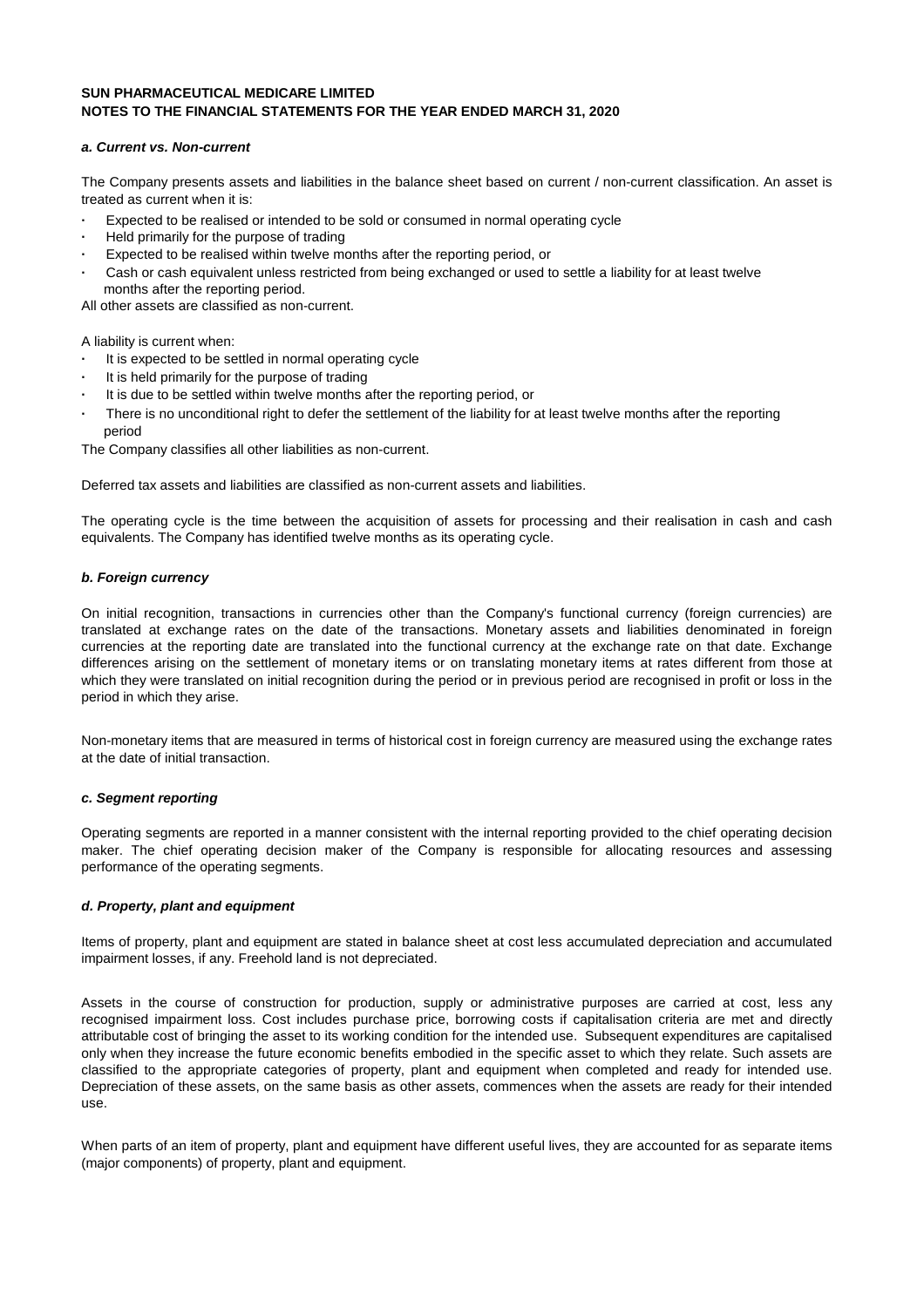**SUN PHARMACEUTICAL MEDICARE LIMITED**
**NOTES TO THE FINANCIAL STATEMENTS FOR THE YEAR ENDED MARCH 31, 2020**

***a. Current vs. Non-current***

The Company presents assets and liabilities in the balance sheet based on current / non-current classification. An asset is treated as current when it is:

- Expected to be realised or intended to be sold or consumed in normal operating cycle
- Held primarily for the purpose of trading
- Expected to be realised within twelve months after the reporting period, or
- Cash or cash equivalent unless restricted from being exchanged or used to settle a liability for at least twelve months after the reporting period.

All other assets are classified as non-current.

A liability is current when:

- It is expected to be settled in normal operating cycle
- It is held primarily for the purpose of trading
- It is due to be settled within twelve months after the reporting period, or
- There is no unconditional right to defer the settlement of the liability for at least twelve months after the reporting period

The Company classifies all other liabilities as non-current.

Deferred tax assets and liabilities are classified as non-current assets and liabilities.

The operating cycle is the time between the acquisition of assets for processing and their realisation in cash and cash equivalents. The Company has identified twelve months as its operating cycle.

***b. Foreign currency***

On initial recognition, transactions in currencies other than the Company's functional currency (foreign currencies) are translated at exchange rates on the date of the transactions. Monetary assets and liabilities denominated in foreign currencies at the reporting date are translated into the functional currency at the exchange rate on that date. Exchange differences arising on the settlement of monetary items or on translating monetary items at rates different from those at which they were translated on initial recognition during the period or in previous period are recognised in profit or loss in the period in which they arise.

Non-monetary items that are measured in terms of historical cost in foreign currency are measured using the exchange rates at the date of initial transaction.

***c. Segment reporting***

Operating segments are reported in a manner consistent with the internal reporting provided to the chief operating decision maker. The chief operating decision maker of the Company is responsible for allocating resources and assessing performance of the operating segments.

***d. Property, plant and equipment***

Items of property, plant and equipment are stated in balance sheet at cost less accumulated depreciation and accumulated impairment losses, if any. Freehold land is not depreciated.

Assets in the course of construction for production, supply or administrative purposes are carried at cost, less any recognised impairment loss. Cost includes purchase price, borrowing costs if capitalisation criteria are met and directly attributable cost of bringing the asset to its working condition for the intended use. Subsequent expenditures are capitalised only when they increase the future economic benefits embodied in the specific asset to which they relate. Such assets are classified to the appropriate categories of property, plant and equipment when completed and ready for intended use. Depreciation of these assets, on the same basis as other assets, commences when the assets are ready for their intended use.

When parts of an item of property, plant and equipment have different useful lives, they are accounted for as separate items (major components) of property, plant and equipment.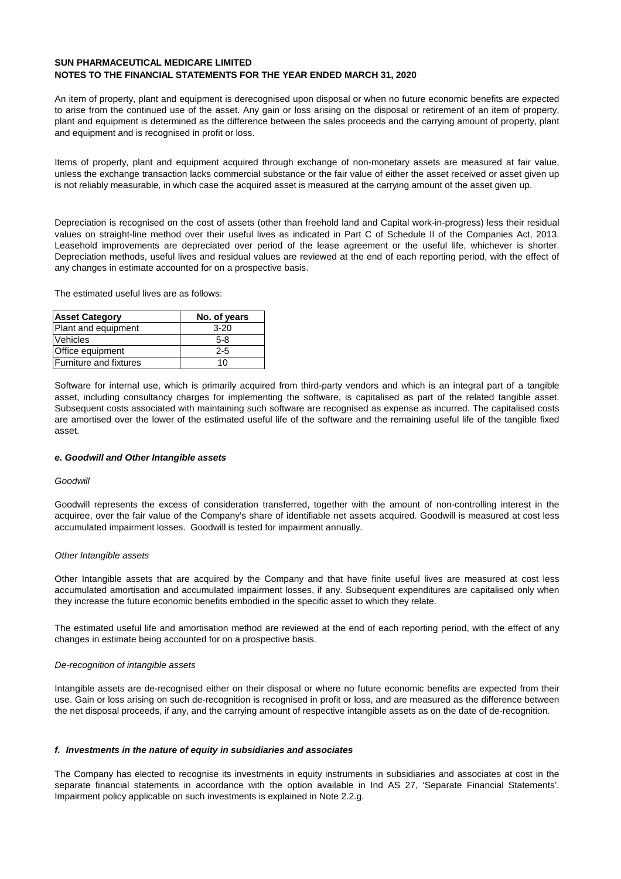An item of property, plant and equipment is derecognised upon disposal or when no future economic benefits are expected to arise from the continued use of the asset. Any gain or loss arising on the disposal or retirement of an item of property, plant and equipment is determined as the difference between the sales proceeds and the carrying amount of property, plant and equipment and is recognised in profit or loss.

Items of property, plant and equipment acquired through exchange of non-monetary assets are measured at fair value, unless the exchange transaction lacks commercial substance or the fair value of either the asset received or asset given up is not reliably measurable, in which case the acquired asset is measured at the carrying amount of the asset given up.

Depreciation is recognised on the cost of assets (other than freehold land and Capital work-in-progress) less their residual values on straight-line method over their useful lives as indicated in Part C of Schedule II of the Companies Act, 2013. Leasehold improvements are depreciated over period of the lease agreement or the useful life, whichever is shorter. Depreciation methods, useful lives and residual values are reviewed at the end of each reporting period, with the effect of any changes in estimate accounted for on a prospective basis.

The estimated useful lives are as follows:

| Asset Category | No. of years |
|---|---|
| Plant and equipment | 3-20 |
| Vehicles | 5-8 |
| Office equipment | 2-5 |
| Furniture and fixtures | 10 |

Software for internal use, which is primarily acquired from third-party vendors and which is an integral part of a tangible asset, including consultancy charges for implementing the software, is capitalised as part of the related tangible asset. Subsequent costs associated with maintaining such software are recognised as expense as incurred. The capitalised costs are amortised over the lower of the estimated useful life of the software and the remaining useful life of the tangible fixed asset.

### *e. Goodwill and Other Intangible assets*

*Goodwill*

Goodwill represents the excess of consideration transferred, together with the amount of non-controlling interest in the acquiree, over the fair value of the Company's share of identifiable net assets acquired. Goodwill is measured at cost less accumulated impairment losses. Goodwill is tested for impairment annually.

*Other Intangible assets*

Other Intangible assets that are acquired by the Company and that have finite useful lives are measured at cost less accumulated amortisation and accumulated impairment losses, if any. Subsequent expenditures are capitalised only when they increase the future economic benefits embodied in the specific asset to which they relate.

The estimated useful life and amortisation method are reviewed at the end of each reporting period, with the effect of any changes in estimate being accounted for on a prospective basis.

*De-recognition of intangible assets*

Intangible assets are de-recognised either on their disposal or where no future economic benefits are expected from their use. Gain or loss arising on such de-recognition is recognised in profit or loss, and are measured as the difference between the net disposal proceeds, if any, and the carrying amount of respective intangible assets as on the date of de-recognition.

### *f. Investments in the nature of equity in subsidiaries and associates*

The Company has elected to recognise its investments in equity instruments in subsidiaries and associates at cost in the separate financial statements in accordance with the option available in Ind AS 27, 'Separate Financial Statements'. Impairment policy applicable on such investments is explained in Note 2.2.g.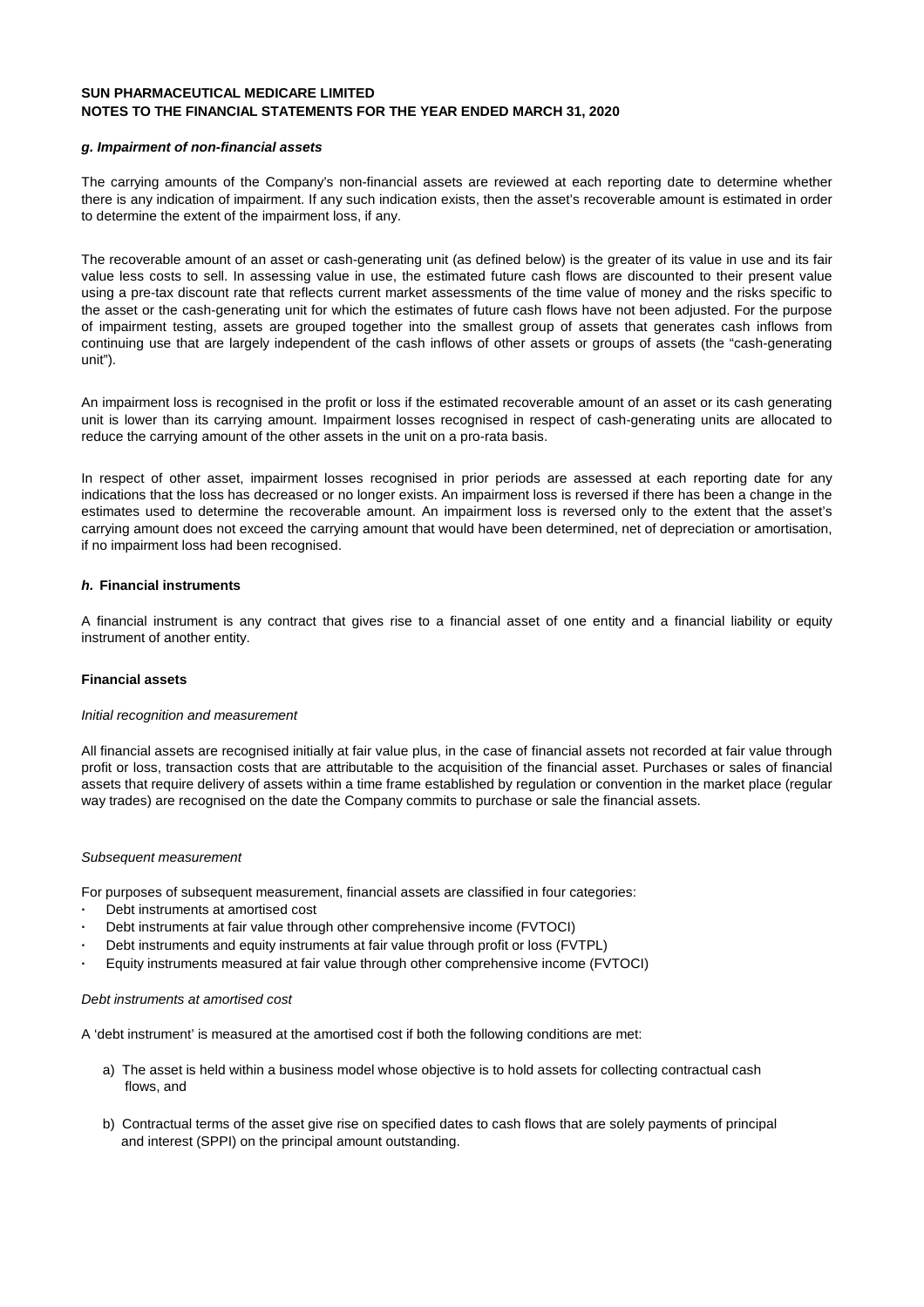**SUN PHARMACEUTICAL MEDICARE LIMITED**
**NOTES TO THE FINANCIAL STATEMENTS FOR THE YEAR ENDED MARCH 31, 2020**

***g. Impairment of non-financial assets***

The carrying amounts of the Company's non-financial assets are reviewed at each reporting date to determine whether there is any indication of impairment. If any such indication exists, then the asset's recoverable amount is estimated in order to determine the extent of the impairment loss, if any.

The recoverable amount of an asset or cash-generating unit (as defined below) is the greater of its value in use and its fair value less costs to sell. In assessing value in use, the estimated future cash flows are discounted to their present value using a pre-tax discount rate that reflects current market assessments of the time value of money and the risks specific to the asset or the cash-generating unit for which the estimates of future cash flows have not been adjusted. For the purpose of impairment testing, assets are grouped together into the smallest group of assets that generates cash inflows from continuing use that are largely independent of the cash inflows of other assets or groups of assets (the "cash-generating unit").

An impairment loss is recognised in the profit or loss if the estimated recoverable amount of an asset or its cash generating unit is lower than its carrying amount. Impairment losses recognised in respect of cash-generating units are allocated to reduce the carrying amount of the other assets in the unit on a pro-rata basis.

In respect of other asset, impairment losses recognised in prior periods are assessed at each reporting date for any indications that the loss has decreased or no longer exists. An impairment loss is reversed if there has been a change in the estimates used to determine the recoverable amount. An impairment loss is reversed only to the extent that the asset's carrying amount does not exceed the carrying amount that would have been determined, net of depreciation or amortisation, if no impairment loss had been recognised.

***h.* Financial instruments**

A financial instrument is any contract that gives rise to a financial asset of one entity and a financial liability or equity instrument of another entity.

**Financial assets**

*Initial recognition and measurement*

All financial assets are recognised initially at fair value plus, in the case of financial assets not recorded at fair value through profit or loss, transaction costs that are attributable to the acquisition of the financial asset. Purchases or sales of financial assets that require delivery of assets within a time frame established by regulation or convention in the market place (regular way trades) are recognised on the date the Company commits to purchase or sale the financial assets.

*Subsequent measurement*

For purposes of subsequent measurement, financial assets are classified in four categories:

- Debt instruments at amortised cost
- Debt instruments at fair value through other comprehensive income (FVTOCI)
- Debt instruments and equity instruments at fair value through profit or loss (FVTPL)
- Equity instruments measured at fair value through other comprehensive income (FVTOCI)

*Debt instruments at amortised cost*

A 'debt instrument' is measured at the amortised cost if both the following conditions are met:

a) The asset is held within a business model whose objective is to hold assets for collecting contractual cash flows, and

b) Contractual terms of the asset give rise on specified dates to cash flows that are solely payments of principal and interest (SPPI) on the principal amount outstanding.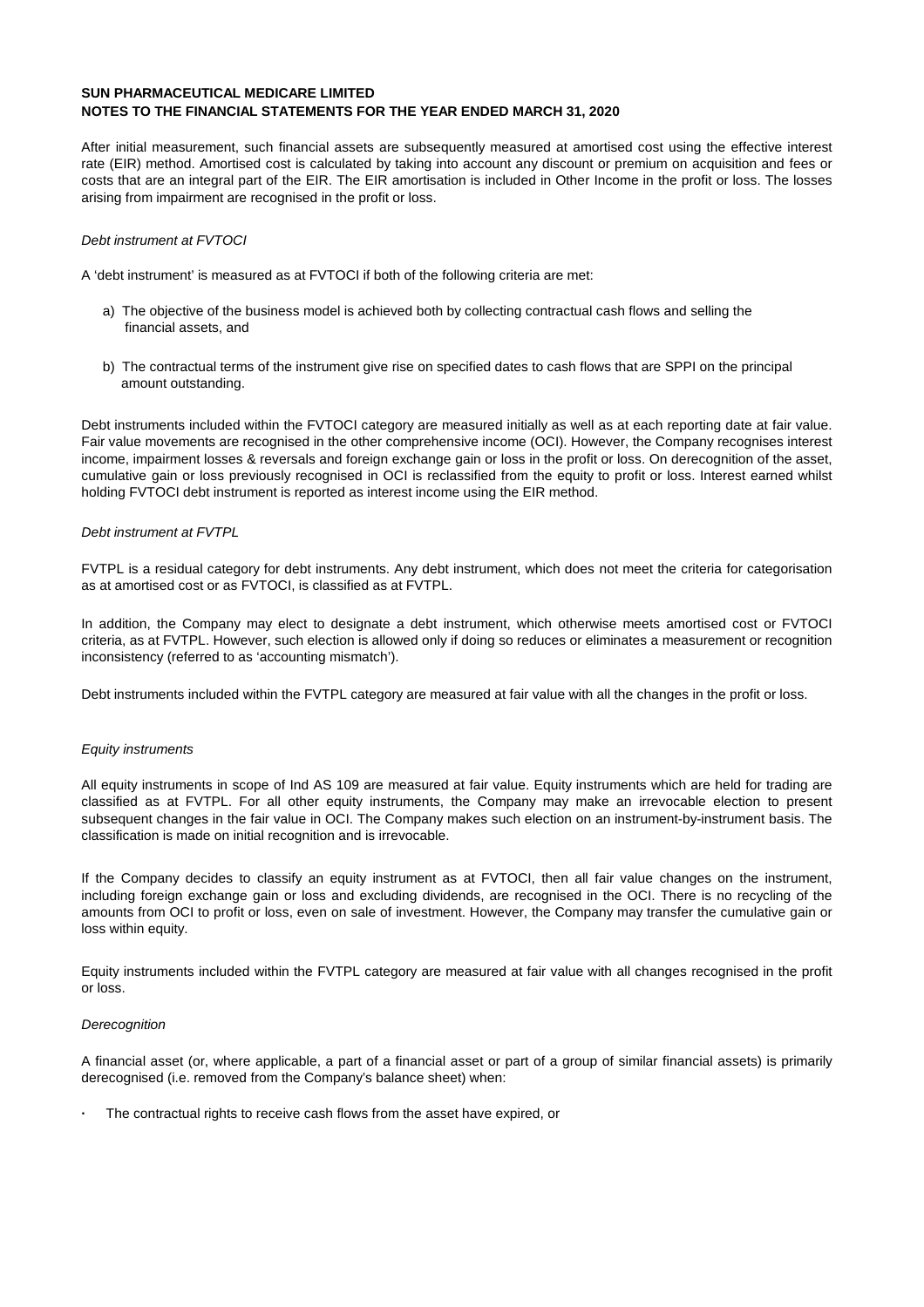After initial measurement, such financial assets are subsequently measured at amortised cost using the effective interest rate (EIR) method. Amortised cost is calculated by taking into account any discount or premium on acquisition and fees or costs that are an integral part of the EIR. The EIR amortisation is included in Other Income in the profit or loss. The losses arising from impairment are recognised in the profit or loss.

*Debt instrument at FVTOCI*

A 'debt instrument' is measured as at FVTOCI if both of the following criteria are met:

a) The objective of the business model is achieved both by collecting contractual cash flows and selling the financial assets, and

b) The contractual terms of the instrument give rise on specified dates to cash flows that are SPPI on the principal amount outstanding.

Debt instruments included within the FVTOCI category are measured initially as well as at each reporting date at fair value. Fair value movements are recognised in the other comprehensive income (OCI). However, the Company recognises interest income, impairment losses & reversals and foreign exchange gain or loss in the profit or loss. On derecognition of the asset, cumulative gain or loss previously recognised in OCI is reclassified from the equity to profit or loss. Interest earned whilst holding FVTOCI debt instrument is reported as interest income using the EIR method.

*Debt instrument at FVTPL*

FVTPL is a residual category for debt instruments. Any debt instrument, which does not meet the criteria for categorisation as at amortised cost or as FVTOCI, is classified as at FVTPL.

In addition, the Company may elect to designate a debt instrument, which otherwise meets amortised cost or FVTOCI criteria, as at FVTPL. However, such election is allowed only if doing so reduces or eliminates a measurement or recognition inconsistency (referred to as 'accounting mismatch').

Debt instruments included within the FVTPL category are measured at fair value with all the changes in the profit or loss.

*Equity instruments*

All equity instruments in scope of Ind AS 109 are measured at fair value. Equity instruments which are held for trading are classified as at FVTPL. For all other equity instruments, the Company may make an irrevocable election to present subsequent changes in the fair value in OCI. The Company makes such election on an instrument-by-instrument basis. The classification is made on initial recognition and is irrevocable.

If the Company decides to classify an equity instrument as at FVTOCI, then all fair value changes on the instrument, including foreign exchange gain or loss and excluding dividends, are recognised in the OCI. There is no recycling of the amounts from OCI to profit or loss, even on sale of investment. However, the Company may transfer the cumulative gain or loss within equity.

Equity instruments included within the FVTPL category are measured at fair value with all changes recognised in the profit or loss.

*Derecognition*

A financial asset (or, where applicable, a part of a financial asset or part of a group of similar financial assets) is primarily derecognised (i.e. removed from the Company's balance sheet) when:

- The contractual rights to receive cash flows from the asset have expired, or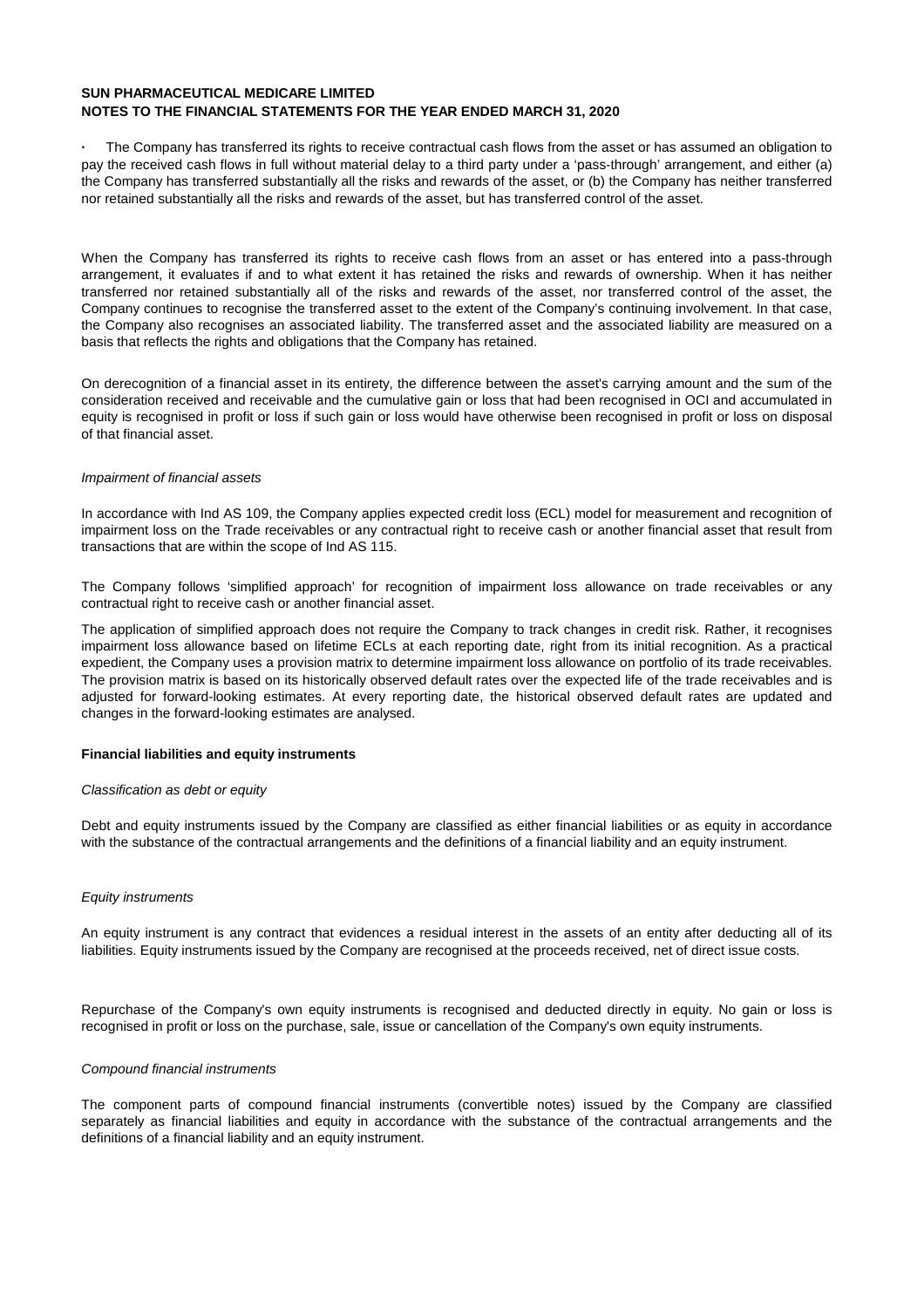- The Company has transferred its rights to receive contractual cash flows from the asset or has assumed an obligation to pay the received cash flows in full without material delay to a third party under a 'pass-through' arrangement, and either (a) the Company has transferred substantially all the risks and rewards of the asset, or (b) the Company has neither transferred nor retained substantially all the risks and rewards of the asset, but has transferred control of the asset.

When the Company has transferred its rights to receive cash flows from an asset or has entered into a pass-through arrangement, it evaluates if and to what extent it has retained the risks and rewards of ownership. When it has neither transferred nor retained substantially all of the risks and rewards of the asset, nor transferred control of the asset, the Company continues to recognise the transferred asset to the extent of the Company's continuing involvement. In that case, the Company also recognises an associated liability. The transferred asset and the associated liability are measured on a basis that reflects the rights and obligations that the Company has retained.

On derecognition of a financial asset in its entirety, the difference between the asset's carrying amount and the sum of the consideration received and receivable and the cumulative gain or loss that had been recognised in OCI and accumulated in equity is recognised in profit or loss if such gain or loss would have otherwise been recognised in profit or loss on disposal of that financial asset.

*Impairment of financial assets*

In accordance with Ind AS 109, the Company applies expected credit loss (ECL) model for measurement and recognition of impairment loss on the Trade receivables or any contractual right to receive cash or another financial asset that result from transactions that are within the scope of Ind AS 115.

The Company follows 'simplified approach' for recognition of impairment loss allowance on trade receivables or any contractual right to receive cash or another financial asset.

The application of simplified approach does not require the Company to track changes in credit risk. Rather, it recognises impairment loss allowance based on lifetime ECLs at each reporting date, right from its initial recognition. As a practical expedient, the Company uses a provision matrix to determine impairment loss allowance on portfolio of its trade receivables. The provision matrix is based on its historically observed default rates over the expected life of the trade receivables and is adjusted for forward-looking estimates. At every reporting date, the historical observed default rates are updated and changes in the forward-looking estimates are analysed.

**Financial liabilities and equity instruments**

*Classification as debt or equity*

Debt and equity instruments issued by the Company are classified as either financial liabilities or as equity in accordance with the substance of the contractual arrangements and the definitions of a financial liability and an equity instrument.

*Equity instruments*

An equity instrument is any contract that evidences a residual interest in the assets of an entity after deducting all of its liabilities. Equity instruments issued by the Company are recognised at the proceeds received, net of direct issue costs.

Repurchase of the Company's own equity instruments is recognised and deducted directly in equity. No gain or loss is recognised in profit or loss on the purchase, sale, issue or cancellation of the Company's own equity instruments.

*Compound financial instruments*

The component parts of compound financial instruments (convertible notes) issued by the Company are classified separately as financial liabilities and equity in accordance with the substance of the contractual arrangements and the definitions of a financial liability and an equity instrument.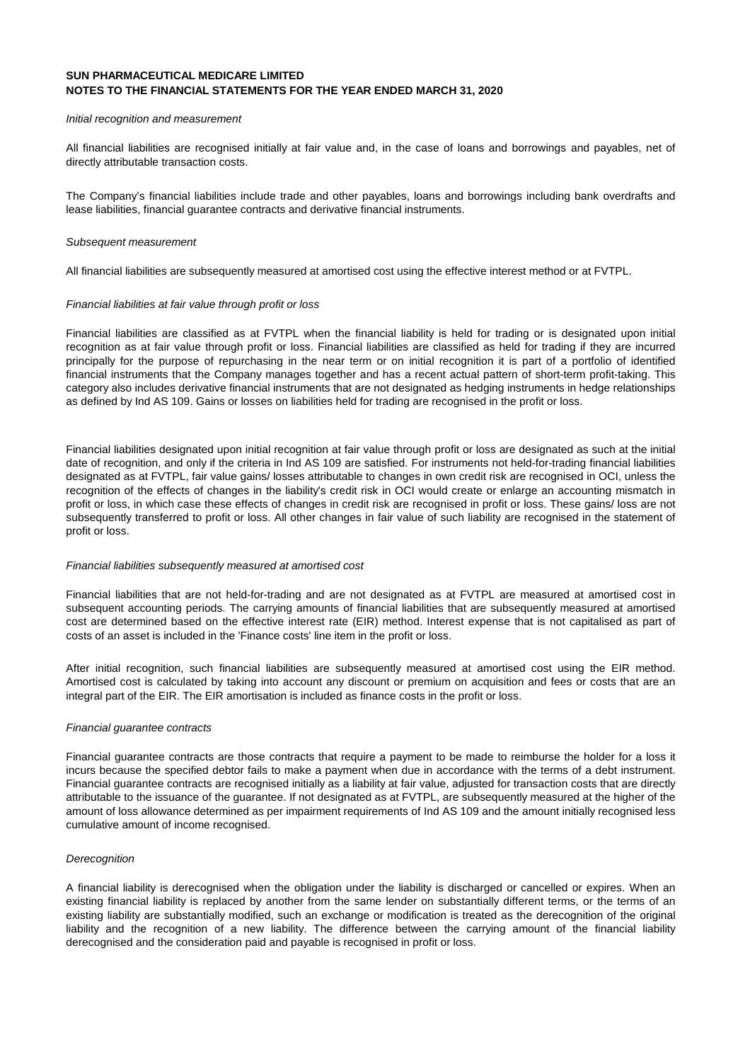*Initial recognition and measurement*

All financial liabilities are recognised initially at fair value and, in the case of loans and borrowings and payables, net of directly attributable transaction costs.

The Company's financial liabilities include trade and other payables, loans and borrowings including bank overdrafts and lease liabilities, financial guarantee contracts and derivative financial instruments.

*Subsequent measurement*

All financial liabilities are subsequently measured at amortised cost using the effective interest method or at FVTPL.

*Financial liabilities at fair value through profit or loss*

Financial liabilities are classified as at FVTPL when the financial liability is held for trading or is designated upon initial recognition as at fair value through profit or loss. Financial liabilities are classified as held for trading if they are incurred principally for the purpose of repurchasing in the near term or on initial recognition it is part of a portfolio of identified financial instruments that the Company manages together and has a recent actual pattern of short-term profit-taking. This category also includes derivative financial instruments that are not designated as hedging instruments in hedge relationships as defined by Ind AS 109. Gains or losses on liabilities held for trading are recognised in the profit or loss.

Financial liabilities designated upon initial recognition at fair value through profit or loss are designated as such at the initial date of recognition, and only if the criteria in Ind AS 109 are satisfied. For instruments not held-for-trading financial liabilities designated as at FVTPL, fair value gains/ losses attributable to changes in own credit risk are recognised in OCI, unless the recognition of the effects of changes in the liability's credit risk in OCI would create or enlarge an accounting mismatch in profit or loss, in which case these effects of changes in credit risk are recognised in profit or loss. These gains/ loss are not subsequently transferred to profit or loss. All other changes in fair value of such liability are recognised in the statement of profit or loss.

*Financial liabilities subsequently measured at amortised cost*

Financial liabilities that are not held-for-trading and are not designated as at FVTPL are measured at amortised cost in subsequent accounting periods. The carrying amounts of financial liabilities that are subsequently measured at amortised cost are determined based on the effective interest rate (EIR) method. Interest expense that is not capitalised as part of costs of an asset is included in the 'Finance costs' line item in the profit or loss.

After initial recognition, such financial liabilities are subsequently measured at amortised cost using the EIR method. Amortised cost is calculated by taking into account any discount or premium on acquisition and fees or costs that are an integral part of the EIR. The EIR amortisation is included as finance costs in the profit or loss.

*Financial guarantee contracts*

Financial guarantee contracts are those contracts that require a payment to be made to reimburse the holder for a loss it incurs because the specified debtor fails to make a payment when due in accordance with the terms of a debt instrument. Financial guarantee contracts are recognised initially as a liability at fair value, adjusted for transaction costs that are directly attributable to the issuance of the guarantee. If not designated as at FVTPL, are subsequently measured at the higher of the amount of loss allowance determined as per impairment requirements of Ind AS 109 and the amount initially recognised less cumulative amount of income recognised.

*Derecognition*

A financial liability is derecognised when the obligation under the liability is discharged or cancelled or expires. When an existing financial liability is replaced by another from the same lender on substantially different terms, or the terms of an existing liability are substantially modified, such an exchange or modification is treated as the derecognition of the original liability and the recognition of a new liability. The difference between the carrying amount of the financial liability derecognised and the consideration paid and payable is recognised in profit or loss.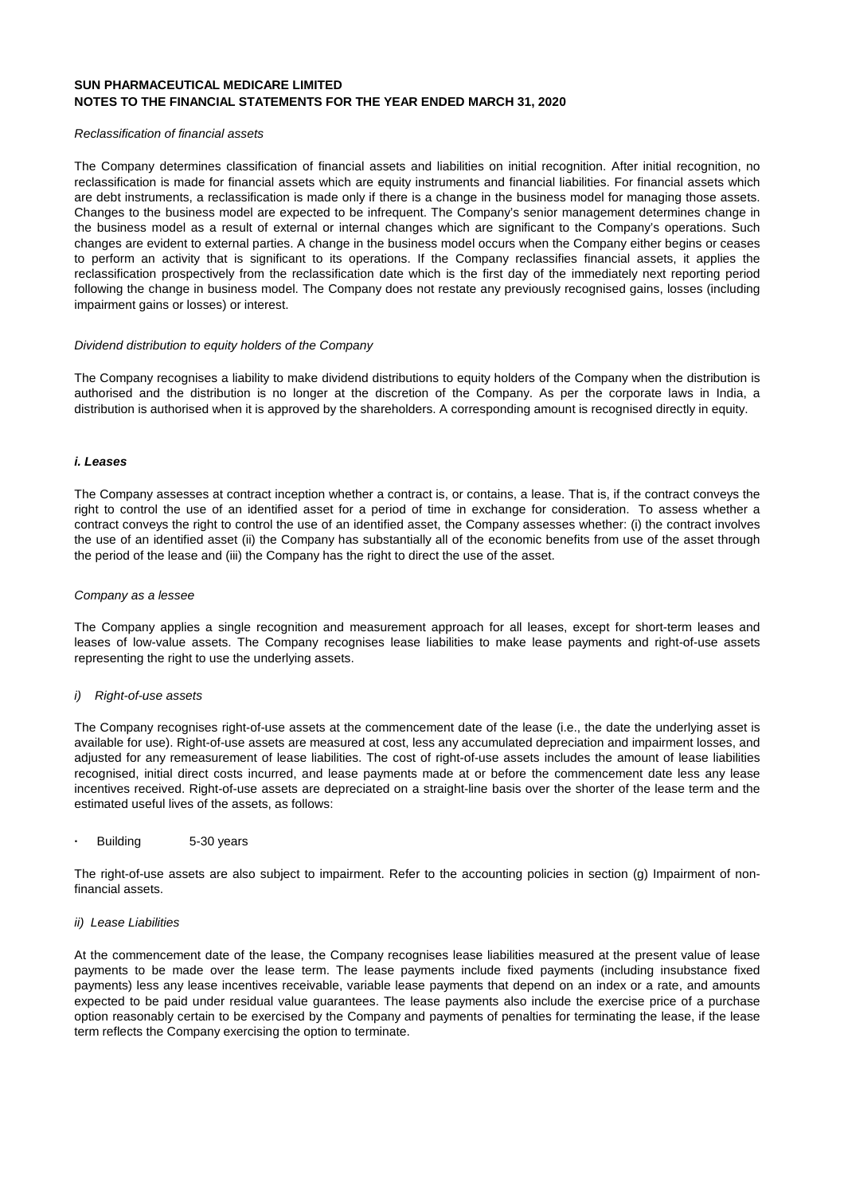*Reclassification of financial assets*

The Company determines classification of financial assets and liabilities on initial recognition. After initial recognition, no reclassification is made for financial assets which are equity instruments and financial liabilities. For financial assets which are debt instruments, a reclassification is made only if there is a change in the business model for managing those assets. Changes to the business model are expected to be infrequent. The Company's senior management determines change in the business model as a result of external or internal changes which are significant to the Company's operations. Such changes are evident to external parties. A change in the business model occurs when the Company either begins or ceases to perform an activity that is significant to its operations. If the Company reclassifies financial assets, it applies the reclassification prospectively from the reclassification date which is the first day of the immediately next reporting period following the change in business model. The Company does not restate any previously recognised gains, losses (including impairment gains or losses) or interest.

*Dividend distribution to equity holders of the Company*

The Company recognises a liability to make dividend distributions to equity holders of the Company when the distribution is authorised and the distribution is no longer at the discretion of the Company. As per the corporate laws in India, a distribution is authorised when it is approved by the shareholders. A corresponding amount is recognised directly in equity.

***i. Leases***

The Company assesses at contract inception whether a contract is, or contains, a lease. That is, if the contract conveys the right to control the use of an identified asset for a period of time in exchange for consideration. To assess whether a contract conveys the right to control the use of an identified asset, the Company assesses whether: (i) the contract involves the use of an identified asset (ii) the Company has substantially all of the economic benefits from use of the asset through the period of the lease and (iii) the Company has the right to direct the use of the asset.

*Company as a lessee*

The Company applies a single recognition and measurement approach for all leases, except for short-term leases and leases of low-value assets. The Company recognises lease liabilities to make lease payments and right-of-use assets representing the right to use the underlying assets.

*i) Right-of-use assets*

The Company recognises right-of-use assets at the commencement date of the lease (i.e., the date the underlying asset is available for use). Right-of-use assets are measured at cost, less any accumulated depreciation and impairment losses, and adjusted for any remeasurement of lease liabilities. The cost of right-of-use assets includes the amount of lease liabilities recognised, initial direct costs incurred, and lease payments made at or before the commencement date less any lease incentives received. Right-of-use assets are depreciated on a straight-line basis over the shorter of the lease term and the estimated useful lives of the assets, as follows:

- Building 5-30 years

The right-of-use assets are also subject to impairment. Refer to the accounting policies in section (g) Impairment of non-financial assets.

*ii) Lease Liabilities*

At the commencement date of the lease, the Company recognises lease liabilities measured at the present value of lease payments to be made over the lease term. The lease payments include fixed payments (including insubstance fixed payments) less any lease incentives receivable, variable lease payments that depend on an index or a rate, and amounts expected to be paid under residual value guarantees. The lease payments also include the exercise price of a purchase option reasonably certain to be exercised by the Company and payments of penalties for terminating the lease, if the lease term reflects the Company exercising the option to terminate.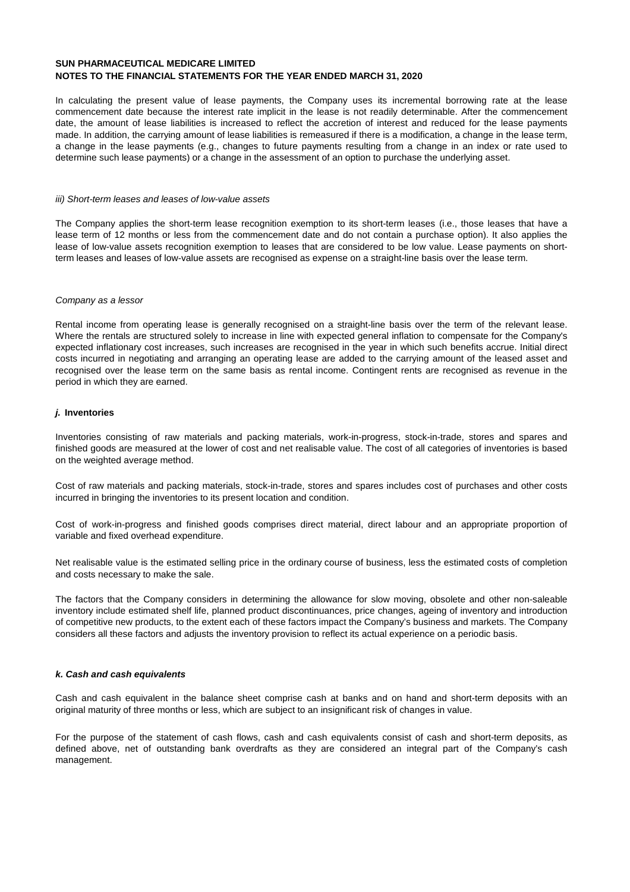In calculating the present value of lease payments, the Company uses its incremental borrowing rate at the lease commencement date because the interest rate implicit in the lease is not readily determinable. After the commencement date, the amount of lease liabilities is increased to reflect the accretion of interest and reduced for the lease payments made. In addition, the carrying amount of lease liabilities is remeasured if there is a modification, a change in the lease term, a change in the lease payments (e.g., changes to future payments resulting from a change in an index or rate used to determine such lease payments) or a change in the assessment of an option to purchase the underlying asset.

*iii) Short-term leases and leases of low-value assets*

The Company applies the short-term lease recognition exemption to its short-term leases (i.e., those leases that have a lease term of 12 months or less from the commencement date and do not contain a purchase option). It also applies the lease of low-value assets recognition exemption to leases that are considered to be low value. Lease payments on short-term leases and leases of low-value assets are recognised as expense on a straight-line basis over the lease term.

*Company as a lessor*

Rental income from operating lease is generally recognised on a straight-line basis over the term of the relevant lease. Where the rentals are structured solely to increase in line with expected general inflation to compensate for the Company's expected inflationary cost increases, such increases are recognised in the year in which such benefits accrue. Initial direct costs incurred in negotiating and arranging an operating lease are added to the carrying amount of the leased asset and recognised over the lease term on the same basis as rental income. Contingent rents are recognised as revenue in the period in which they are earned.

### *j.* Inventories

Inventories consisting of raw materials and packing materials, work-in-progress, stock-in-trade, stores and spares and finished goods are measured at the lower of cost and net realisable value. The cost of all categories of inventories is based on the weighted average method.

Cost of raw materials and packing materials, stock-in-trade, stores and spares includes cost of purchases and other costs incurred in bringing the inventories to its present location and condition.

Cost of work-in-progress and finished goods comprises direct material, direct labour and an appropriate proportion of variable and fixed overhead expenditure.

Net realisable value is the estimated selling price in the ordinary course of business, less the estimated costs of completion and costs necessary to make the sale.

The factors that the Company considers in determining the allowance for slow moving, obsolete and other non-saleable inventory include estimated shelf life, planned product discontinuances, price changes, ageing of inventory and introduction of competitive new products, to the extent each of these factors impact the Company's business and markets. The Company considers all these factors and adjusts the inventory provision to reflect its actual experience on a periodic basis.

### *k. Cash and cash equivalents*

Cash and cash equivalent in the balance sheet comprise cash at banks and on hand and short-term deposits with an original maturity of three months or less, which are subject to an insignificant risk of changes in value.

For the purpose of the statement of cash flows, cash and cash equivalents consist of cash and short-term deposits, as defined above, net of outstanding bank overdrafts as they are considered an integral part of the Company's cash management.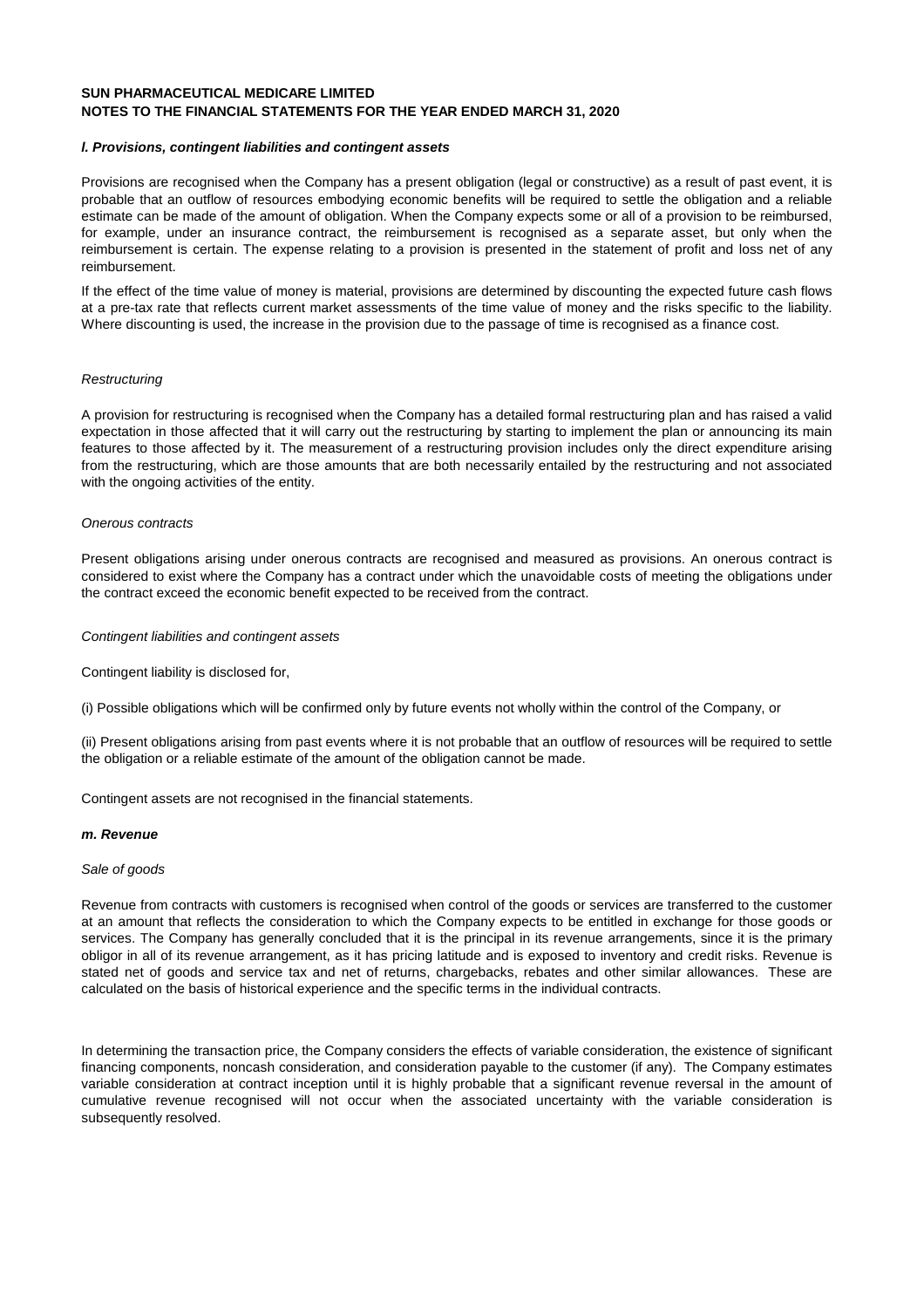**SUN PHARMACEUTICAL MEDICARE LIMITED**
**NOTES TO THE FINANCIAL STATEMENTS FOR THE YEAR ENDED MARCH 31, 2020**

***l. Provisions, contingent liabilities and contingent assets***

Provisions are recognised when the Company has a present obligation (legal or constructive) as a result of past event, it is probable that an outflow of resources embodying economic benefits will be required to settle the obligation and a reliable estimate can be made of the amount of obligation. When the Company expects some or all of a provision to be reimbursed, for example, under an insurance contract, the reimbursement is recognised as a separate asset, but only when the reimbursement is certain. The expense relating to a provision is presented in the statement of profit and loss net of any reimbursement.

If the effect of the time value of money is material, provisions are determined by discounting the expected future cash flows at a pre-tax rate that reflects current market assessments of the time value of money and the risks specific to the liability. Where discounting is used, the increase in the provision due to the passage of time is recognised as a finance cost.

*Restructuring*

A provision for restructuring is recognised when the Company has a detailed formal restructuring plan and has raised a valid expectation in those affected that it will carry out the restructuring by starting to implement the plan or announcing its main features to those affected by it. The measurement of a restructuring provision includes only the direct expenditure arising from the restructuring, which are those amounts that are both necessarily entailed by the restructuring and not associated with the ongoing activities of the entity.

*Onerous contracts*

Present obligations arising under onerous contracts are recognised and measured as provisions. An onerous contract is considered to exist where the Company has a contract under which the unavoidable costs of meeting the obligations under the contract exceed the economic benefit expected to be received from the contract.

*Contingent liabilities and contingent assets*

Contingent liability is disclosed for,

(i) Possible obligations which will be confirmed only by future events not wholly within the control of the Company, or

(ii) Present obligations arising from past events where it is not probable that an outflow of resources will be required to settle the obligation or a reliable estimate of the amount of the obligation cannot be made.

Contingent assets are not recognised in the financial statements.

***m. Revenue***

*Sale of goods*

Revenue from contracts with customers is recognised when control of the goods or services are transferred to the customer at an amount that reflects the consideration to which the Company expects to be entitled in exchange for those goods or services. The Company has generally concluded that it is the principal in its revenue arrangements, since it is the primary obligor in all of its revenue arrangement, as it has pricing latitude and is exposed to inventory and credit risks. Revenue is stated net of goods and service tax and net of returns, chargebacks, rebates and other similar allowances. These are calculated on the basis of historical experience and the specific terms in the individual contracts.

In determining the transaction price, the Company considers the effects of variable consideration, the existence of significant financing components, noncash consideration, and consideration payable to the customer (if any). The Company estimates variable consideration at contract inception until it is highly probable that a significant revenue reversal in the amount of cumulative revenue recognised will not occur when the associated uncertainty with the variable consideration is subsequently resolved.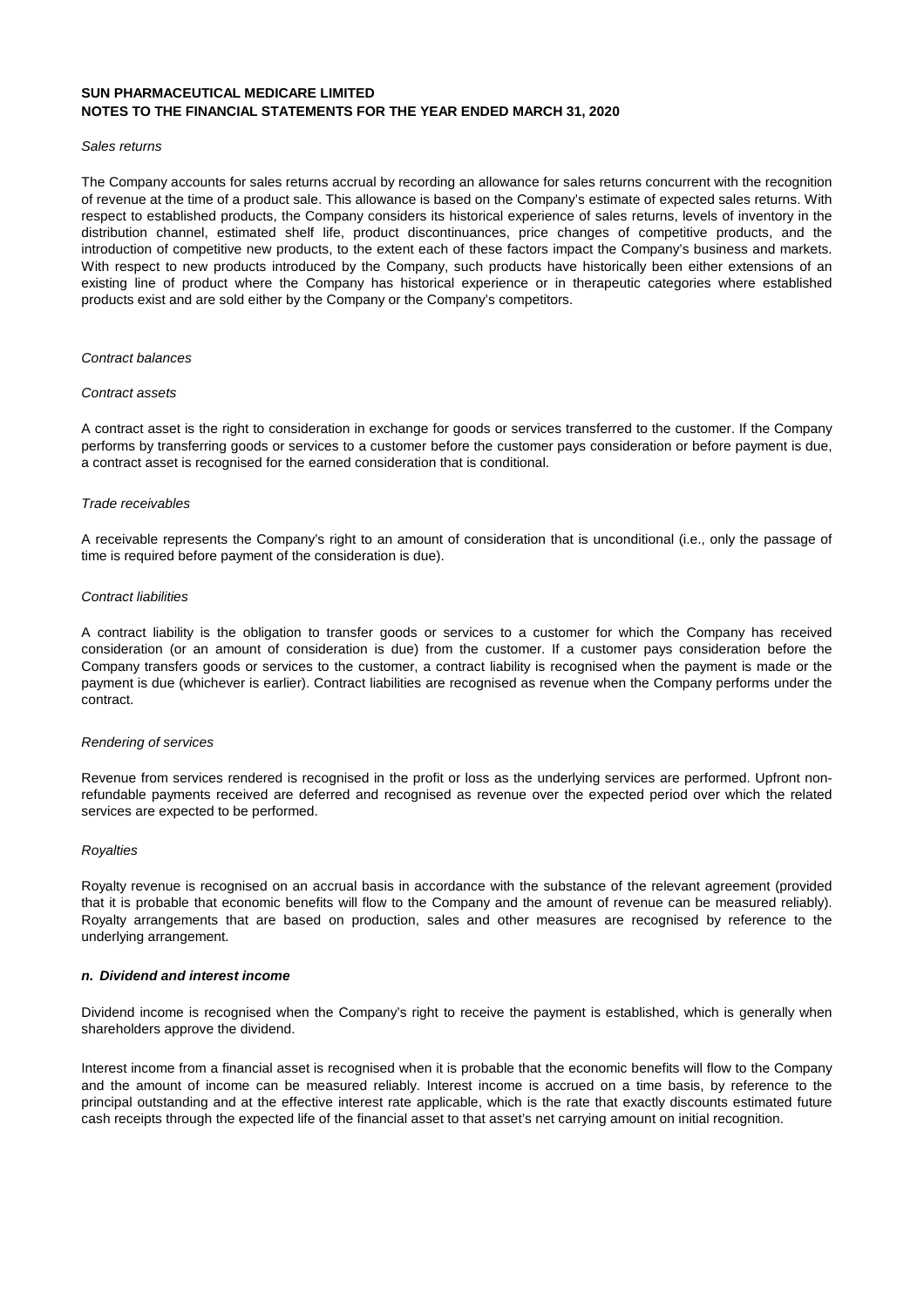*Sales returns*

The Company accounts for sales returns accrual by recording an allowance for sales returns concurrent with the recognition of revenue at the time of a product sale. This allowance is based on the Company's estimate of expected sales returns. With respect to established products, the Company considers its historical experience of sales returns, levels of inventory in the distribution channel, estimated shelf life, product discontinuances, price changes of competitive products, and the introduction of competitive new products, to the extent each of these factors impact the Company's business and markets. With respect to new products introduced by the Company, such products have historically been either extensions of an existing line of product where the Company has historical experience or in therapeutic categories where established products exist and are sold either by the Company or the Company's competitors.

*Contract balances*

*Contract assets*

A contract asset is the right to consideration in exchange for goods or services transferred to the customer. If the Company performs by transferring goods or services to a customer before the customer pays consideration or before payment is due, a contract asset is recognised for the earned consideration that is conditional.

*Trade receivables*

A receivable represents the Company's right to an amount of consideration that is unconditional (i.e., only the passage of time is required before payment of the consideration is due).

*Contract liabilities*

A contract liability is the obligation to transfer goods or services to a customer for which the Company has received consideration (or an amount of consideration is due) from the customer. If a customer pays consideration before the Company transfers goods or services to the customer, a contract liability is recognised when the payment is made or the payment is due (whichever is earlier). Contract liabilities are recognised as revenue when the Company performs under the contract.

*Rendering of services*

Revenue from services rendered is recognised in the profit or loss as the underlying services are performed. Upfront non-refundable payments received are deferred and recognised as revenue over the expected period over which the related services are expected to be performed.

*Royalties*

Royalty revenue is recognised on an accrual basis in accordance with the substance of the relevant agreement (provided that it is probable that economic benefits will flow to the Company and the amount of revenue can be measured reliably). Royalty arrangements that are based on production, sales and other measures are recognised by reference to the underlying arrangement.

***n. Dividend and interest income***

Dividend income is recognised when the Company's right to receive the payment is established, which is generally when shareholders approve the dividend.

Interest income from a financial asset is recognised when it is probable that the economic benefits will flow to the Company and the amount of income can be measured reliably. Interest income is accrued on a time basis, by reference to the principal outstanding and at the effective interest rate applicable, which is the rate that exactly discounts estimated future cash receipts through the expected life of the financial asset to that asset's net carrying amount on initial recognition.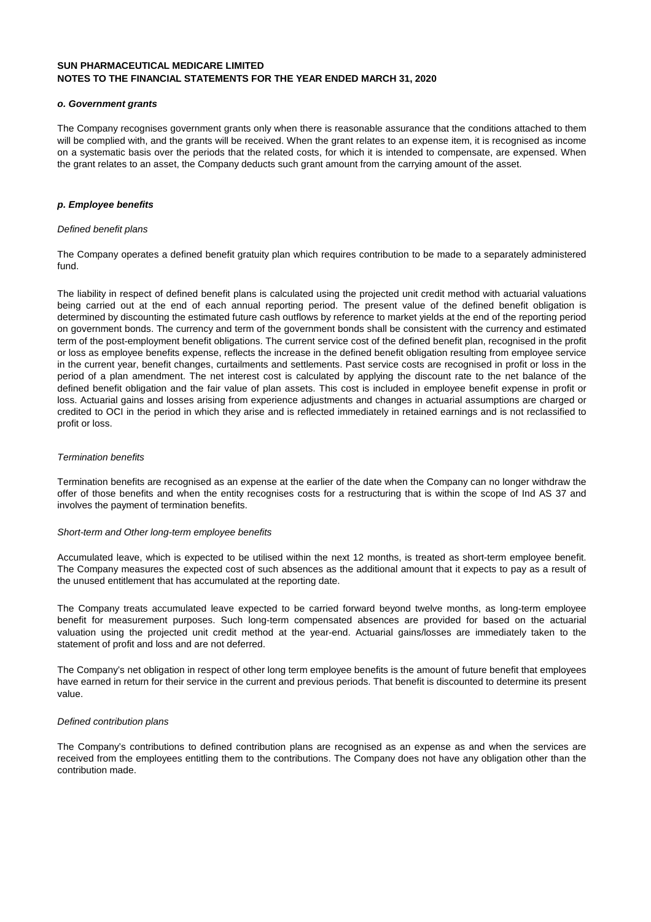**SUN PHARMACEUTICAL MEDICARE LIMITED**
**NOTES TO THE FINANCIAL STATEMENTS FOR THE YEAR ENDED MARCH 31, 2020**

***o. Government grants***

The Company recognises government grants only when there is reasonable assurance that the conditions attached to them will be complied with, and the grants will be received. When the grant relates to an expense item, it is recognised as income on a systematic basis over the periods that the related costs, for which it is intended to compensate, are expensed. When the grant relates to an asset, the Company deducts such grant amount from the carrying amount of the asset.

***p. Employee benefits***

*Defined benefit plans*

The Company operates a defined benefit gratuity plan which requires contribution to be made to a separately administered fund.

The liability in respect of defined benefit plans is calculated using the projected unit credit method with actuarial valuations being carried out at the end of each annual reporting period. The present value of the defined benefit obligation is determined by discounting the estimated future cash outflows by reference to market yields at the end of the reporting period on government bonds. The currency and term of the government bonds shall be consistent with the currency and estimated term of the post-employment benefit obligations. The current service cost of the defined benefit plan, recognised in the profit or loss as employee benefits expense, reflects the increase in the defined benefit obligation resulting from employee service in the current year, benefit changes, curtailments and settlements. Past service costs are recognised in profit or loss in the period of a plan amendment. The net interest cost is calculated by applying the discount rate to the net balance of the defined benefit obligation and the fair value of plan assets. This cost is included in employee benefit expense in profit or loss. Actuarial gains and losses arising from experience adjustments and changes in actuarial assumptions are charged or credited to OCI in the period in which they arise and is reflected immediately in retained earnings and is not reclassified to profit or loss.

*Termination benefits*

Termination benefits are recognised as an expense at the earlier of the date when the Company can no longer withdraw the offer of those benefits and when the entity recognises costs for a restructuring that is within the scope of Ind AS 37 and involves the payment of termination benefits.

*Short-term and Other long-term employee benefits*

Accumulated leave, which is expected to be utilised within the next 12 months, is treated as short-term employee benefit. The Company measures the expected cost of such absences as the additional amount that it expects to pay as a result of the unused entitlement that has accumulated at the reporting date.

The Company treats accumulated leave expected to be carried forward beyond twelve months, as long-term employee benefit for measurement purposes. Such long-term compensated absences are provided for based on the actuarial valuation using the projected unit credit method at the year-end. Actuarial gains/losses are immediately taken to the statement of profit and loss and are not deferred.

The Company's net obligation in respect of other long term employee benefits is the amount of future benefit that employees have earned in return for their service in the current and previous periods. That benefit is discounted to determine its present value.

*Defined contribution plans*

The Company's contributions to defined contribution plans are recognised as an expense as and when the services are received from the employees entitling them to the contributions. The Company does not have any obligation other than the contribution made.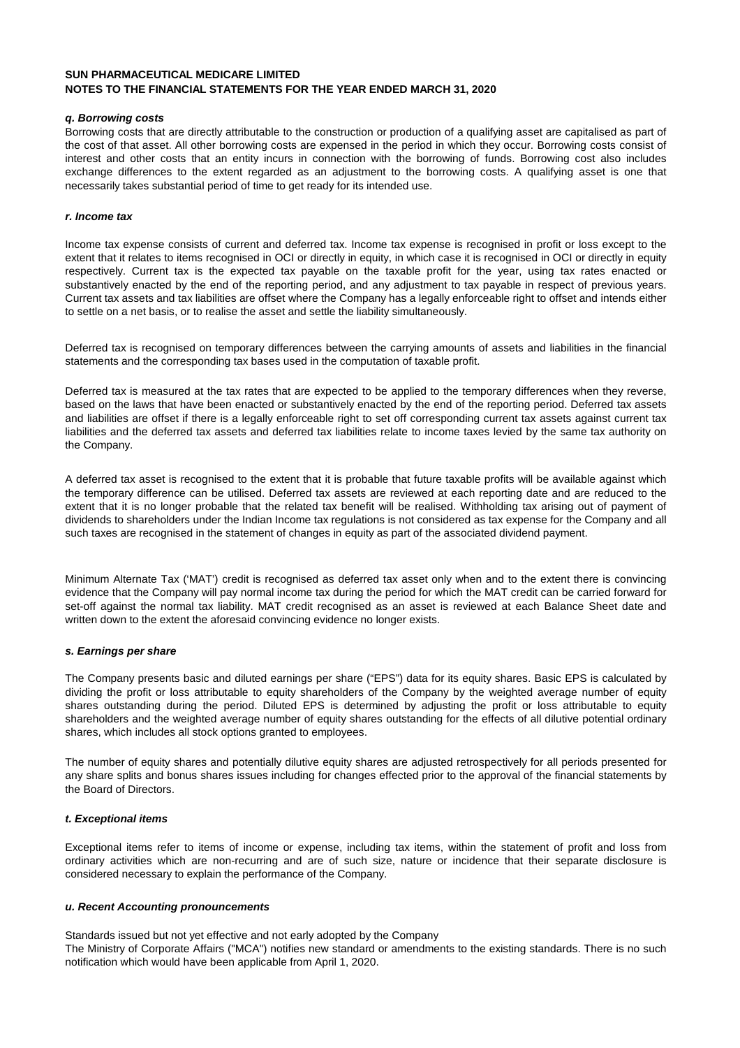**SUN PHARMACEUTICAL MEDICARE LIMITED**
**NOTES TO THE FINANCIAL STATEMENTS FOR THE YEAR ENDED MARCH 31, 2020**

***q. Borrowing costs***

Borrowing costs that are directly attributable to the construction or production of a qualifying asset are capitalised as part of the cost of that asset. All other borrowing costs are expensed in the period in which they occur. Borrowing costs consist of interest and other costs that an entity incurs in connection with the borrowing of funds. Borrowing cost also includes exchange differences to the extent regarded as an adjustment to the borrowing costs. A qualifying asset is one that necessarily takes substantial period of time to get ready for its intended use.

***r. Income tax***

Income tax expense consists of current and deferred tax. Income tax expense is recognised in profit or loss except to the extent that it relates to items recognised in OCI or directly in equity, in which case it is recognised in OCI or directly in equity respectively. Current tax is the expected tax payable on the taxable profit for the year, using tax rates enacted or substantively enacted by the end of the reporting period, and any adjustment to tax payable in respect of previous years. Current tax assets and tax liabilities are offset where the Company has a legally enforceable right to offset and intends either to settle on a net basis, or to realise the asset and settle the liability simultaneously.

Deferred tax is recognised on temporary differences between the carrying amounts of assets and liabilities in the financial statements and the corresponding tax bases used in the computation of taxable profit.

Deferred tax is measured at the tax rates that are expected to be applied to the temporary differences when they reverse, based on the laws that have been enacted or substantively enacted by the end of the reporting period. Deferred tax assets and liabilities are offset if there is a legally enforceable right to set off corresponding current tax assets against current tax liabilities and the deferred tax assets and deferred tax liabilities relate to income taxes levied by the same tax authority on the Company.

A deferred tax asset is recognised to the extent that it is probable that future taxable profits will be available against which the temporary difference can be utilised. Deferred tax assets are reviewed at each reporting date and are reduced to the extent that it is no longer probable that the related tax benefit will be realised. Withholding tax arising out of payment of dividends to shareholders under the Indian Income tax regulations is not considered as tax expense for the Company and all such taxes are recognised in the statement of changes in equity as part of the associated dividend payment.

Minimum Alternate Tax ('MAT') credit is recognised as deferred tax asset only when and to the extent there is convincing evidence that the Company will pay normal income tax during the period for which the MAT credit can be carried forward for set-off against the normal tax liability. MAT credit recognised as an asset is reviewed at each Balance Sheet date and written down to the extent the aforesaid convincing evidence no longer exists.

***s. Earnings per share***

The Company presents basic and diluted earnings per share ("EPS") data for its equity shares. Basic EPS is calculated by dividing the profit or loss attributable to equity shareholders of the Company by the weighted average number of equity shares outstanding during the period. Diluted EPS is determined by adjusting the profit or loss attributable to equity shareholders and the weighted average number of equity shares outstanding for the effects of all dilutive potential ordinary shares, which includes all stock options granted to employees.

The number of equity shares and potentially dilutive equity shares are adjusted retrospectively for all periods presented for any share splits and bonus shares issues including for changes effected prior to the approval of the financial statements by the Board of Directors.

***t. Exceptional items***

Exceptional items refer to items of income or expense, including tax items, within the statement of profit and loss from ordinary activities which are non-recurring and are of such size, nature or incidence that their separate disclosure is considered necessary to explain the performance of the Company.

***u. Recent Accounting pronouncements***

Standards issued but not yet effective and not early adopted by the Company
The Ministry of Corporate Affairs ("MCA") notifies new standard or amendments to the existing standards. There is no such notification which would have been applicable from April 1, 2020.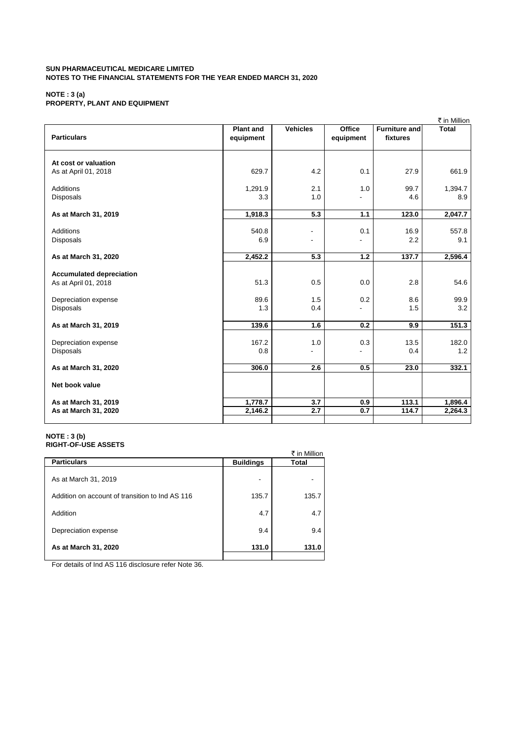**SUN PHARMACEUTICAL MEDICARE LIMITED**
**NOTES TO THE FINANCIAL STATEMENTS FOR THE YEAR ENDED MARCH 31, 2020**

**NOTE : 3 (a)**
**PROPERTY, PLANT AND EQUIPMENT**

₹ in Million

| Particulars | Plant and equipment | Vehicles | Office equipment | Furniture and fixtures | Total |
|---|---|---|---|---|---|
| **At cost or valuation** | | | | | |
| As at April 01, 2018 | 629.7 | 4.2 | 0.1 | 27.9 | 661.9 |
| Additions | 1,291.9 | 2.1 | 1.0 | 99.7 | 1,394.7 |
| Disposals | 3.3 | 1.0 | - | 4.6 | 8.9 |
| **As at March 31, 2019** | **1,918.3** | **5.3** | **1.1** | **123.0** | **2,047.7** |
| Additions | 540.8 | - | 0.1 | 16.9 | 557.8 |
| Disposals | 6.9 | - | - | 2.2 | 9.1 |
| **As at March 31, 2020** | **2,452.2** | **5.3** | **1.2** | **137.7** | **2,596.4** |
| **Accumulated depreciation** | | | | | |
| As at April 01, 2018 | 51.3 | 0.5 | 0.0 | 2.8 | 54.6 |
| Depreciation expense | 89.6 | 1.5 | 0.2 | 8.6 | 99.9 |
| Disposals | 1.3 | 0.4 | - | 1.5 | 3.2 |
| **As at March 31, 2019** | **139.6** | **1.6** | **0.2** | **9.9** | **151.3** |
| Depreciation expense | 167.2 | 1.0 | 0.3 | 13.5 | 182.0 |
| Disposals | 0.8 | - | - | 0.4 | 1.2 |
| **As at March 31, 2020** | **306.0** | **2.6** | **0.5** | **23.0** | **332.1** |
| **Net book value** | | | | | |
| **As at March 31, 2019** | **1,778.7** | **3.7** | **0.9** | **113.1** | **1,896.4** |
| **As at March 31, 2020** | **2,146.2** | **2.7** | **0.7** | **114.7** | **2,264.3** |

**NOTE : 3 (b)**
**RIGHT-OF-USE ASSETS**

₹ in Million

| Particulars | Buildings | Total |
|---|---|---|
| As at March 31, 2019 | - | - |
| Addition on account of transition to Ind AS 116 | 135.7 | 135.7 |
| Addition | 4.7 | 4.7 |
| Depreciation expense | 9.4 | 9.4 |
| **As at March 31, 2020** | **131.0** | **131.0** |

For details of Ind AS 116 disclosure refer Note 36.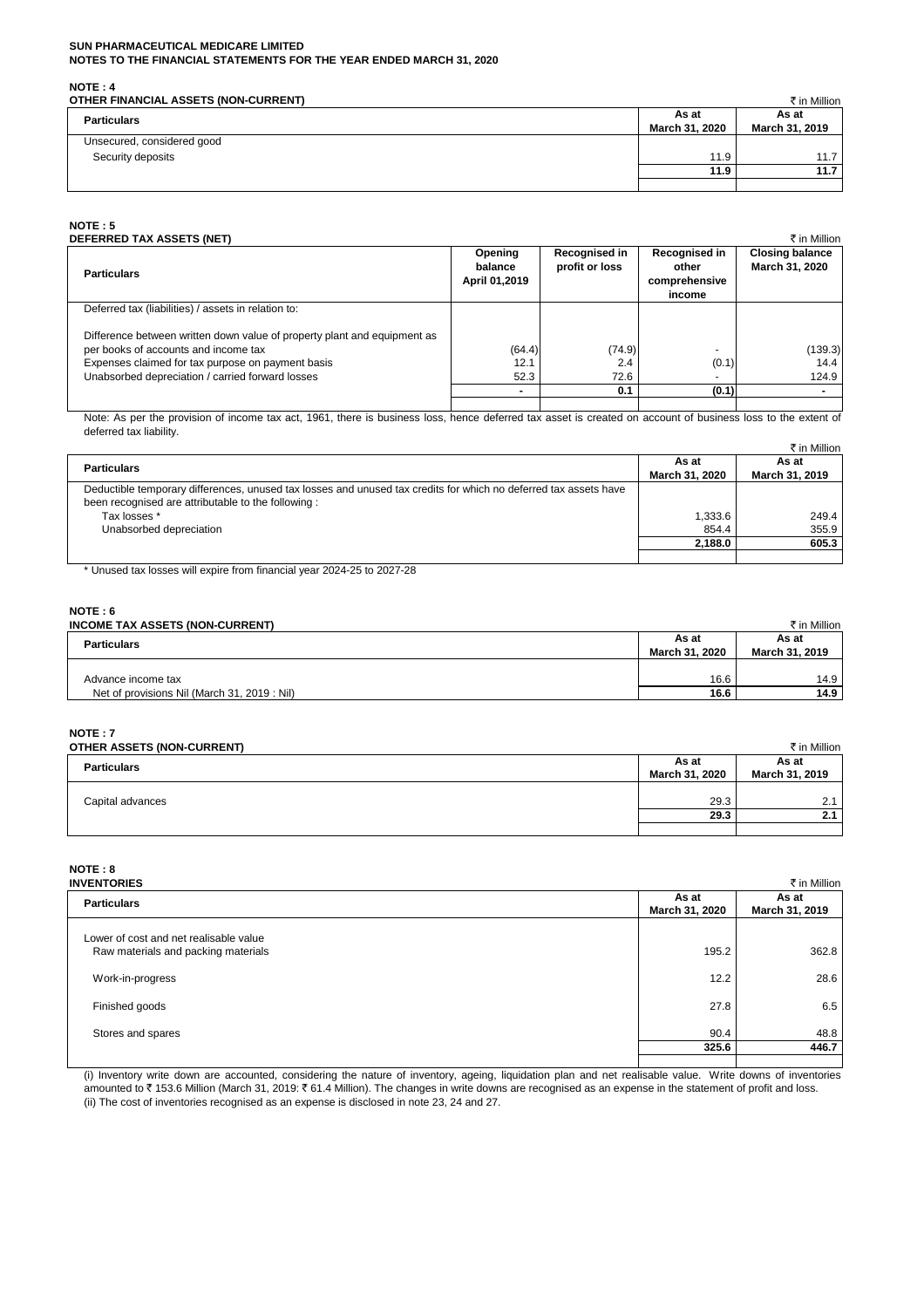**SUN PHARMACEUTICAL MEDICARE LIMITED**
**NOTES TO THE FINANCIAL STATEMENTS FOR THE YEAR ENDED MARCH 31, 2020**

## NOTE : 4
### OTHER FINANCIAL ASSETS (NON-CURRENT)

₹ in Million

| Particulars | As at March 31, 2020 | As at March 31, 2019 |
|---|---|---|
| Unsecured, considered good | | |
| Security deposits | 11.9 | 11.7 |
| | **11.9** | **11.7** |

## NOTE : 5
### DEFERRED TAX ASSETS (NET)

₹ in Million

| Particulars | Opening balance April 01,2019 | Recognised in profit or loss | Recognised in other comprehensive income | Closing balance March 31, 2020 |
|---|---|---|---|---|
| Deferred tax (liabilities) / assets in relation to: | | | | |
| Difference between written down value of property plant and equipment as per books of accounts and income tax | (64.4) | (74.9) | - | (139.3) |
| Expenses claimed for tax purpose on payment basis | 12.1 | 2.4 | (0.1) | 14.4 |
| Unabsorbed depreciation / carried forward losses | 52.3 | 72.6 | - | 124.9 |
| | - | 0.1 | (0.1) | - |

Note: As per the provision of income tax act, 1961, there is business loss, hence deferred tax asset is created on account of business loss to the extent of deferred tax liability.

₹ in Million

| Particulars | As at March 31, 2020 | As at March 31, 2019 |
|---|---|---|
| Deductible temporary differences, unused tax losses and unused tax credits for which no deferred tax assets have been recognised are attributable to the following : | | |
| Tax losses * | 1,333.6 | 249.4 |
| Unabsorbed depreciation | 854.4 | 355.9 |
| | **2,188.0** | **605.3** |

\* Unused tax losses will expire from financial year 2024-25 to 2027-28

## NOTE : 6
### INCOME TAX ASSETS (NON-CURRENT)

₹ in Million

| Particulars | As at March 31, 2020 | As at March 31, 2019 |
|---|---|---|
| Advance income tax | 16.6 | 14.9 |
| Net of provisions Nil (March 31, 2019 : Nil) | **16.6** | **14.9** |

## NOTE : 7
### OTHER ASSETS (NON-CURRENT)

₹ in Million

| Particulars | As at March 31, 2020 | As at March 31, 2019 |
|---|---|---|
| Capital advances | 29.3 | 2.1 |
| | **29.3** | **2.1** |

## NOTE : 8
### INVENTORIES

₹ in Million

| Particulars | As at March 31, 2020 | As at March 31, 2019 |
|---|---|---|
| Lower of cost and net realisable value | | |
| Raw materials and packing materials | 195.2 | 362.8 |
| Work-in-progress | 12.2 | 28.6 |
| Finished goods | 27.8 | 6.5 |
| Stores and spares | 90.4 | 48.8 |
| | **325.6** | **446.7** |

(i) Inventory write down are accounted, considering the nature of inventory, ageing, liquidation plan and net realisable value. Write downs of inventories amounted to ₹ 153.6 Million (March 31, 2019: ₹ 61.4 Million). The changes in write downs are recognised as an expense in the statement of profit and loss.
(ii) The cost of inventories recognised as an expense is disclosed in note 23, 24 and 27.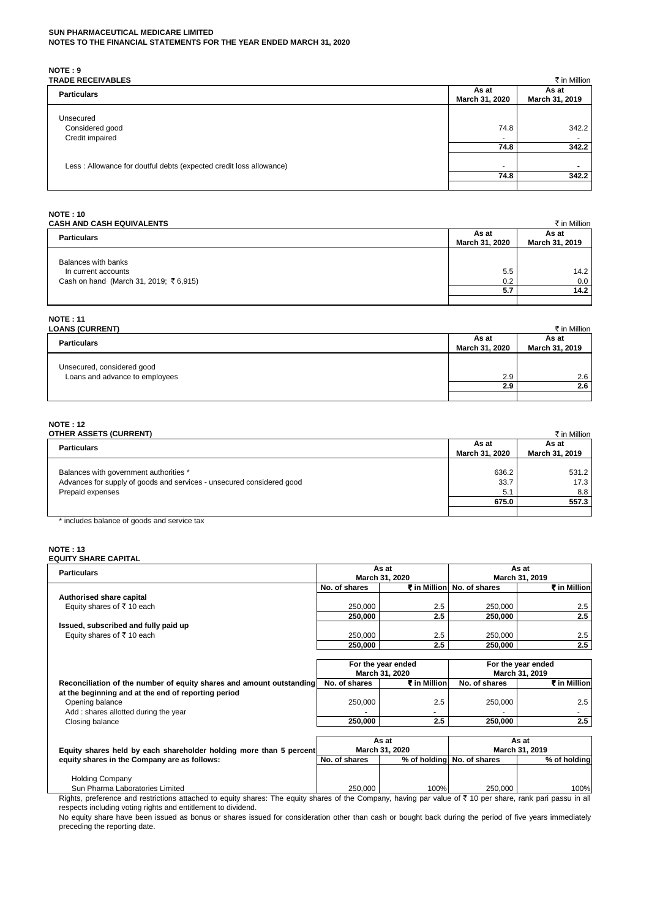**SUN PHARMACEUTICAL MEDICARE LIMITED**
**NOTES TO THE FINANCIAL STATEMENTS FOR THE YEAR ENDED MARCH 31, 2020**

**NOTE : 9**
**TRADE RECEIVABLES**

₹ in Million

| Particulars | As at March 31, 2020 | As at March 31, 2019 |
|---|---|---|
| Unsecured | | |
| Considered good | 74.8 | 342.2 |
| Credit impaired | - | - |
| | **74.8** | **342.2** |
| Less : Allowance for doutful debts (expected credit loss allowance) | - | - |
| | **74.8** | **342.2** |

**NOTE : 10**
**CASH AND CASH EQUIVALENTS**

₹ in Million

| Particulars | As at March 31, 2020 | As at March 31, 2019 |
|---|---|---|
| Balances with banks | | |
| In current accounts | 5.5 | 14.2 |
| Cash on hand (March 31, 2019; ₹ 6,915) | 0.2 | 0.0 |
| | **5.7** | **14.2** |

**NOTE : 11**
**LOANS (CURRENT)**

₹ in Million

| Particulars | As at March 31, 2020 | As at March 31, 2019 |
|---|---|---|
| Unsecured, considered good | | |
| Loans and advance to employees | 2.9 | 2.6 |
| | **2.9** | **2.6** |

**NOTE : 12**
**OTHER ASSETS (CURRENT)**

₹ in Million

| Particulars | As at March 31, 2020 | As at March 31, 2019 |
|---|---|---|
| Balances with government authorities * | 636.2 | 531.2 |
| Advances for supply of goods and services - unsecured considered good | 33.7 | 17.3 |
| Prepaid expenses | 5.1 | 8.8 |
| | **675.0** | **557.3** |

\* includes balance of goods and service tax

**NOTE : 13**
**EQUITY SHARE CAPITAL**

| Particulars | As at March 31, 2020 | | As at March 31, 2019 | |
|---|---|---|---|---|
| | No. of shares | ₹ in Million | No. of shares | ₹ in Million |
| **Authorised share capital** | | | | |
| Equity shares of ₹ 10 each | 250,000 | 2.5 | 250,000 | 2.5 |
| | **250,000** | **2.5** | **250,000** | **2.5** |
| **Issued, subscribed and fully paid up** | | | | |
| Equity shares of ₹ 10 each | 250,000 | 2.5 | 250,000 | 2.5 |
| | **250,000** | **2.5** | **250,000** | **2.5** |

| | For the year ended March 31, 2020 | | For the year ended March 31, 2019 | |
|---|---|---|---|---|
| **Reconciliation of the number of equity shares and amount outstanding at the beginning and at the end of reporting period** | No. of shares | ₹ in Million | No. of shares | ₹ in Million |
| Opening balance | 250,000 | 2.5 | 250,000 | 2.5 |
| Add : shares allotted during the year | - | - | - | - |
| Closing balance | **250,000** | **2.5** | **250,000** | **2.5** |

| **Equity shares held by each shareholder holding more than 5 percent equity shares in the Company are as follows:** | As at March 31, 2020 | | As at March 31, 2019 | |
|---|---|---|---|---|
| | No. of shares | % of holding | No. of shares | % of holding |
| Holding Company | | | | |
| Sun Pharma Laboratories Limited | 250,000 | 100% | 250,000 | 100% |

Rights, preference and restrictions attached to equity shares: The equity shares of the Company, having par value of ₹ 10 per share, rank pari passu in all respects including voting rights and entitlement to dividend.

No equity share have been issued as bonus or shares issued for consideration other than cash or bought back during the period of five years immediately preceding the reporting date.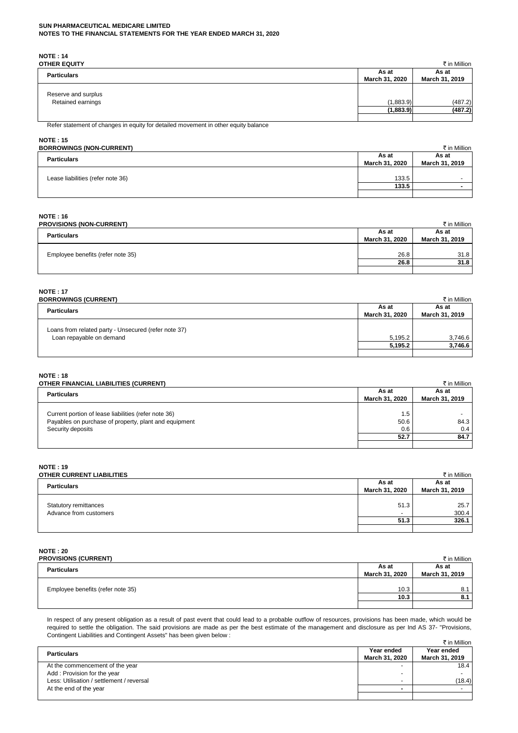**SUN PHARMACEUTICAL MEDICARE LIMITED**
**NOTES TO THE FINANCIAL STATEMENTS FOR THE YEAR ENDED MARCH 31, 2020**

## NOTE : 14
### OTHER EQUITY

₹ in Million

| Particulars | As at March 31, 2020 | As at March 31, 2019 |
|---|---|---|
| Reserve and surplus | | |
| Retained earnings | (1,883.9) | (487.2) |
| | **(1,883.9)** | **(487.2)** |

Refer statement of changes in equity for detailed movement in other equity balance

## NOTE : 15
### BORROWINGS (NON-CURRENT)

₹ in Million

| Particulars | As at March 31, 2020 | As at March 31, 2019 |
|---|---|---|
| Lease liabilities (refer note 36) | 133.5 | - |
| | **133.5** | **-** |

## NOTE : 16
### PROVISIONS (NON-CURRENT)

₹ in Million

| Particulars | As at March 31, 2020 | As at March 31, 2019 |
|---|---|---|
| Employee benefits (refer note 35) | 26.8 | 31.8 |
| | **26.8** | **31.8** |

## NOTE : 17
### BORROWINGS (CURRENT)

₹ in Million

| Particulars | As at March 31, 2020 | As at March 31, 2019 |
|---|---|---|
| Loans from related party - Unsecured (refer note 37) | | |
| Loan repayable on demand | 5,195.2 | 3,746.6 |
| | **5,195.2** | **3,746.6** |

## NOTE : 18
### OTHER FINANCIAL LIABILITIES (CURRENT)

₹ in Million

| Particulars | As at March 31, 2020 | As at March 31, 2019 |
|---|---|---|
| Current portion of lease liabilities (refer note 36) | 1.5 | - |
| Payables on purchase of property, plant and equipment | 50.6 | 84.3 |
| Security deposits | 0.6 | 0.4 |
| | **52.7** | **84.7** |

## NOTE : 19
### OTHER CURRENT LIABILITIES

₹ in Million

| Particulars | As at March 31, 2020 | As at March 31, 2019 |
|---|---|---|
| Statutory remittances | 51.3 | 25.7 |
| Advance from customers | - | 300.4 |
| | **51.3** | **326.1** |

## NOTE : 20
### PROVISIONS (CURRENT)

₹ in Million

| Particulars | As at March 31, 2020 | As at March 31, 2019 |
|---|---|---|
| Employee benefits (refer note 35) | 10.3 | 8.1 |
| | **10.3** | **8.1** |

In respect of any present obligation as a result of past event that could lead to a probable outflow of resources, provisions has been made, which would be required to settle the obligation. The said provisions are made as per the best estimate of the management and disclosure as per Ind AS 37- "Provisions, Contingent Liabilities and Contingent Assets" has been given below :

₹ in Million

| Particulars | Year ended March 31, 2020 | Year ended March 31, 2019 |
|---|---|---|
| At the commencement of the year | - | 18.4 |
| Add : Provision for the year | - | - |
| Less: Utilisation / settlement / reversal | - | (18.4) |
| At the end of the year | **-** | - |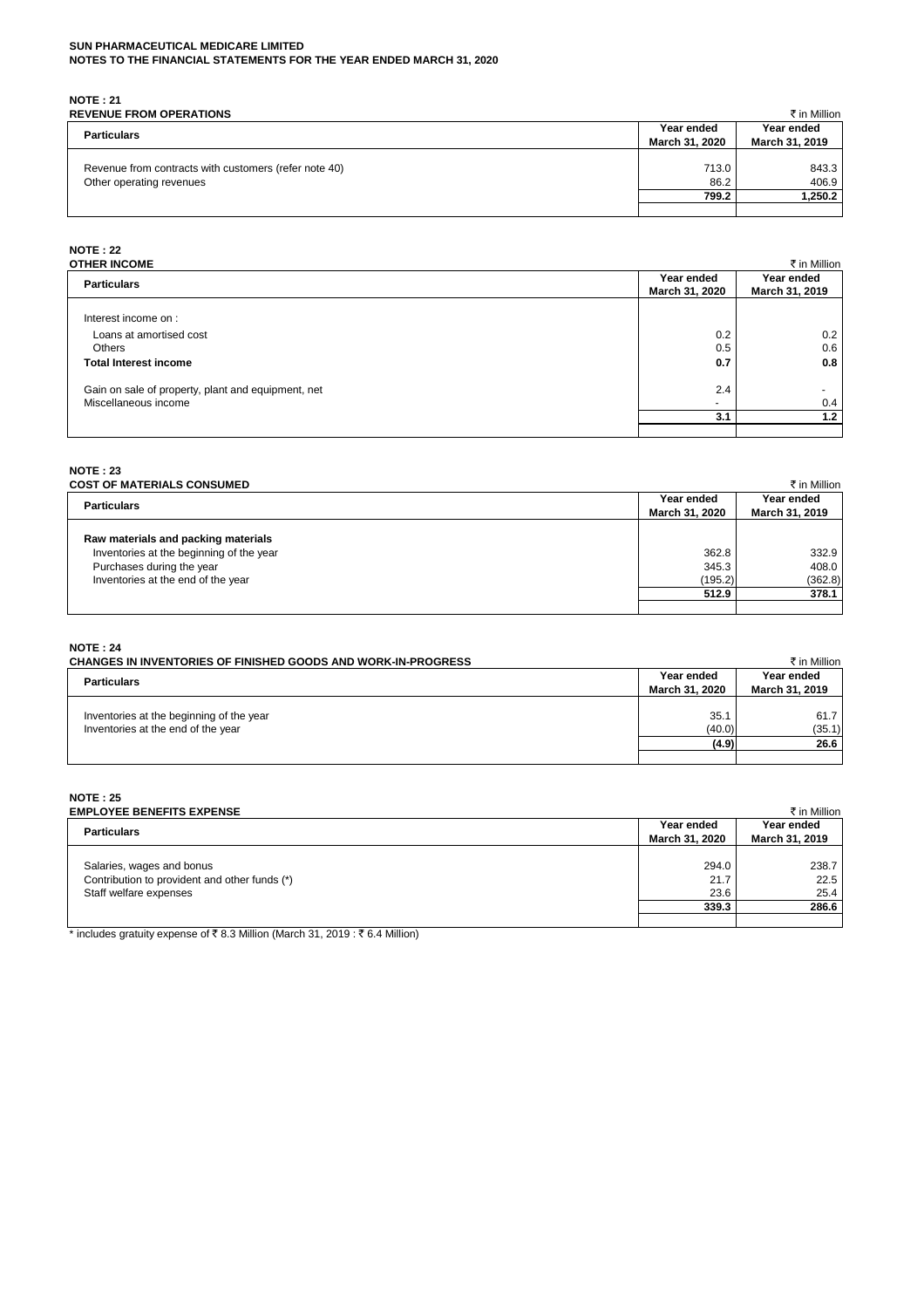**SUN PHARMACEUTICAL MEDICARE LIMITED**
**NOTES TO THE FINANCIAL STATEMENTS FOR THE YEAR ENDED MARCH 31, 2020**

## NOTE : 21
### REVENUE FROM OPERATIONS

₹ in Million

| Particulars | Year ended March 31, 2020 | Year ended March 31, 2019 |
|---|---|---|
| Revenue from contracts with customers (refer note 40) | 713.0 | 843.3 |
| Other operating revenues | 86.2 | 406.9 |
| | **799.2** | **1,250.2** |

## NOTE : 22
### OTHER INCOME

₹ in Million

| Particulars | Year ended March 31, 2020 | Year ended March 31, 2019 |
|---|---|---|
| Interest income on : | | |
| Loans at amortised cost | 0.2 | 0.2 |
| Others | 0.5 | 0.6 |
| **Total Interest income** | **0.7** | **0.8** |
| Gain on sale of property, plant and equipment, net | 2.4 | - |
| Miscellaneous income | - | 0.4 |
| | **3.1** | **1.2** |

## NOTE : 23
### COST OF MATERIALS CONSUMED

₹ in Million

| Particulars | Year ended March 31, 2020 | Year ended March 31, 2019 |
|---|---|---|
| **Raw materials and packing materials** | | |
| Inventories at the beginning of the year | 362.8 | 332.9 |
| Purchases during the year | 345.3 | 408.0 |
| Inventories at the end of the year | (195.2) | (362.8) |
| | **512.9** | **378.1** |

## NOTE : 24
### CHANGES IN INVENTORIES OF FINISHED GOODS AND WORK-IN-PROGRESS

₹ in Million

| Particulars | Year ended March 31, 2020 | Year ended March 31, 2019 |
|---|---|---|
| Inventories at the beginning of the year | 35.1 | 61.7 |
| Inventories at the end of the year | (40.0) | (35.1) |
| | **(4.9)** | **26.6** |

## NOTE : 25
### EMPLOYEE BENEFITS EXPENSE

₹ in Million

| Particulars | Year ended March 31, 2020 | Year ended March 31, 2019 |
|---|---|---|
| Salaries, wages and bonus | 294.0 | 238.7 |
| Contribution to provident and other funds (*) | 21.7 | 22.5 |
| Staff welfare expenses | 23.6 | 25.4 |
| | **339.3** | **286.6** |

* includes gratuity expense of ₹ 8.3 Million (March 31, 2019 : ₹ 6.4 Million)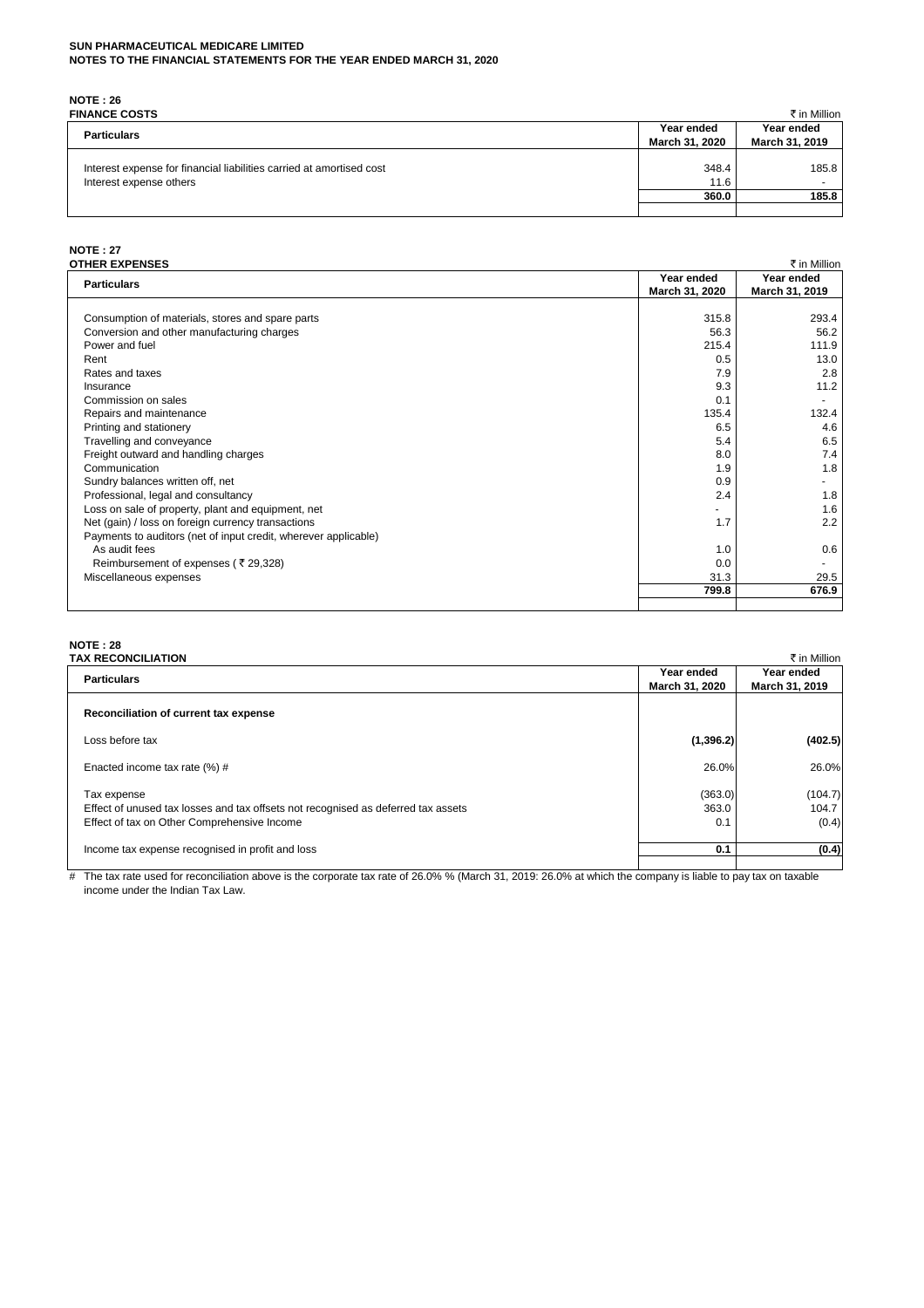**SUN PHARMACEUTICAL MEDICARE LIMITED**
**NOTES TO THE FINANCIAL STATEMENTS FOR THE YEAR ENDED MARCH 31, 2020**

## NOTE : 26
### FINANCE COSTS

₹ in Million

| Particulars | Year ended March 31, 2020 | Year ended March 31, 2019 |
|---|---|---|
| Interest expense for financial liabilities carried at amortised cost | 348.4 | 185.8 |
| Interest expense others | 11.6 | - |
| | **360.0** | **185.8** |

## NOTE : 27
### OTHER EXPENSES

₹ in Million

| Particulars | Year ended March 31, 2020 | Year ended March 31, 2019 |
|---|---|---|
| Consumption of materials, stores and spare parts | 315.8 | 293.4 |
| Conversion and other manufacturing charges | 56.3 | 56.2 |
| Power and fuel | 215.4 | 111.9 |
| Rent | 0.5 | 13.0 |
| Rates and taxes | 7.9 | 2.8 |
| Insurance | 9.3 | 11.2 |
| Commission on sales | 0.1 | - |
| Repairs and maintenance | 135.4 | 132.4 |
| Printing and stationery | 6.5 | 4.6 |
| Travelling and conveyance | 5.4 | 6.5 |
| Freight outward and handling charges | 8.0 | 7.4 |
| Communication | 1.9 | 1.8 |
| Sundry balances written off, net | 0.9 | - |
| Professional, legal and consultancy | 2.4 | 1.8 |
| Loss on sale of property, plant and equipment, net | - | 1.6 |
| Net (gain) / loss on foreign currency transactions | 1.7 | 2.2 |
| Payments to auditors (net of input credit, wherever applicable) | | |
| As audit fees | 1.0 | 0.6 |
| Reimbursement of expenses ( ₹ 29,328) | 0.0 | - |
| Miscellaneous expenses | 31.3 | 29.5 |
| | **799.8** | **676.9** |

## NOTE : 28
### TAX RECONCILIATION

₹ in Million

| Particulars | Year ended March 31, 2020 | Year ended March 31, 2019 |
|---|---|---|
| **Reconciliation of current tax expense** | | |
| Loss before tax | **(1,396.2)** | **(402.5)** |
| Enacted income tax rate (%) # | 26.0% | 26.0% |
| Tax expense | (363.0) | (104.7) |
| Effect of unused tax losses and tax offsets not recognised as deferred tax assets | 363.0 | 104.7 |
| Effect of tax on Other Comprehensive Income | 0.1 | (0.4) |
| Income tax expense recognised in profit and loss | **0.1** | **(0.4)** |

\# The tax rate used for reconciliation above is the corporate tax rate of 26.0% % (March 31, 2019: 26.0% at which the company is liable to pay tax on taxable income under the Indian Tax Law.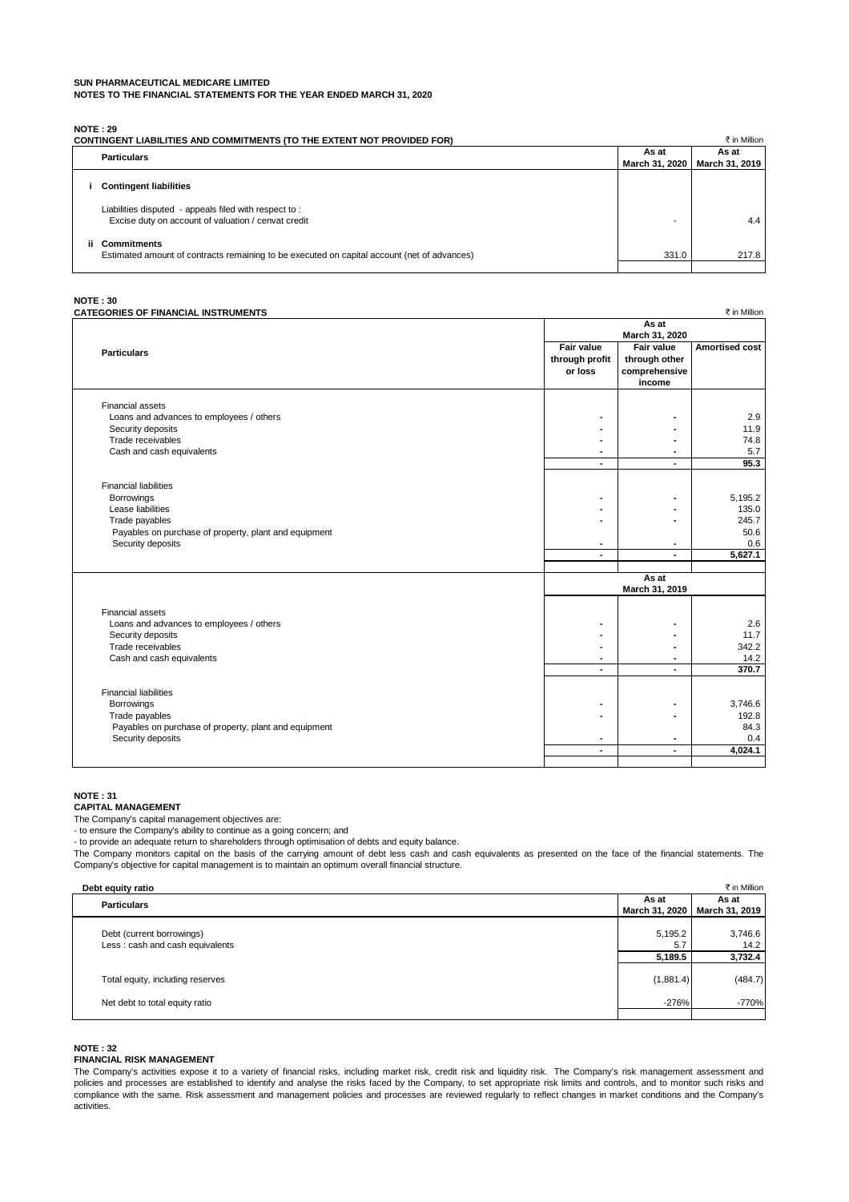**SUN PHARMACEUTICAL MEDICARE LIMITED**
**NOTES TO THE FINANCIAL STATEMENTS FOR THE YEAR ENDED MARCH 31, 2020**

**NOTE : 29**
**CONTINGENT LIABILITIES AND COMMITMENTS (TO THE EXTENT NOT PROVIDED FOR)**

₹ in Million

| Particulars | As at March 31, 2020 | As at March 31, 2019 |
|---|---|---|
| **i Contingent liabilities** | | |
| Liabilities disputed - appeals filed with respect to : Excise duty on account of valuation / cenvat credit | - | 4.4 |
| **ii Commitments** Estimated amount of contracts remaining to be executed on capital account (net of advances) | 331.0 | 217.8 |

**NOTE : 30**
**CATEGORIES OF FINANCIAL INSTRUMENTS**

₹ in Million

| Particulars | As at March 31, 2020 | | |
|---|---|---|---|
| | Fair value through profit or loss | Fair value through other comprehensive income | Amortised cost |
| Financial assets | | | |
| Loans and advances to employees / others | - | - | 2.9 |
| Security deposits | - | - | 11.9 |
| Trade receivables | - | - | 74.8 |
| Cash and cash equivalents | - | - | 5.7 |
| | - | - | **95.3** |
| Financial liabilities | | | |
| Borrowings | - | - | 5,195.2 |
| Lease liabilities | - | - | 135.0 |
| Trade payables | - | - | 245.7 |
| Payables on purchase of property, plant and equipment | | | 50.6 |
| Security deposits | - | - | 0.6 |
| | - | - | **5,627.1** |
| | **As at March 31, 2019** | | |
| Financial assets | | | |
| Loans and advances to employees / others | - | - | 2.6 |
| Security deposits | - | - | 11.7 |
| Trade receivables | - | - | 342.2 |
| Cash and cash equivalents | - | - | 14.2 |
| | - | - | **370.7** |
| Financial liabilities | | | |
| Borrowings | - | - | 3,746.6 |
| Trade payables | - | - | 192.8 |
| Payables on purchase of property, plant and equipment | | | 84.3 |
| Security deposits | - | - | 0.4 |
| | - | - | **4,024.1** |

**NOTE : 31**
**CAPITAL MANAGEMENT**

The Company's capital management objectives are:
- to ensure the Company's ability to continue as a going concern; and
- to provide an adequate return to shareholders through optimisation of debts and equity balance.

The Company monitors capital on the basis of the carrying amount of debt less cash and cash equivalents as presented on the face of the financial statements. The Company's objective for capital management is to maintain an optimum overall financial structure.

**Debt equity ratio**

₹ in Million

| Particulars | As at March 31, 2020 | As at March 31, 2019 |
|---|---|---|
| Debt (current borrowings) | 5,195.2 | 3,746.6 |
| Less : cash and cash equivalents | 5.7 | 14.2 |
| | **5,189.5** | **3,732.4** |
| Total equity, including reserves | (1,881.4) | (484.7) |
| Net debt to total equity ratio | -276% | -770% |

**NOTE : 32**
**FINANCIAL RISK MANAGEMENT**

The Company's activities expose it to a variety of financial risks, including market risk, credit risk and liquidity risk. The Company's risk management assessment and policies and processes are established to identify and analyse the risks faced by the Company, to set appropriate risk limits and controls, and to monitor such risks and compliance with the same. Risk assessment and management policies and processes are reviewed regularly to reflect changes in market conditions and the Company's activities.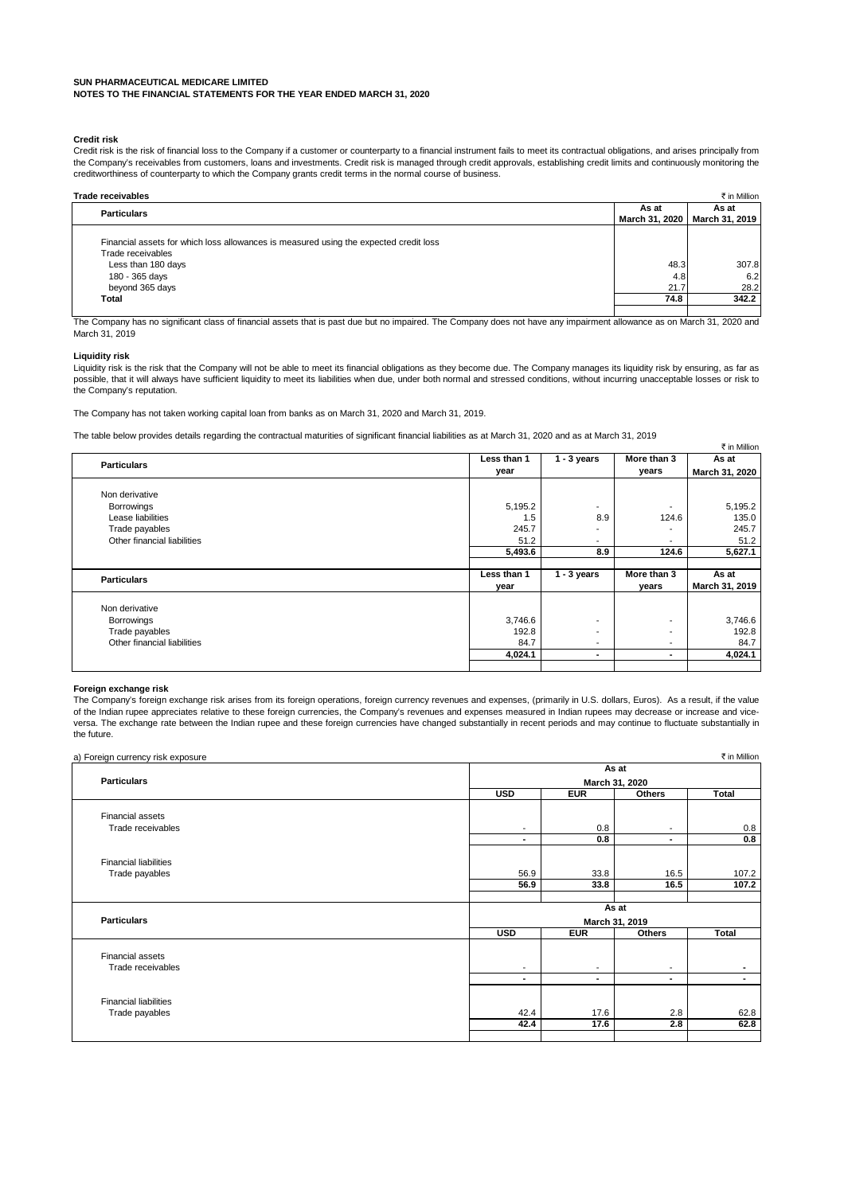**SUN PHARMACEUTICAL MEDICARE LIMITED**
**NOTES TO THE FINANCIAL STATEMENTS FOR THE YEAR ENDED MARCH 31, 2020**

**Credit risk**

Credit risk is the risk of financial loss to the Company if a customer or counterparty to a financial instrument fails to meet its contractual obligations, and arises principally from the Company's receivables from customers, loans and investments. Credit risk is managed through credit approvals, establishing credit limits and continuously monitoring the creditworthiness of counterparty to which the Company grants credit terms in the normal course of business.

**Trade receivables**

₹ in Million

| Particulars | As at March 31, 2020 | As at March 31, 2019 |
|---|---|---|
| Financial assets for which loss allowances is measured using the expected credit loss | | |
| Trade receivables | | |
| Less than 180 days | 48.3 | 307.8 |
| 180 - 365 days | 4.8 | 6.2 |
| beyond 365 days | 21.7 | 28.2 |
| **Total** | **74.8** | **342.2** |

The Company has no significant class of financial assets that is past due but no impaired. The Company does not have any impairment allowance as on March 31, 2020 and March 31, 2019

**Liquidity risk**

Liquidity risk is the risk that the Company will not be able to meet its financial obligations as they become due. The Company manages its liquidity risk by ensuring, as far as possible, that it will always have sufficient liquidity to meet its liabilities when due, under both normal and stressed conditions, without incurring unacceptable losses or risk to the Company's reputation.

The Company has not taken working capital loan from banks as on March 31, 2020 and March 31, 2019.

The table below provides details regarding the contractual maturities of significant financial liabilities as at March 31, 2020 and as at March 31, 2019

₹ in Million

| Particulars | Less than 1 year | 1 - 3 years | More than 3 years | As at March 31, 2020 |
|---|---|---|---|---|
| Non derivative | | | | |
| Borrowings | 5,195.2 | - | - | 5,195.2 |
| Lease liabilities | 1.5 | 8.9 | 124.6 | 135.0 |
| Trade payables | 245.7 | - | - | 245.7 |
| Other financial liabilities | 51.2 | - | - | 51.2 |
| | **5,493.6** | **8.9** | **124.6** | **5,627.1** |

| Particulars | Less than 1 year | 1 - 3 years | More than 3 years | As at March 31, 2019 |
|---|---|---|---|---|
| Non derivative | | | | |
| Borrowings | 3,746.6 | - | - | 3,746.6 |
| Trade payables | 192.8 | - | - | 192.8 |
| Other financial liabilities | 84.7 | - | - | 84.7 |
| | **4,024.1** | **-** | **-** | **4,024.1** |

**Foreign exchange risk**

The Company's foreign exchange risk arises from its foreign operations, foreign currency revenues and expenses, (primarily in U.S. dollars, Euros). As a result, if the value of the Indian rupee appreciates relative to these foreign currencies, the Company's revenues and expenses measured in Indian rupees may decrease or increase and vice-versa. The exchange rate between the Indian rupee and these foreign currencies have changed substantially in recent periods and may continue to fluctuate substantially in the future.

a) Foreign currency risk exposure

₹ in Million

| Particulars | As at March 31, 2020 | | | |
|---|---|---|---|---|
| | **USD** | **EUR** | **Others** | **Total** |
| Financial assets | | | | |
| Trade receivables | - | 0.8 | - | 0.8 |
| | **-** | **0.8** | **-** | **0.8** |
| Financial liabilities | | | | |
| Trade payables | 56.9 | 33.8 | 16.5 | 107.2 |
| | **56.9** | **33.8** | **16.5** | **107.2** |

| Particulars | As at March 31, 2019 | | | |
|---|---|---|---|---|
| | **USD** | **EUR** | **Others** | **Total** |
| Financial assets | | | | |
| Trade receivables | - | - | - | - |
| | **-** | **-** | **-** | **-** |
| Financial liabilities | | | | |
| Trade payables | 42.4 | 17.6 | 2.8 | 62.8 |
| | **42.4** | **17.6** | **2.8** | **62.8** |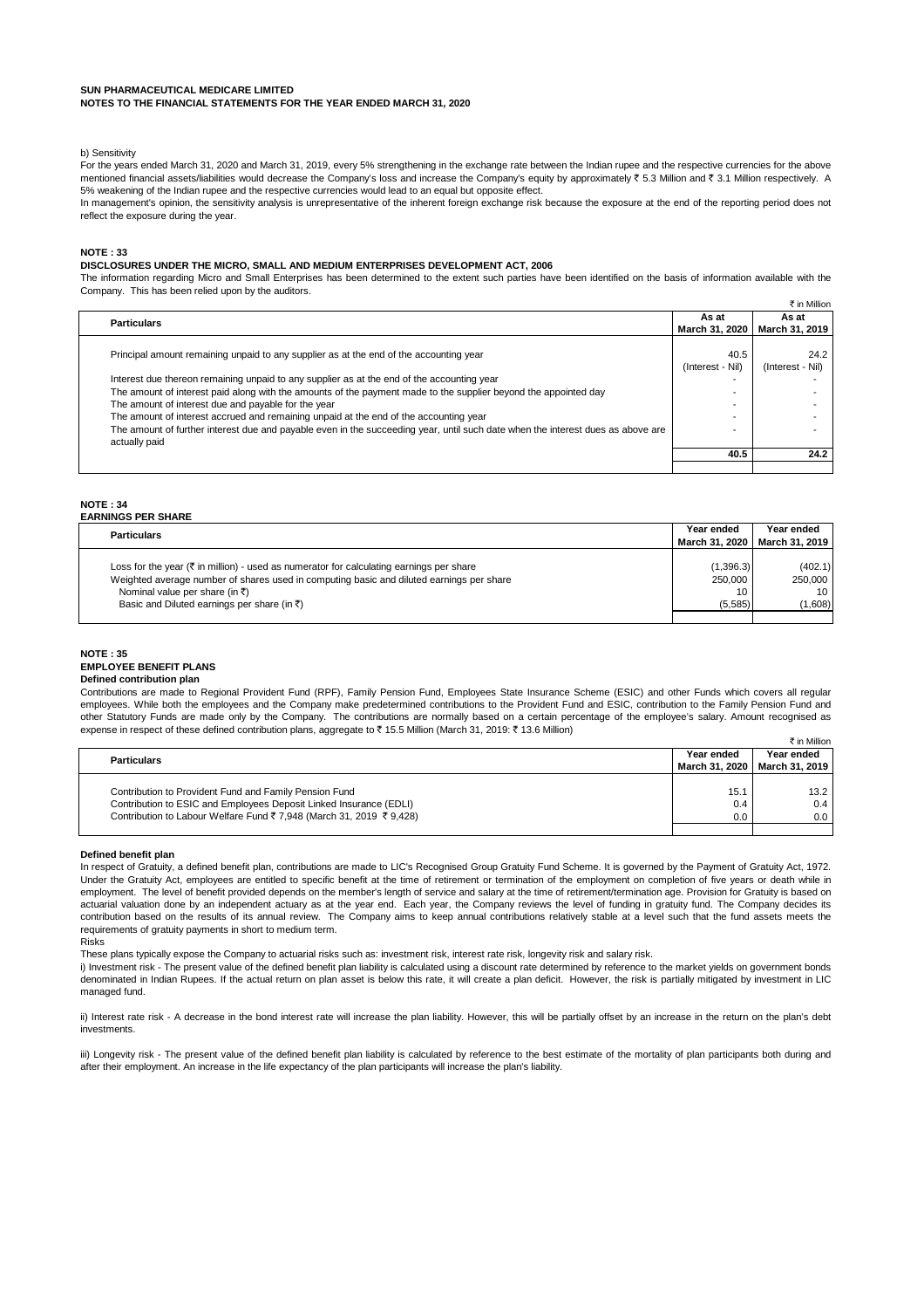b) Sensitivity

For the years ended March 31, 2020 and March 31, 2019, every 5% strengthening in the exchange rate between the Indian rupee and the respective currencies for the above mentioned financial assets/liabilities would decrease the Company's loss and increase the Company's equity by approximately ₹ 5.3 Million and ₹ 3.1 Million respectively. A 5% weakening of the Indian rupee and the respective currencies would lead to an equal but opposite effect.

In management's opinion, the sensitivity analysis is unrepresentative of the inherent foreign exchange risk because the exposure at the end of the reporting period does not reflect the exposure during the year.

## NOTE : 33

### DISCLOSURES UNDER THE MICRO, SMALL AND MEDIUM ENTERPRISES DEVELOPMENT ACT, 2006

The information regarding Micro and Small Enterprises has been determined to the extent such parties have been identified on the basis of information available with the Company. This has been relied upon by the auditors.

₹ in Million

| Particulars | As at March 31, 2020 | As at March 31, 2019 |
|---|---|---|
| Principal amount remaining unpaid to any supplier as at the end of the accounting year | 40.5 (Interest - Nil) | 24.2 (Interest - Nil) |
| Interest due thereon remaining unpaid to any supplier as at the end of the accounting year | - | - |
| The amount of interest paid along with the amounts of the payment made to the supplier beyond the appointed day | - | - |
| The amount of interest due and payable for the year | - | - |
| The amount of interest accrued and remaining unpaid at the end of the accounting year | - | - |
| The amount of further interest due and payable even in the succeeding year, until such date when the interest dues as above are actually paid | - | - |
| | **40.5** | **24.2** |

## NOTE : 34

### EARNINGS PER SHARE

| Particulars | Year ended March 31, 2020 | Year ended March 31, 2019 |
|---|---|---|
| Loss for the year (₹ in million) - used as numerator for calculating earnings per share | (1,396.3) | (402.1) |
| Weighted average number of shares used in computing basic and diluted earnings per share | 250,000 | 250,000 |
| Nominal value per share (in ₹) | 10 | 10 |
| Basic and Diluted earnings per share (in ₹) | (5,585) | (1,608) |

## NOTE : 35

### EMPLOYEE BENEFIT PLANS

**Defined contribution plan**

Contributions are made to Regional Provident Fund (RPF), Family Pension Fund, Employees State Insurance Scheme (ESIC) and other Funds which covers all regular employees. While both the employees and the Company make predetermined contributions to the Provident Fund and ESIC, contribution to the Family Pension Fund and other Statutory Funds are made only by the Company. The contributions are normally based on a certain percentage of the employee's salary. Amount recognised as expense in respect of these defined contribution plans, aggregate to ₹ 15.5 Million (March 31, 2019: ₹ 13.6 Million)

₹ in Million

| Particulars | Year ended March 31, 2020 | Year ended March 31, 2019 |
|---|---|---|
| Contribution to Provident Fund and Family Pension Fund | 15.1 | 13.2 |
| Contribution to ESIC and Employees Deposit Linked Insurance (EDLI) | 0.4 | 0.4 |
| Contribution to Labour Welfare Fund ₹ 7,948 (March 31, 2019 ₹ 9,428) | 0.0 | 0.0 |

**Defined benefit plan**

In respect of Gratuity, a defined benefit plan, contributions are made to LIC's Recognised Group Gratuity Fund Scheme. It is governed by the Payment of Gratuity Act, 1972. Under the Gratuity Act, employees are entitled to specific benefit at the time of retirement or termination of the employment on completion of five years or death while in employment. The level of benefit provided depends on the member's length of service and salary at the time of retirement/termination age. Provision for Gratuity is based on actuarial valuation done by an independent actuary as at the year end. Each year, the Company reviews the level of funding in gratuity fund. The Company decides its contribution based on the results of its annual review. The Company aims to keep annual contributions relatively stable at a level such that the fund assets meets the requirements of gratuity payments in short to medium term.

Risks

These plans typically expose the Company to actuarial risks such as: investment risk, interest rate risk, longevity risk and salary risk.

i) Investment risk - The present value of the defined benefit plan liability is calculated using a discount rate determined by reference to the market yields on government bonds denominated in Indian Rupees. If the actual return on plan asset is below this rate, it will create a plan deficit. However, the risk is partially mitigated by investment in LIC managed fund.

ii) Interest rate risk - A decrease in the bond interest rate will increase the plan liability. However, this will be partially offset by an increase in the return on the plan's debt investments.

iii) Longevity risk - The present value of the defined benefit plan liability is calculated by reference to the best estimate of the mortality of plan participants both during and after their employment. An increase in the life expectancy of the plan participants will increase the plan's liability.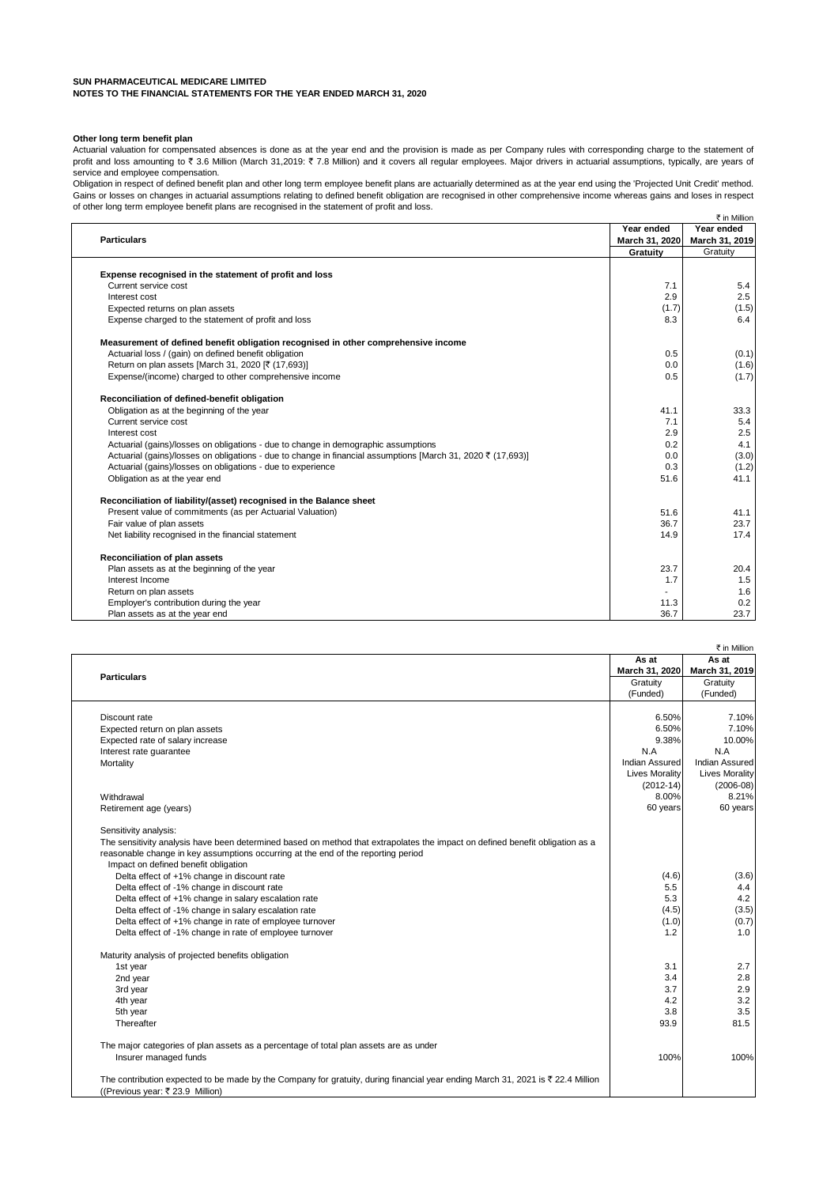**SUN PHARMACEUTICAL MEDICARE LIMITED**
**NOTES TO THE FINANCIAL STATEMENTS FOR THE YEAR ENDED MARCH 31, 2020**

**Other long term benefit plan**

Actuarial valuation for compensated absences is done as at the year end and the provision is made as per Company rules with corresponding charge to the statement of profit and loss amounting to ₹ 3.6 Million (March 31,2019: ₹ 7.8 Million) and it covers all regular employees. Major drivers in actuarial assumptions, typically, are years of service and employee compensation.

Obligation in respect of defined benefit plan and other long term employee benefit plans are actuarially determined as at the year end using the 'Projected Unit Credit' method. Gains or losses on changes in actuarial assumptions relating to defined benefit obligation are recognised in other comprehensive income whereas gains and loses in respect of other long term employee benefit plans are recognised in the statement of profit and loss.

₹ in Million

| Particulars | Year ended March 31, 2020 Gratuity | Year ended March 31, 2019 Gratuity |
|---|---|---|
| **Expense recognised in the statement of profit and loss** | | |
| Current service cost | 7.1 | 5.4 |
| Interest cost | 2.9 | 2.5 |
| Expected returns on plan assets | (1.7) | (1.5) |
| Expense charged to the statement of profit and loss | 8.3 | 6.4 |
| **Measurement of defined benefit obligation recognised in other comprehensive income** | | |
| Actuarial loss / (gain) on defined benefit obligation | 0.5 | (0.1) |
| Return on plan assets [March 31, 2020 [₹ (17,693)] | 0.0 | (1.6) |
| Expense/(income) charged to other comprehensive income | 0.5 | (1.7) |
| **Reconciliation of defined-benefit obligation** | | |
| Obligation as at the beginning of the year | 41.1 | 33.3 |
| Current service cost | 7.1 | 5.4 |
| Interest cost | 2.9 | 2.5 |
| Actuarial (gains)/losses on obligations - due to change in demographic assumptions | 0.2 | 4.1 |
| Actuarial (gains)/losses on obligations - due to change in financial assumptions [March 31, 2020 ₹ (17,693)] | 0.0 | (3.0) |
| Actuarial (gains)/losses on obligations - due to experience | 0.3 | (1.2) |
| Obligation as at the year end | 51.6 | 41.1 |
| **Reconciliation of liability/(asset) recognised in the Balance sheet** | | |
| Present value of commitments (as per Actuarial Valuation) | 51.6 | 41.1 |
| Fair value of plan assets | 36.7 | 23.7 |
| Net liability recognised in the financial statement | 14.9 | 17.4 |
| **Reconciliation of plan assets** | | |
| Plan assets as at the beginning of the year | 23.7 | 20.4 |
| Interest Income | 1.7 | 1.5 |
| Return on plan assets | - | 1.6 |
| Employer's contribution during the year | 11.3 | 0.2 |
| Plan assets as at the year end | 36.7 | 23.7 |

₹ in Million

| Particulars | As at March 31, 2020 Gratuity (Funded) | As at March 31, 2019 Gratuity (Funded) |
|---|---|---|
| Discount rate | 6.50% | 7.10% |
| Expected return on plan assets | 6.50% | 7.10% |
| Expected rate of salary increase | 9.38% | 10.00% |
| Interest rate guarantee | N.A | N.A |
| Mortality | Indian Assured Lives Morality (2012-14) | Indian Assured Lives Morality (2006-08) |
| Withdrawal | 8.00% | 8.21% |
| Retirement age (years) | 60 years | 60 years |
| Sensitivity analysis: | | |
| The sensitivity analysis have been determined based on method that extrapolates the impact on defined benefit obligation as a reasonable change in key assumptions occurring at the end of the reporting period | | |
| Impact on defined benefit obligation | | |
| Delta effect of +1% change in discount rate | (4.6) | (3.6) |
| Delta effect of -1% change in discount rate | 5.5 | 4.4 |
| Delta effect of +1% change in salary escalation rate | 5.3 | 4.2 |
| Delta effect of -1% change in salary escalation rate | (4.5) | (3.5) |
| Delta effect of +1% change in rate of employee turnover | (1.0) | (0.7) |
| Delta effect of -1% change in rate of employee turnover | 1.2 | 1.0 |
| Maturity analysis of projected benefits obligation | | |
| 1st year | 3.1 | 2.7 |
| 2nd year | 3.4 | 2.8 |
| 3rd year | 3.7 | 2.9 |
| 4th year | 4.2 | 3.2 |
| 5th year | 3.8 | 3.5 |
| Thereafter | 93.9 | 81.5 |
| The major categories of plan assets as a percentage of total plan assets are as under | | |
| Insurer managed funds | 100% | 100% |
| The contribution expected to be made by the Company for gratuity, during financial year ending March 31, 2021 is ₹ 22.4 Million ((Previous year: ₹ 23.9 Million) | | |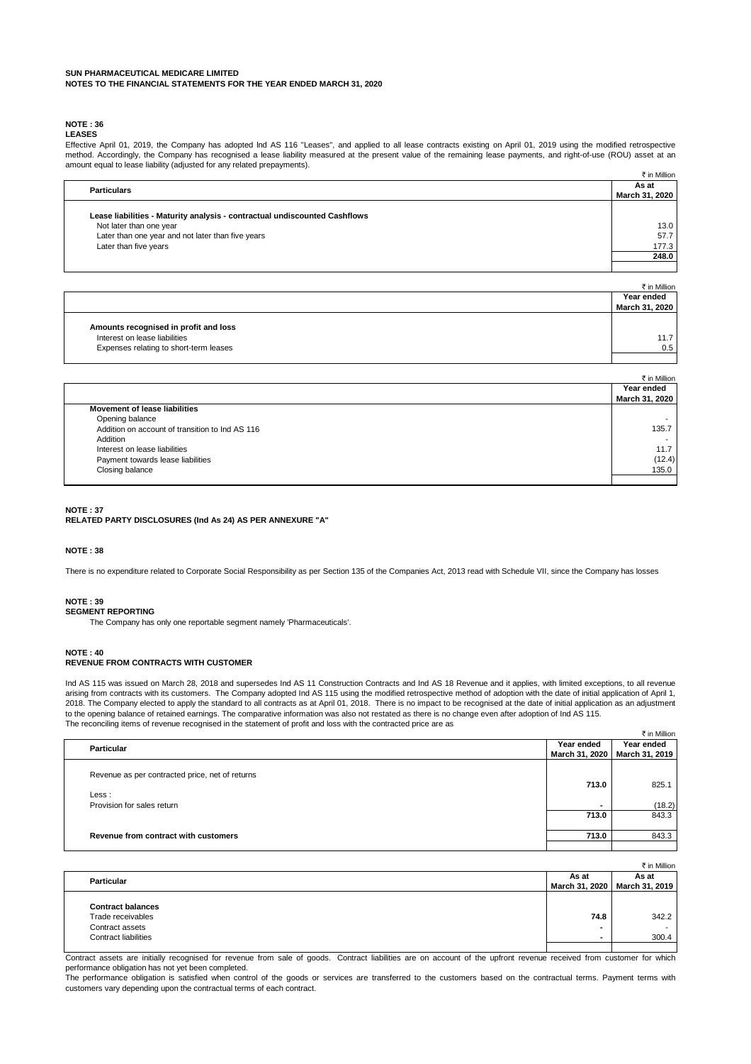**SUN PHARMACEUTICAL MEDICARE LIMITED**
**NOTES TO THE FINANCIAL STATEMENTS FOR THE YEAR ENDED MARCH 31, 2020**

## NOTE : 36
### LEASES

Effective April 01, 2019, the Company has adopted Ind AS 116 "Leases", and applied to all lease contracts existing on April 01, 2019 using the modified retrospective method. Accordingly, the Company has recognised a lease liability measured at the present value of the remaining lease payments, and right-of-use (ROU) asset at an amount equal to lease liability (adjusted for any related prepayments).

₹ in Million

| Particulars | As at March 31, 2020 |
|---|---|
| **Lease liabilities - Maturity analysis - contractual undiscounted Cashflows** | |
| Not later than one year | 13.0 |
| Later than one year and not later than five years | 57.7 |
| Later than five years | 177.3 |
| | **248.0** |

₹ in Million

| | Year ended March 31, 2020 |
|---|---|
| **Amounts recognised in profit and loss** | |
| Interest on lease liabilities | 11.7 |
| Expenses relating to short-term leases | 0.5 |

₹ in Million

| | Year ended March 31, 2020 |
|---|---|
| **Movement of lease liabilities** | |
| Opening balance | - |
| Addition on account of transition to Ind AS 116 | 135.7 |
| Addition | - |
| Interest on lease liabilities | 11.7 |
| Payment towards lease liabilities | (12.4) |
| Closing balance | 135.0 |

## NOTE : 37
### RELATED PARTY DISCLOSURES (Ind As 24) AS PER ANNEXURE "A"

## NOTE : 38

There is no expenditure related to Corporate Social Responsibility as per Section 135 of the Companies Act, 2013 read with Schedule VII, since the Company has losses

## NOTE : 39
### SEGMENT REPORTING

The Company has only one reportable segment namely 'Pharmaceuticals'.

## NOTE : 40
### REVENUE FROM CONTRACTS WITH CUSTOMER

Ind AS 115 was issued on March 28, 2018 and supersedes Ind AS 11 Construction Contracts and Ind AS 18 Revenue and it applies, with limited exceptions, to all revenue arising from contracts with its customers. The Company adopted Ind AS 115 using the modified retrospective method of adoption with the date of initial application of April 1, 2018. The Company elected to apply the standard to all contracts as at April 01, 2018. There is no impact to be recognised at the date of initial application as an adjustment to the opening balance of retained earnings. The comparative information was also not restated as there is no change even after adoption of Ind AS 115.
The reconciling items of revenue recognised in the statement of profit and loss with the contracted price are as

₹ in Million

| Particular | Year ended March 31, 2020 | Year ended March 31, 2019 |
|---|---|---|
| Revenue as per contracted price, net of returns | **713.0** | 825.1 |
| Less : | | |
| Provision for sales return | - | (18.2) |
| | **713.0** | 843.3 |
| **Revenue from contract with customers** | **713.0** | 843.3 |

₹ in Million

| Particular | As at March 31, 2020 | As at March 31, 2019 |
|---|---|---|
| **Contract balances** | | |
| Trade receivables | **74.8** | 342.2 |
| Contract assets | - | - |
| Contract liabilities | - | 300.4 |

Contract assets are initially recognised for revenue from sale of goods. Contract liabilities are on account of the upfront revenue received from customer for which performance obligation has not yet been completed.
The performance obligation is satisfied when control of the goods or services are transferred to the customers based on the contractual terms. Payment terms with customers vary depending upon the contractual terms of each contract.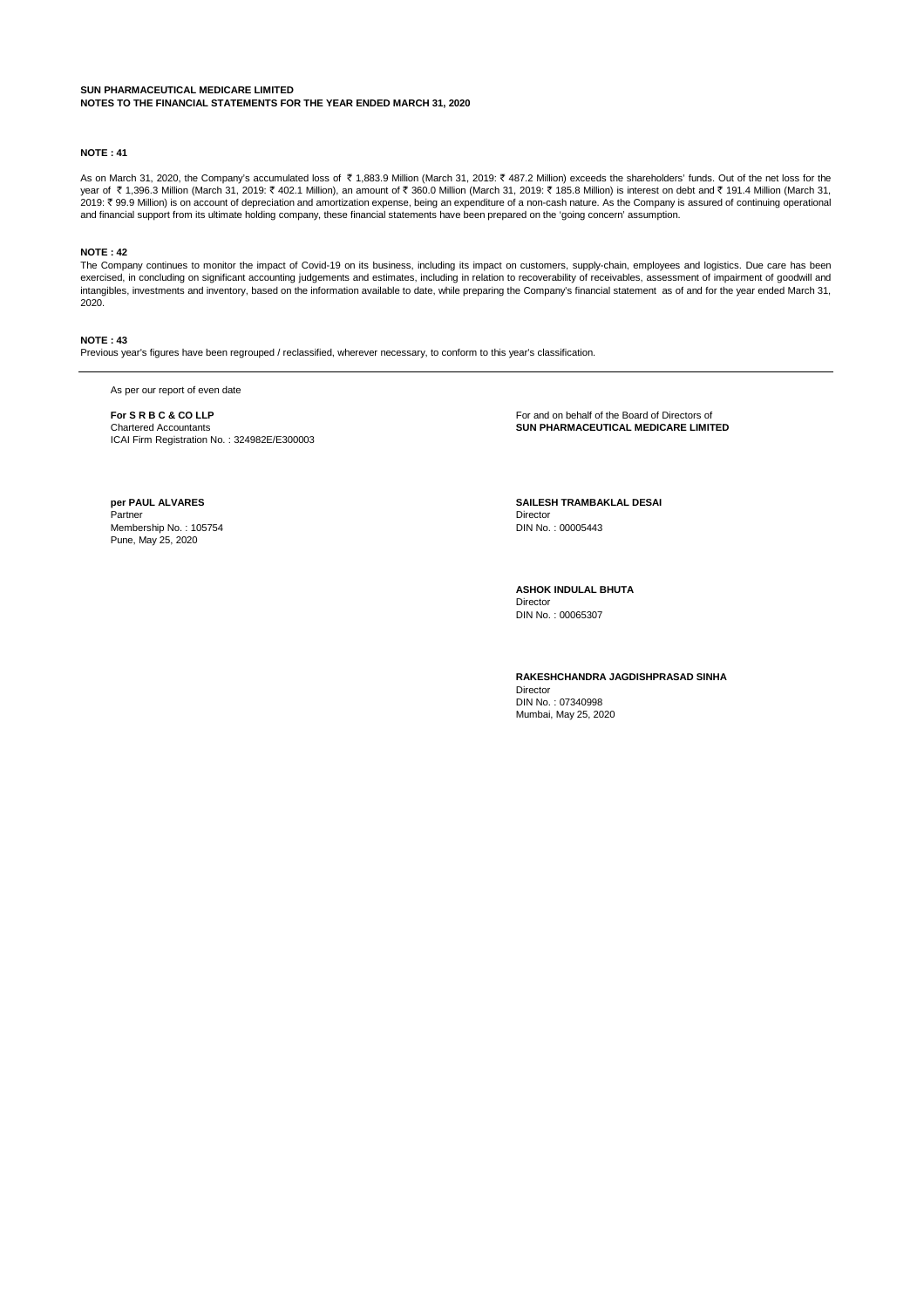**SUN PHARMACEUTICAL MEDICARE LIMITED**
**NOTES TO THE FINANCIAL STATEMENTS FOR THE YEAR ENDED MARCH 31, 2020**

**NOTE : 41**

As on March 31, 2020, the Company's accumulated loss of ₹ 1,883.9 Million (March 31, 2019: ₹ 487.2 Million) exceeds the shareholders' funds. Out of the net loss for the year of ₹ 1,396.3 Million (March 31, 2019: ₹ 402.1 Million), an amount of ₹ 360.0 Million (March 31, 2019: ₹ 185.8 Million) is interest on debt and ₹ 191.4 Million (March 31, 2019: ₹ 99.9 Million) is on account of depreciation and amortization expense, being an expenditure of a non-cash nature. As the Company is assured of continuing operational and financial support from its ultimate holding company, these financial statements have been prepared on the 'going concern' assumption.

**NOTE : 42**

The Company continues to monitor the impact of Covid-19 on its business, including its impact on customers, supply-chain, employees and logistics. Due care has been exercised, in concluding on significant accounting judgements and estimates, including in relation to recoverability of receivables, assessment of impairment of goodwill and intangibles, investments and inventory, based on the information available to date, while preparing the Company's financial statement as of and for the year ended March 31, 2020.

**NOTE : 43**

Previous year's figures have been regrouped / reclassified, wherever necessary, to conform to this year's classification.

---

As per our report of even date

**For S R B C & CO LLP**
Chartered Accountants
ICAI Firm Registration No. : 324982E/E300003

**per PAUL ALVARES**
Partner
Membership No. : 105754
Pune, May 25, 2020

For and on behalf of the Board of Directors of
**SUN PHARMACEUTICAL MEDICARE LIMITED**

**SAILESH TRAMBAKLAL DESAI**
Director
DIN No. : 00005443

**ASHOK INDULAL BHUTA**
Director
DIN No. : 00065307

**RAKESHCHANDRA JAGDISHPRASAD SINHA**
Director
DIN No. : 07340998
Mumbai, May 25, 2020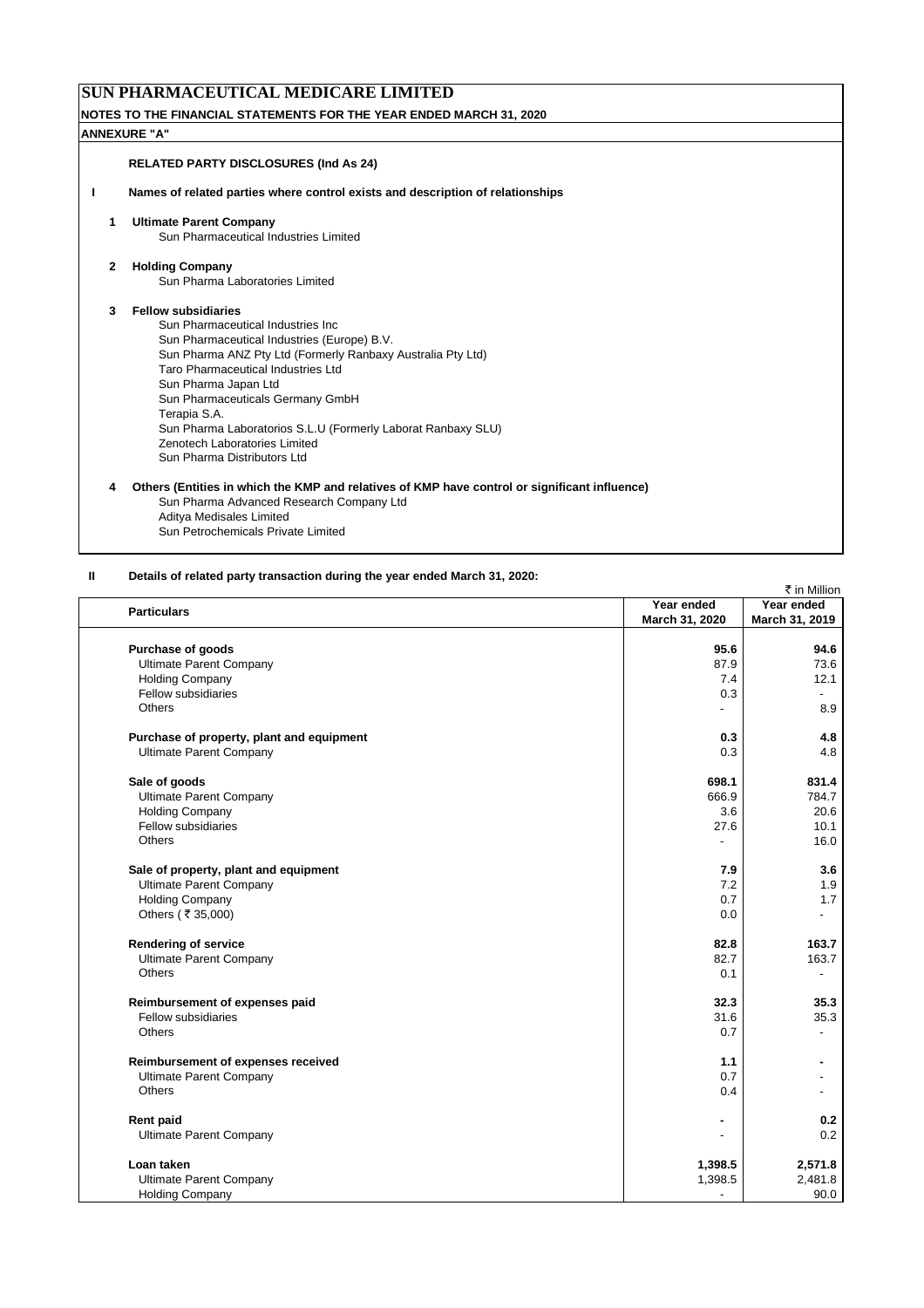# SUN PHARMACEUTICAL MEDICARE LIMITED

**NOTES TO THE FINANCIAL STATEMENTS FOR THE YEAR ENDED MARCH 31, 2020**

**ANNEXURE "A"**

**RELATED PARTY DISCLOSURES (Ind As 24)**

**I Names of related parties where control exists and description of relationships**

**1 Ultimate Parent Company**
Sun Pharmaceutical Industries Limited

**2 Holding Company**
Sun Pharma Laboratories Limited

**3 Fellow subsidiaries**
Sun Pharmaceutical Industries Inc
Sun Pharmaceutical Industries (Europe) B.V.
Sun Pharma ANZ Pty Ltd (Formerly Ranbaxy Australia Pty Ltd)
Taro Pharmaceutical Industries Ltd
Sun Pharma Japan Ltd
Sun Pharmaceuticals Germany GmbH
Terapia S.A.
Sun Pharma Laboratorios S.L.U (Formerly Laborat Ranbaxy SLU)
Zenotech Laboratories Limited
Sun Pharma Distributors Ltd

**4 Others (Entities in which the KMP and relatives of KMP have control or significant influence)**
Sun Pharma Advanced Research Company Ltd
Aditya Medisales Limited
Sun Petrochemicals Private Limited

**II Details of related party transaction during the year ended March 31, 2020:**

₹ in Million

| Particulars | Year ended March 31, 2020 | Year ended March 31, 2019 |
|---|---|---|
| **Purchase of goods** | **95.6** | **94.6** |
| Ultimate Parent Company | 87.9 | 73.6 |
| Holding Company | 7.4 | 12.1 |
| Fellow subsidiaries | 0.3 | - |
| Others | - | 8.9 |
| **Purchase of property, plant and equipment** | **0.3** | **4.8** |
| Ultimate Parent Company | 0.3 | 4.8 |
| **Sale of goods** | **698.1** | **831.4** |
| Ultimate Parent Company | 666.9 | 784.7 |
| Holding Company | 3.6 | 20.6 |
| Fellow subsidiaries | 27.6 | 10.1 |
| Others | - | 16.0 |
| **Sale of property, plant and equipment** | **7.9** | **3.6** |
| Ultimate Parent Company | 7.2 | 1.9 |
| Holding Company | 0.7 | 1.7 |
| Others ( ₹ 35,000) | 0.0 | - |
| **Rendering of service** | **82.8** | **163.7** |
| Ultimate Parent Company | 82.7 | 163.7 |
| Others | 0.1 | - |
| **Reimbursement of expenses paid** | **32.3** | **35.3** |
| Fellow subsidiaries | 31.6 | 35.3 |
| Others | 0.7 | - |
| **Reimbursement of expenses received** | **1.1** | **-** |
| Ultimate Parent Company | 0.7 | - |
| Others | 0.4 | - |
| **Rent paid** | **-** | **0.2** |
| Ultimate Parent Company | - | 0.2 |
| **Loan taken** | **1,398.5** | **2,571.8** |
| Ultimate Parent Company | 1,398.5 | 2,481.8 |
| Holding Company | - | 90.0 |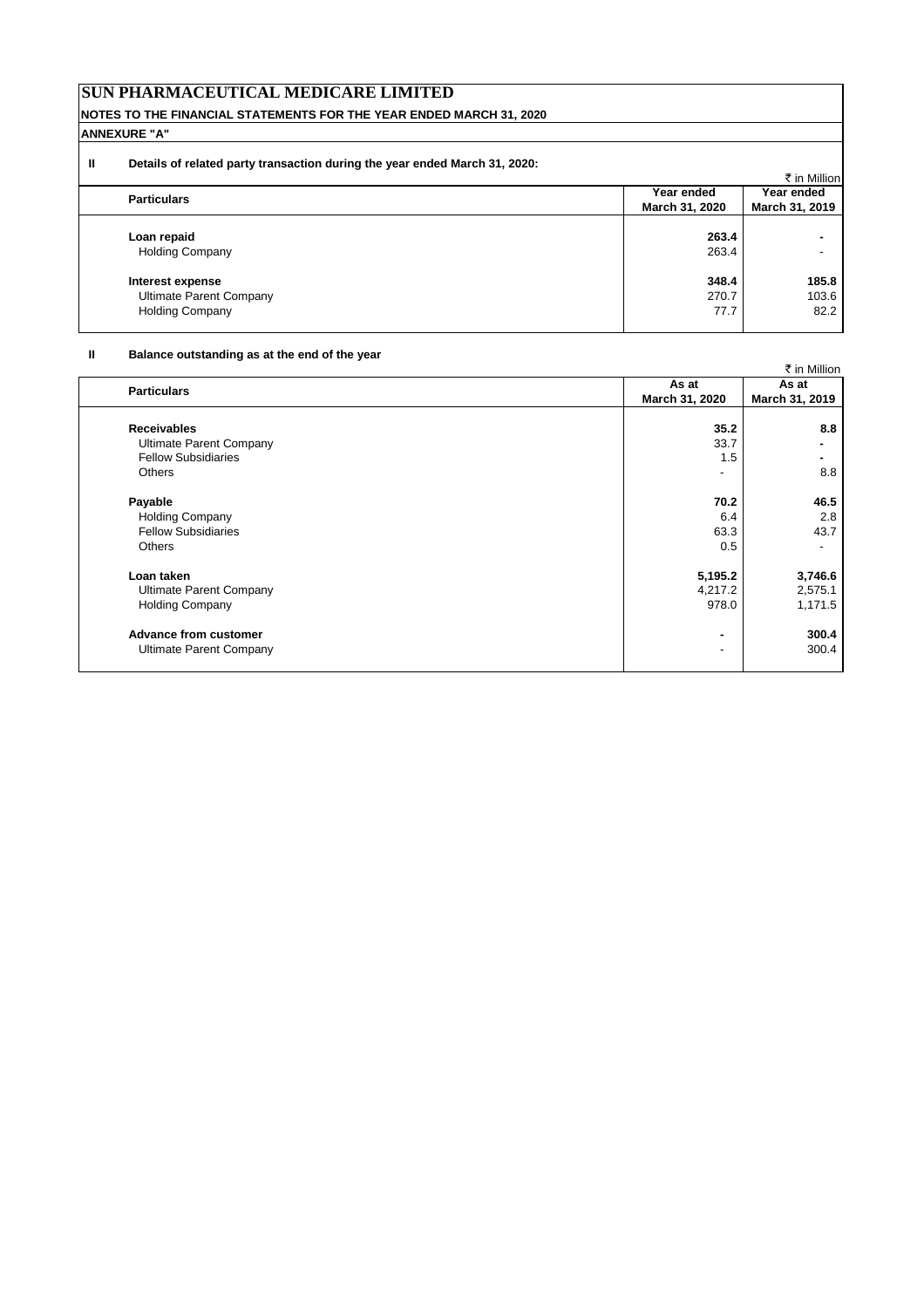# SUN PHARMACEUTICAL MEDICARE LIMITED

**NOTES TO THE FINANCIAL STATEMENTS FOR THE YEAR ENDED MARCH 31, 2020**

**ANNEXURE "A"**

**II Details of related party transaction during the year ended March 31, 2020:**

₹ in Million

| Particulars | Year ended March 31, 2020 | Year ended March 31, 2019 |
|---|---|---|
| **Loan repaid** | **263.4** | **-** |
| Holding Company | 263.4 | - |
| **Interest expense** | **348.4** | **185.8** |
| Ultimate Parent Company | 270.7 | 103.6 |
| Holding Company | 77.7 | 82.2 |

**II Balance outstanding as at the end of the year**

₹ in Million

| Particulars | As at March 31, 2020 | As at March 31, 2019 |
|---|---|---|
| **Receivables** | **35.2** | **8.8** |
| Ultimate Parent Company | 33.7 | **-** |
| Fellow Subsidiaries | 1.5 | **-** |
| Others | - | 8.8 |
| **Payable** | **70.2** | **46.5** |
| Holding Company | 6.4 | 2.8 |
| Fellow Subsidiaries | 63.3 | 43.7 |
| Others | 0.5 | - |
| **Loan taken** | **5,195.2** | **3,746.6** |
| Ultimate Parent Company | 4,217.2 | 2,575.1 |
| Holding Company | 978.0 | 1,171.5 |
| **Advance from customer** | **-** | **300.4** |
| Ultimate Parent Company | - | 300.4 |